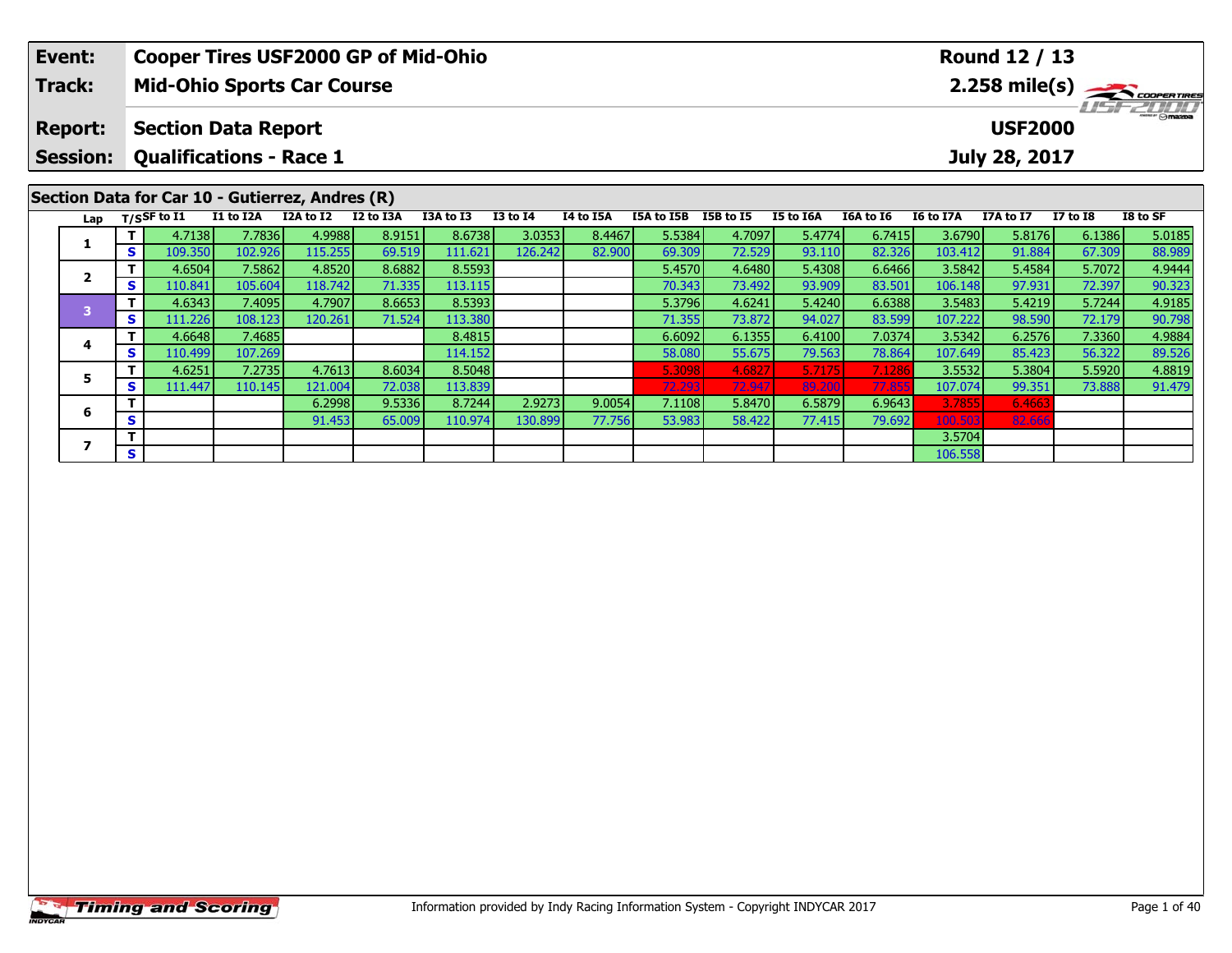| **Event:** | **Cooper Tires USF2000 GP of Mid-Ohio** | **Round 12 / 13** |
|---|---|---|
| **Track:** | **Mid-Ohio Sports Car Course** | **2.258 mile(s)** |
| **Report:** | **Section Data Report** | **USF2000** |
| **Session:** | **Qualifications - Race 1** | **July 28, 2017** |

## Section Data for Car 10 - Gutierrez, Andres (R)

| Lap | T/S | SF to I1 | I1 to I2A | I2A to I2 | I2 to I3A | I3A to I3 | I3 to I4 | I4 to I5A | I5A to I5B | I5B to I5 | I5 to I6A | I6A to I6 | I6 to I7A | I7A to I7 | I7 to I8 | I8 to SF |
|---|---|---|---|---|---|---|---|---|---|---|---|---|---|---|---|---|
| 1 | T | 4.7138 | 7.7836 | 4.9988 | 8.9151 | 8.6738 | 3.0353 | 8.4467 | 5.5384 | 4.7097 | 5.4774 | 6.7415 | 3.6790 | 5.8176 | 6.1386 | 5.0185 |
| | S | 109.350 | 102.926 | 115.255 | 69.519 | 111.621 | 126.242 | 82.900 | 69.309 | 72.529 | 93.110 | 82.326 | 103.412 | 91.884 | 67.309 | 88.989 |
| 2 | T | 4.6504 | 7.5862 | 4.8520 | 8.6882 | 8.5593 | | | 5.4570 | 4.6480 | 5.4308 | 6.6466 | 3.5842 | 5.4584 | 5.7072 | 4.9444 |
| | S | 110.841 | 105.604 | 118.742 | 71.335 | 113.115 | | | 70.343 | 73.492 | 93.909 | 83.501 | 106.148 | 97.931 | 72.397 | 90.323 |
| 3 | T | 4.6343 | 7.4095 | 4.7907 | 8.6653 | 8.5393 | | | 5.3796 | 4.6241 | 5.4240 | 6.6388 | 3.5483 | 5.4219 | 5.7244 | 4.9185 |
| | S | 111.226 | 108.123 | 120.261 | 71.524 | 113.380 | | | 71.355 | 73.872 | 94.027 | 83.599 | 107.222 | 98.590 | 72.179 | 90.798 |
| 4 | T | 4.6648 | 7.4685 | | | 8.4815 | | | 6.6092 | 6.1355 | 6.4100 | 7.0374 | 3.5342 | 6.2576 | 7.3360 | 4.9884 |
| | S | 110.499 | 107.269 | | | 114.152 | | | 58.080 | 55.675 | 79.563 | 78.864 | 107.649 | 85.423 | 56.322 | 89.526 |
| 5 | T | 4.6251 | 7.2735 | 4.7613 | 8.6034 | 8.5048 | | | 5.3098 | 4.6827 | 5.7175 | 7.1286 | 3.5532 | 5.3804 | 5.5920 | 4.8819 |
| | S | 111.447 | 110.145 | 121.004 | 72.038 | 113.839 | | | 72.293 | 72.947 | 89.200 | 77.855 | 107.074 | 99.351 | 73.888 | 91.479 |
| 6 | T | | | 6.2998 | 9.5336 | 8.7244 | 2.9273 | 9.0054 | 7.1108 | 5.8470 | 6.5879 | 6.9643 | 3.7855 | 6.4663 | | |
| | S | | | 91.453 | 65.009 | 110.974 | 130.899 | 77.756 | 53.983 | 58.422 | 77.415 | 79.692 | 100.503 | 82.666 | | |
| 7 | T | | | | | | | | | | | | 3.5704 | | | |
| | S | | | | | | | | | | | | 106.558 | | | |

Information provided by Indy Racing Information System - Copyright INDYCAR 2017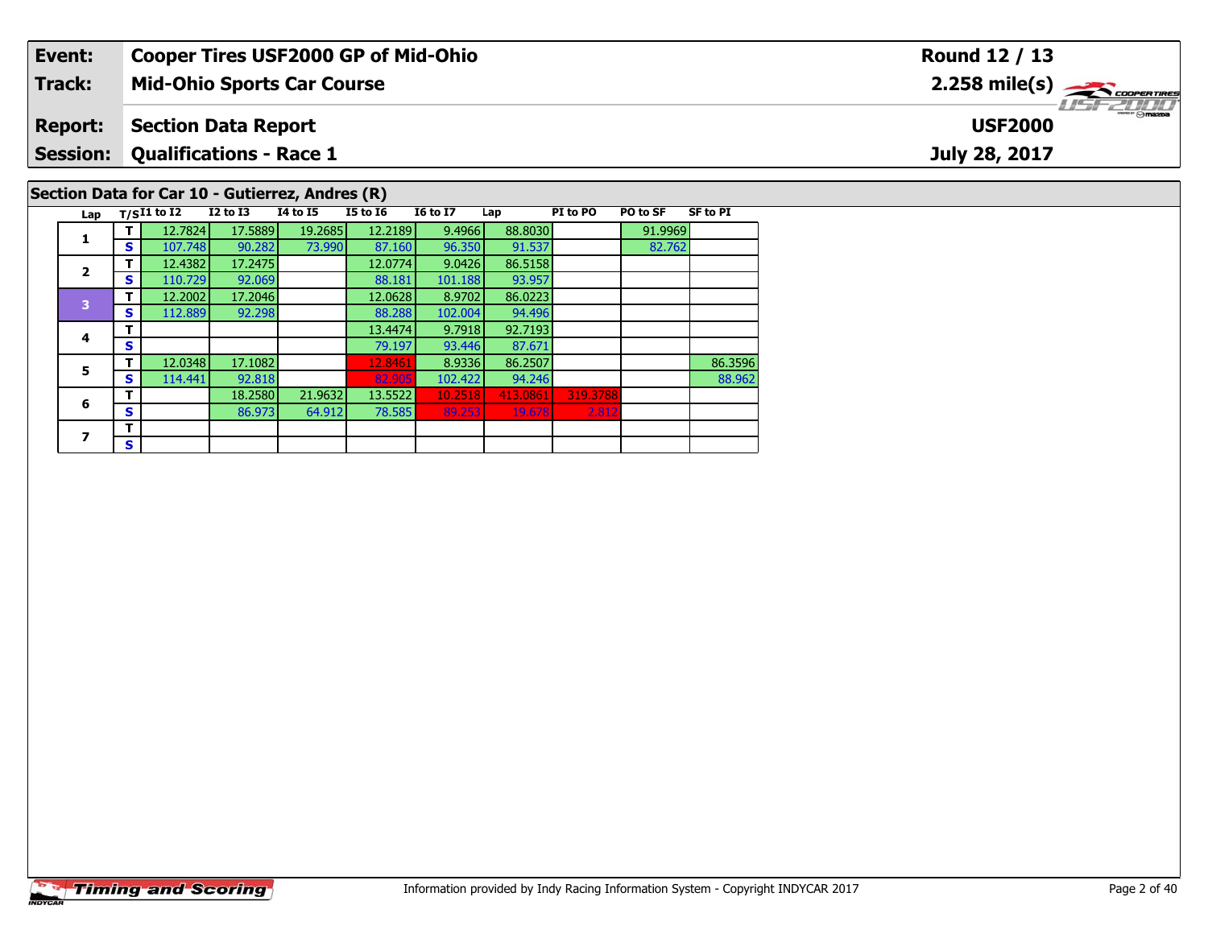| Event: | Cooper Tires USF2000 GP of Mid-Ohio | Round 12 / 13 |
|---|---|---|
| Track: | Mid-Ohio Sports Car Course | 2.258 mile(s) |
| Report: | Section Data Report | USF2000 |
| Session: | Qualifications - Race 1 | July 28, 2017 |

## Section Data for Car 10 - Gutierrez, Andres (R)

| Lap | T/S | I1 to I2 | I2 to I3 | I4 to I5 | I5 to I6 | I6 to I7 | Lap | PI to PO | PO to SF | SF to PI |
|---|---|---|---|---|---|---|---|---|---|---|
| 1 | T | 12.7824 | 17.5889 | 19.2685 | 12.2189 | 9.4966 | 88.8030 | | 91.9969 | |
| | S | 107.748 | 90.282 | 73.990 | 87.160 | 96.350 | 91.537 | | 82.762 | |
| 2 | T | 12.4382 | 17.2475 | | 12.0774 | 9.0426 | 86.5158 | | | |
| | S | 110.729 | 92.069 | | 88.181 | 101.188 | 93.957 | | | |
| 3 | T | 12.2002 | 17.2046 | | 12.0628 | 8.9702 | 86.0223 | | | |
| | S | 112.889 | 92.298 | | 88.288 | 102.004 | 94.496 | | | |
| 4 | T | | | | 13.4474 | 9.7918 | 92.7193 | | | |
| | S | | | | 79.197 | 93.446 | 87.671 | | | |
| 5 | T | 12.0348 | 17.1082 | | 12.8461 | 8.9336 | 86.2507 | | | 86.3596 |
| | S | 114.441 | 92.818 | | 82.905 | 102.422 | 94.246 | | | 88.962 |
| 6 | T | | 18.2580 | 21.9632 | 13.5522 | 10.2518 | 413.0861 | 319.3788 | | |
| | S | | 86.973 | 64.912 | 78.585 | 89.253 | 19.678 | 2.812 | | |
| 7 | T | | | | | | | | | |
| | S | | | | | | | | | |

Information provided by Indy Racing Information System - Copyright INDYCAR 2017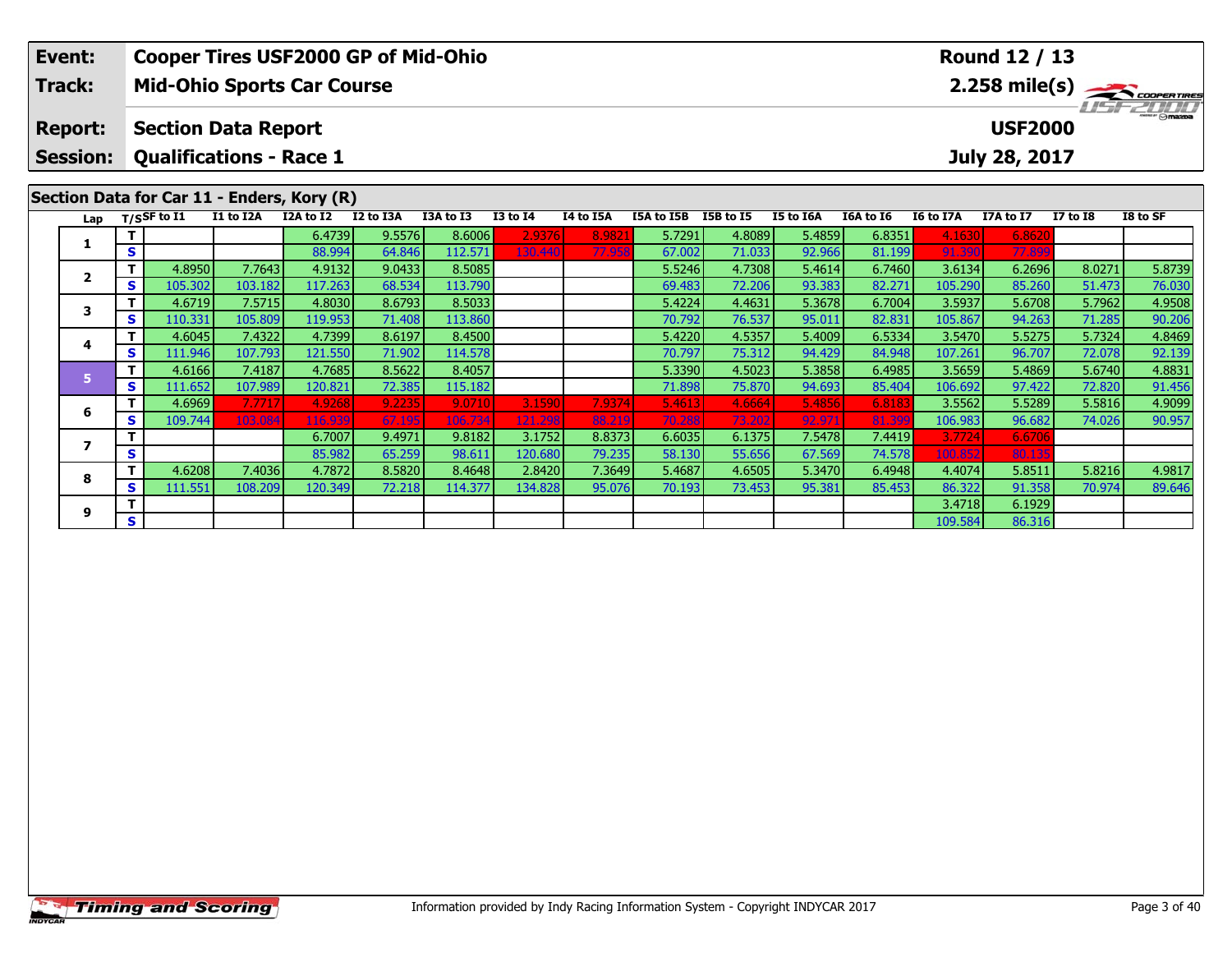| **Event:** | **Cooper Tires USF2000 GP of Mid-Ohio** | **Round 12 / 13** |
|---|---|---|
| **Track:** | **Mid-Ohio Sports Car Course** | **2.258 mile(s)** |
| **Report:** | **Section Data Report** | **USF2000** |
| **Session:** | **Qualifications - Race 1** | **July 28, 2017** |

## Section Data for Car 11 - Enders, Kory (R)

| Lap | T/S | SF to I1 | I1 to I2A | I2A to I2 | I2 to I3A | I3A to I3 | I3 to I4 | I4 to I5A | I5A to I5B | I5B to I5 | I5 to I6A | I6A to I6 | I6 to I7A | I7A to I7 | I7 to I8 | I8 to SF |
|---|---|---|---|---|---|---|---|---|---|---|---|---|---|---|---|---|
| 1 | T | | | 6.4739 | 9.5576 | 8.6006 | 2.9376 | 8.9821 | 5.7291 | 4.8089 | 5.4859 | 6.8351 | 4.1630 | 6.8620 | | |
| | S | | | 88.994 | 64.846 | 112.571 | 130.440 | 77.958 | 67.002 | 71.033 | 92.966 | 81.199 | 91.390 | 77.899 | | |
| 2 | T | 4.8950 | 7.7643 | 4.9132 | 9.0433 | 8.5085 | | | 5.5246 | 4.7308 | 5.4614 | 6.7460 | 3.6134 | 6.2696 | 8.0271 | 5.8739 |
| | S | 105.302 | 103.182 | 117.263 | 68.534 | 113.790 | | | 69.483 | 72.206 | 93.383 | 82.271 | 105.290 | 85.260 | 51.473 | 76.030 |
| 3 | T | 4.6719 | 7.5715 | 4.8030 | 8.6793 | 8.5033 | | | 5.4224 | 4.4631 | 5.3678 | 6.7004 | 3.5937 | 5.6708 | 5.7962 | 4.9508 |
| | S | 110.331 | 105.809 | 119.953 | 71.408 | 113.860 | | | 70.792 | 76.537 | 95.011 | 82.831 | 105.867 | 94.263 | 71.285 | 90.206 |
| 4 | T | 4.6045 | 7.4322 | 4.7399 | 8.6197 | 8.4500 | | | 5.4220 | 4.5357 | 5.4009 | 6.5334 | 3.5470 | 5.5275 | 5.7324 | 4.8469 |
| | S | 111.946 | 107.793 | 121.550 | 71.902 | 114.578 | | | 70.797 | 75.312 | 94.429 | 84.948 | 107.261 | 96.707 | 72.078 | 92.139 |
| 5 | T | 4.6166 | 7.4187 | 4.7685 | 8.5622 | 8.4057 | | | 5.3390 | 4.5023 | 5.3858 | 6.4985 | 3.5659 | 5.4869 | 5.6740 | 4.8831 |
| | S | 111.652 | 107.989 | 120.821 | 72.385 | 115.182 | | | 71.898 | 75.870 | 94.693 | 85.404 | 106.692 | 97.422 | 72.820 | 91.456 |
| 6 | T | 4.6969 | 7.7717 | 4.9268 | 9.2235 | 9.0710 | 3.1590 | 7.9374 | 5.4613 | 4.6664 | 5.4856 | 6.8183 | 3.5562 | 5.5289 | 5.5816 | 4.9099 |
| | S | 109.744 | 103.084 | 116.939 | 67.195 | 106.734 | 121.298 | 88.219 | 70.288 | 73.202 | 92.971 | 81.399 | 106.983 | 96.682 | 74.026 | 90.957 |
| 7 | T | | | 6.7007 | 9.4971 | 9.8182 | 3.1752 | 8.8373 | 6.6035 | 6.1375 | 7.5478 | 7.4419 | 3.7724 | 6.6706 | | |
| | S | | | 85.982 | 65.259 | 98.611 | 120.680 | 79.235 | 58.130 | 55.656 | 67.569 | 74.578 | 100.852 | 80.135 | | |
| 8 | T | 4.6208 | 7.4036 | 4.7872 | 8.5820 | 8.4648 | 2.8420 | 7.3649 | 5.4687 | 4.6505 | 5.3470 | 6.4948 | 4.4074 | 5.8511 | 5.8216 | 4.9817 |
| | S | 111.551 | 108.209 | 120.349 | 72.218 | 114.377 | 134.828 | 95.076 | 70.193 | 73.453 | 95.381 | 85.453 | 86.322 | 91.358 | 70.974 | 89.646 |
| 9 | T | | | | | | | | | | | | 3.4718 | 6.1929 | | |
| | S | | | | | | | | | | | | 109.584 | 86.316 | | |

Information provided by Indy Racing Information System - Copyright INDYCAR 2017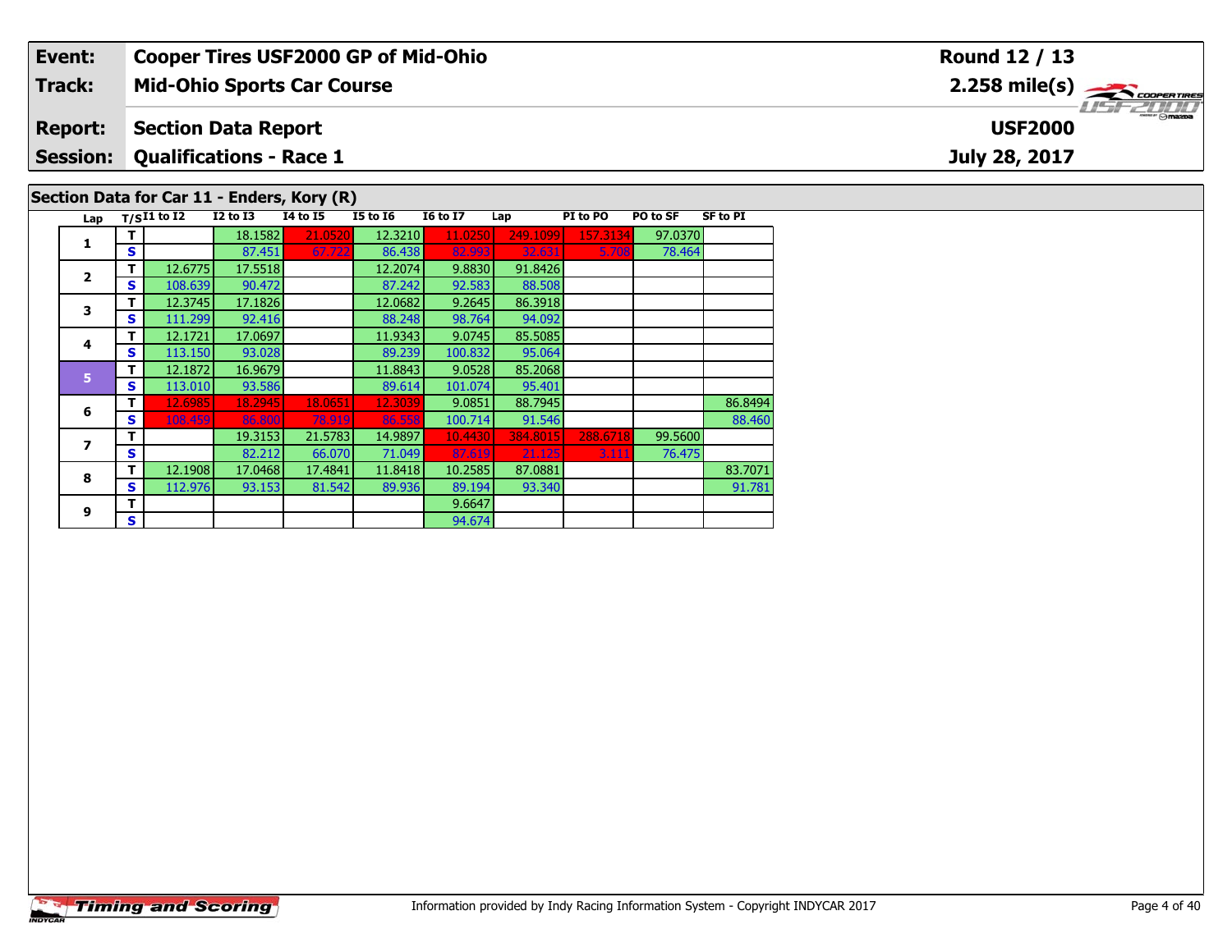| Event: | Cooper Tires USF2000 GP of Mid-Ohio | Round 12 / 13 |
|---|---|---|
| Track: | Mid-Ohio Sports Car Course | 2.258 mile(s) |
| Report: | Section Data Report | USF2000 |
| Session: | Qualifications - Race 1 | July 28, 2017 |

## Section Data for Car 11 - Enders, Kory (R)

| Lap | T/S | I1 to I2 | I2 to I3 | I4 to I5 | I5 to I6 | I6 to I7 | Lap | PI to PO | PO to SF | SF to PI |
|---|---|---|---|---|---|---|---|---|---|---|
| 1 | T | | 18.1582 | 21.0520 | 12.3210 | 11.0250 | 249.1099 | 157.3134 | 97.0370 | |
| | S | | 87.451 | 67.722 | 86.438 | 82.993 | 32.631 | 5.708 | 78.464 | |
| 2 | T | 12.6775 | 17.5518 | | 12.2074 | 9.8830 | 91.8426 | | | |
| | S | 108.639 | 90.472 | | 87.242 | 92.583 | 88.508 | | | |
| 3 | T | 12.3745 | 17.1826 | | 12.0682 | 9.2645 | 86.3918 | | | |
| | S | 111.299 | 92.416 | | 88.248 | 98.764 | 94.092 | | | |
| 4 | T | 12.1721 | 17.0697 | | 11.9343 | 9.0745 | 85.5085 | | | |
| | S | 113.150 | 93.028 | | 89.239 | 100.832 | 95.064 | | | |
| 5 | T | 12.1872 | 16.9679 | | 11.8843 | 9.0528 | 85.2068 | | | |
| | S | 113.010 | 93.586 | | 89.614 | 101.074 | 95.401 | | | |
| 6 | T | 12.6985 | 18.2945 | 18.0651 | 12.3039 | 9.0851 | 88.7945 | | | 86.8494 |
| | S | 108.459 | 86.800 | 78.919 | 86.558 | 100.714 | 91.546 | | | 88.460 |
| 7 | T | | 19.3153 | 21.5783 | 14.9897 | 10.4430 | 384.8015 | 288.6718 | 99.5600 | |
| | S | | 82.212 | 66.070 | 71.049 | 87.619 | 21.125 | 3.111 | 76.475 | |
| 8 | T | 12.1908 | 17.0468 | 17.4841 | 11.8418 | 10.2585 | 87.0881 | | | 83.7071 |
| | S | 112.976 | 93.153 | 81.542 | 89.936 | 89.194 | 93.340 | | | 91.781 |
| 9 | T | | | | | 9.6647 | | | | |
| | S | | | | | 94.674 | | | | |

Information provided by Indy Racing Information System - Copyright INDYCAR 2017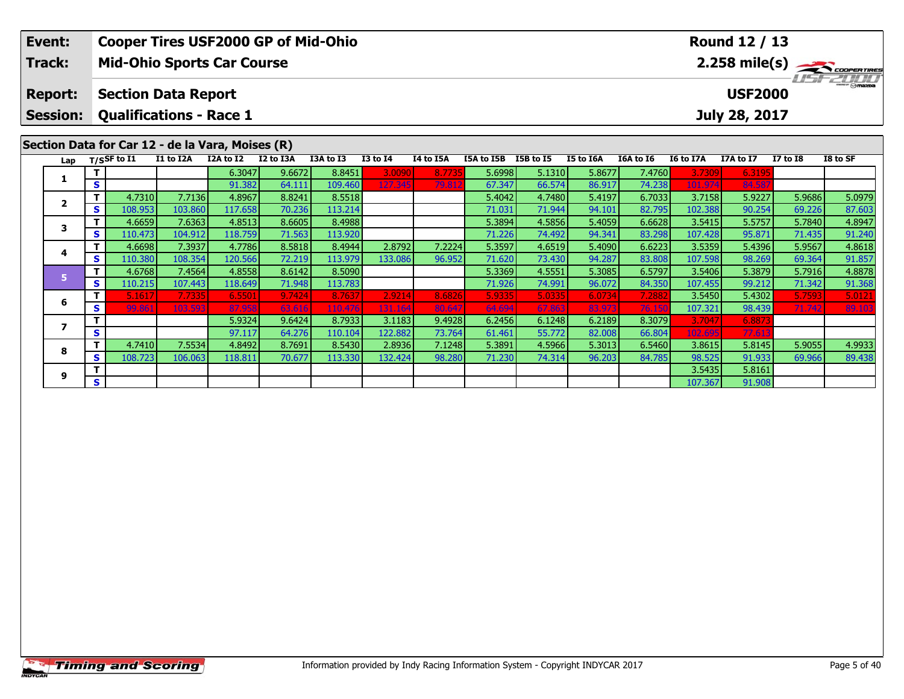| Event: | Cooper Tires USF2000 GP of Mid-Ohio | Round 12 / 13 |
|---|---|---|
| Track: | Mid-Ohio Sports Car Course | 2.258 mile(s) |
| Report: | Section Data Report | USF2000 |
| Session: | Qualifications - Race 1 | July 28, 2017 |

## Section Data for Car 12 - de la Vara, Moises (R)

| Lap | T/S | SF to I1 | I1 to I2A | I2A to I2 | I2 to I3A | I3A to I3 | I3 to I4 | I4 to I5A | I5A to I5B | I5B to I5 | I5 to I6A | I6A to I6 | I6 to I7A | I7A to I7 | I7 to I8 | I8 to SF |
|---|---|---|---|---|---|---|---|---|---|---|---|---|---|---|---|---|
| 1 | T | | | 6.3047 | 9.6672 | 8.8451 | 3.0090 | 8.7735 | 5.6998 | 5.1310 | 5.8677 | 7.4760 | 3.7309 | 6.3195 | | |
| | S | | | 91.382 | 64.111 | 109.460 | 127.345 | 79.812 | 67.347 | 66.574 | 86.917 | 74.238 | 101.974 | 84.587 | | |
| 2 | T | 4.7310 | 7.7136 | 4.8967 | 8.8241 | 8.5518 | | | 5.4042 | 4.7480 | 5.4197 | 6.7033 | 3.7158 | 5.9227 | 5.9686 | 5.0979 |
| | S | 108.953 | 103.860 | 117.658 | 70.236 | 113.214 | | | 71.031 | 71.944 | 94.101 | 82.795 | 102.388 | 90.254 | 69.226 | 87.603 |
| 3 | T | 4.6659 | 7.6363 | 4.8513 | 8.6605 | 8.4988 | | | 5.3894 | 4.5856 | 5.4059 | 6.6628 | 3.5415 | 5.5757 | 5.7840 | 4.8947 |
| | S | 110.473 | 104.912 | 118.759 | 71.563 | 113.920 | | | 71.226 | 74.492 | 94.341 | 83.298 | 107.428 | 95.871 | 71.435 | 91.240 |
| 4 | T | 4.6698 | 7.3937 | 4.7786 | 8.5818 | 8.4944 | 2.8792 | 7.2224 | 5.3597 | 4.6519 | 5.4090 | 6.6223 | 3.5359 | 5.4396 | 5.9567 | 4.8618 |
| | S | 110.380 | 108.354 | 120.566 | 72.219 | 113.979 | 133.086 | 96.952 | 71.620 | 73.430 | 94.287 | 83.808 | 107.598 | 98.269 | 69.364 | 91.857 |
| 5 | T | 4.6768 | 7.4564 | 4.8558 | 8.6142 | 8.5090 | | | 5.3369 | 4.5551 | 5.3085 | 6.5797 | 3.5406 | 5.3879 | 5.7916 | 4.8878 |
| | S | 110.215 | 107.443 | 118.649 | 71.948 | 113.783 | | | 71.926 | 74.991 | 96.072 | 84.350 | 107.455 | 99.212 | 71.342 | 91.368 |
| 6 | T | 5.1617 | 7.7335 | 6.5501 | 9.7424 | 8.7637 | 2.9214 | 8.6826 | 5.9335 | 5.0335 | 6.0734 | 7.2882 | 3.5450 | 5.4302 | 5.7593 | 5.0121 |
| | S | 99.861 | 103.593 | 87.958 | 63.616 | 110.476 | 131.164 | 80.647 | 64.694 | 67.863 | 83.973 | 76.150 | 107.321 | 98.439 | 71.742 | 89.103 |
| 7 | T | | | 5.9324 | 9.6424 | 8.7933 | 3.1183 | 9.4928 | 6.2456 | 6.1248 | 6.2189 | 8.3079 | 3.7047 | 6.8873 | | |
| | S | | | 97.117 | 64.276 | 110.104 | 122.882 | 73.764 | 61.461 | 55.772 | 82.008 | 66.804 | 102.695 | 77.613 | | |
| 8 | T | 4.7410 | 7.5534 | 4.8492 | 8.7691 | 8.5430 | 2.8936 | 7.1248 | 5.3891 | 4.5966 | 5.3013 | 6.5460 | 3.8615 | 5.8145 | 5.9055 | 4.9933 |
| | S | 108.723 | 106.063 | 118.811 | 70.677 | 113.330 | 132.424 | 98.280 | 71.230 | 74.314 | 96.203 | 84.785 | 98.525 | 91.933 | 69.966 | 89.438 |
| 9 | T | | | | | | | | | | | | 3.5435 | 5.8161 | | |
| | S | | | | | | | | | | | | 107.367 | 91.908 | | |

Information provided by Indy Racing Information System - Copyright INDYCAR 2017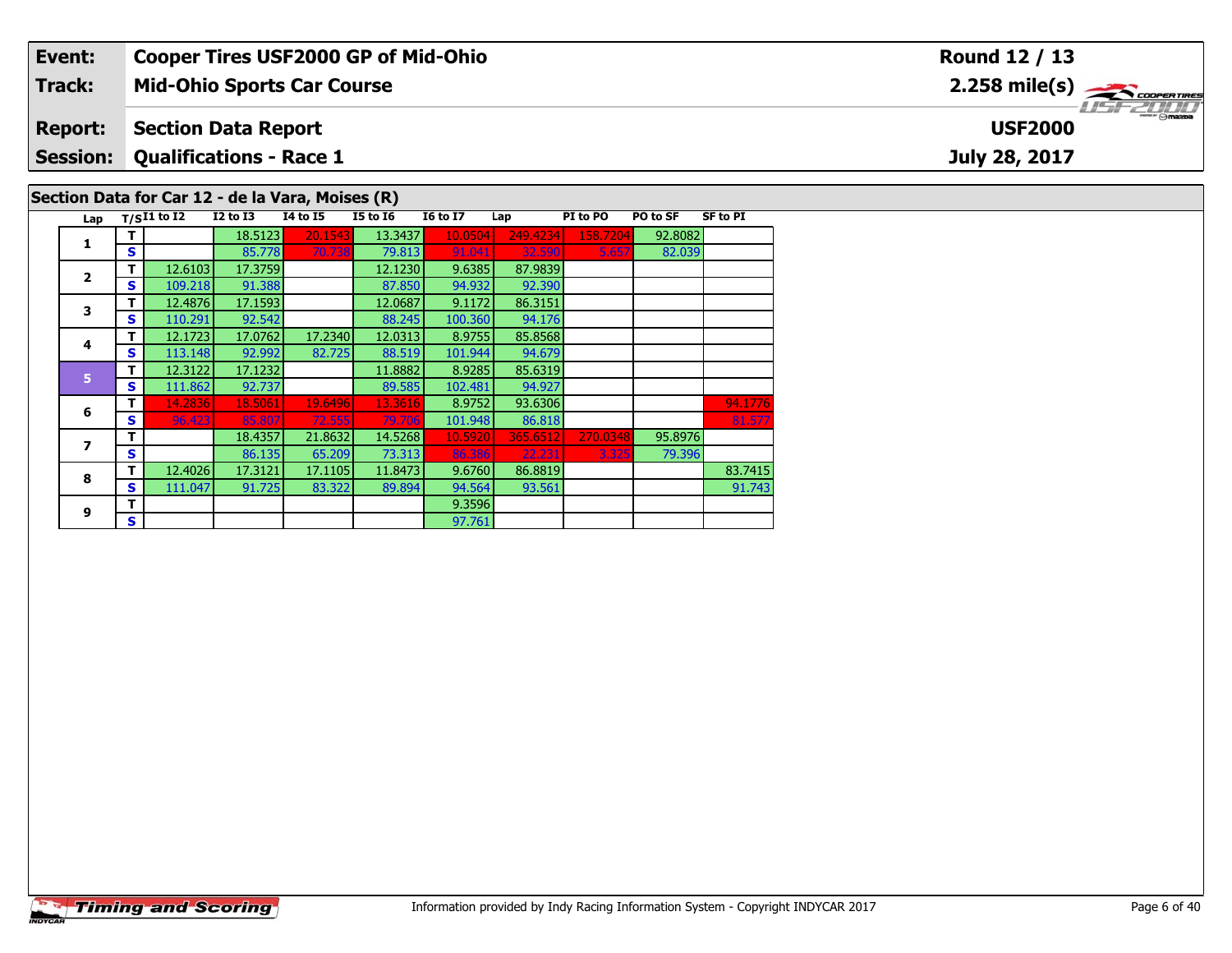| Event: | Cooper Tires USF2000 GP of Mid-Ohio | Round 12 / 13 |
|---|---|---|
| Track: | Mid-Ohio Sports Car Course | 2.258 mile(s) |
| Report: | Section Data Report | USF2000 |
| Session: | Qualifications - Race 1 | July 28, 2017 |

## Section Data for Car 12 - de la Vara, Moises (R)

| Lap | T/S | I1 to I2 | I2 to I3 | I4 to I5 | I5 to I6 | I6 to I7 | Lap | PI to PO | PO to SF | SF to PI |
|---|---|---|---|---|---|---|---|---|---|---|
| 1 | T | | 18.5123 | 20.1543 | 13.3437 | 10.0504 | 249.4234 | 158.7204 | 92.8082 | |
| | S | | 85.778 | 70.738 | 79.813 | 91.041 | 32.590 | 5.657 | 82.039 | |
| 2 | T | 12.6103 | 17.3759 | | 12.1230 | 9.6385 | 87.9839 | | | |
| | S | 109.218 | 91.388 | | 87.850 | 94.932 | 92.390 | | | |
| 3 | T | 12.4876 | 17.1593 | | 12.0687 | 9.1172 | 86.3151 | | | |
| | S | 110.291 | 92.542 | | 88.245 | 100.360 | 94.176 | | | |
| 4 | T | 12.1723 | 17.0762 | 17.2340 | 12.0313 | 8.9755 | 85.8568 | | | |
| | S | 113.148 | 92.992 | 82.725 | 88.519 | 101.944 | 94.679 | | | |
| 5 | T | 12.3122 | 17.1232 | | 11.8882 | 8.9285 | 85.6319 | | | |
| | S | 111.862 | 92.737 | | 89.585 | 102.481 | 94.927 | | | |
| 6 | T | 14.2836 | 18.5061 | 19.6496 | 13.3616 | 8.9752 | 93.6306 | | | 94.1776 |
| | S | 96.423 | 85.807 | 72.555 | 79.706 | 101.948 | 86.818 | | | 81.577 |
| 7 | T | | 18.4357 | 21.8632 | 14.5268 | 10.5920 | 365.6512 | 270.0348 | 95.8976 | |
| | S | | 86.135 | 65.209 | 73.313 | 86.386 | 22.231 | 3.325 | 79.396 | |
| 8 | T | 12.4026 | 17.3121 | 17.1105 | 11.8473 | 9.6760 | 86.8819 | | | 83.7415 |
| | S | 111.047 | 91.725 | 83.322 | 89.894 | 94.564 | 93.561 | | | 91.743 |
| 9 | T | | | | | 9.3596 | | | | |
| | S | | | | | 97.761 | | | | |

Information provided by Indy Racing Information System - Copyright INDYCAR 2017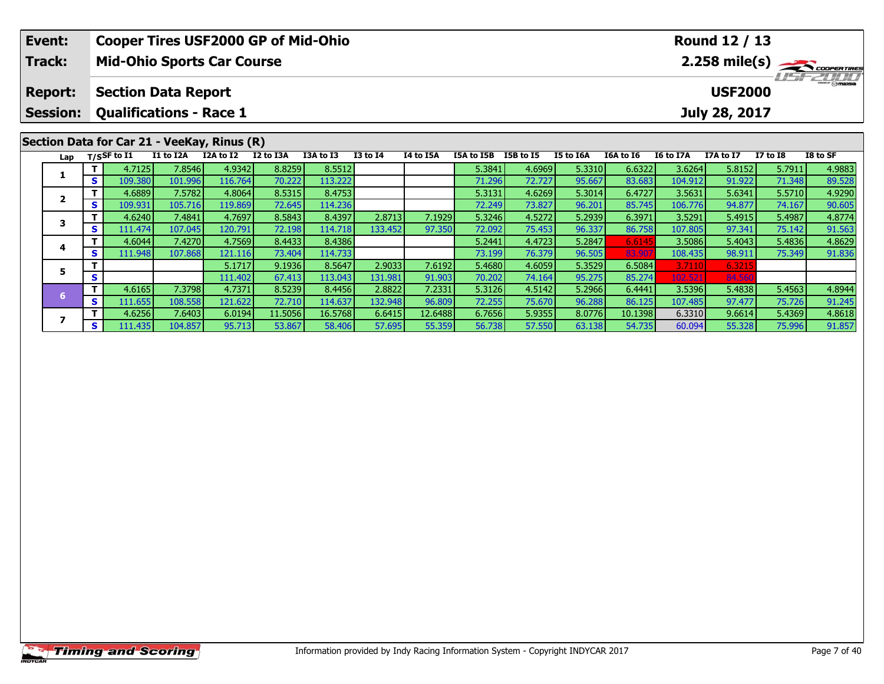| Event: | Cooper Tires USF2000 GP of Mid-Ohio | Round 12 / 13 |
|---|---|---|
| Track: | Mid-Ohio Sports Car Course | 2.258 mile(s) |
| Report: | Section Data Report | USF2000 |
| Session: | Qualifications - Race 1 | July 28, 2017 |

## Section Data for Car 21 - VeeKay, Rinus (R)

| Lap | T/S | SF to I1 | I1 to I2A | I2A to I2 | I2 to I3A | I3A to I3 | I3 to I4 | I4 to I5A | I5A to I5B | I5B to I5 | I5 to I6A | I6A to I6 | I6 to I7A | I7A to I7 | I7 to I8 | I8 to SF |
|---|---|---|---|---|---|---|---|---|---|---|---|---|---|---|---|---|
| 1 | T | 4.7125 | 7.8546 | 4.9342 | 8.8259 | 8.5512 | | | 5.3841 | 4.6969 | 5.3310 | 6.6322 | 3.6264 | 5.8152 | 5.7911 | 4.9883 |
| | S | 109.380 | 101.996 | 116.764 | 70.222 | 113.222 | | | 71.296 | 72.727 | 95.667 | 83.683 | 104.912 | 91.922 | 71.348 | 89.528 |
| 2 | T | 4.6889 | 7.5782 | 4.8064 | 8.5315 | 8.4753 | | | 5.3131 | 4.6269 | 5.3014 | 6.4727 | 3.5631 | 5.6341 | 5.5710 | 4.9290 |
| | S | 109.931 | 105.716 | 119.869 | 72.645 | 114.236 | | | 72.249 | 73.827 | 96.201 | 85.745 | 106.776 | 94.877 | 74.167 | 90.605 |
| 3 | T | 4.6240 | 7.4841 | 4.7697 | 8.5843 | 8.4397 | 2.8713 | 7.1929 | 5.3246 | 4.5272 | 5.2939 | 6.3971 | 3.5291 | 5.4915 | 5.4987 | 4.8774 |
| | S | 111.474 | 107.045 | 120.791 | 72.198 | 114.718 | 133.452 | 97.350 | 72.092 | 75.453 | 96.337 | 86.758 | 107.805 | 97.341 | 75.142 | 91.563 |
| 4 | T | 4.6044 | 7.4270 | 4.7569 | 8.4433 | 8.4386 | | | 5.2441 | 4.4723 | 5.2847 | 6.6145 | 3.5086 | 5.4043 | 5.4836 | 4.8629 |
| | S | 111.948 | 107.868 | 121.116 | 73.404 | 114.733 | | | 73.199 | 76.379 | 96.505 | 83.907 | 108.435 | 98.911 | 75.349 | 91.836 |
| 5 | T | | | 5.1717 | 9.1936 | 8.5647 | 2.9033 | 7.6192 | 5.4680 | 4.6059 | 5.3529 | 6.5084 | 3.7110 | 6.3215 | | |
| | S | | | 111.402 | 67.413 | 113.043 | 131.981 | 91.903 | 70.202 | 74.164 | 95.275 | 85.274 | 102.521 | 84.560 | | |
| 6 | T | 4.6165 | 7.3798 | 4.7371 | 8.5239 | 8.4456 | 2.8822 | 7.2331 | 5.3126 | 4.5142 | 5.2966 | 6.4441 | 3.5396 | 5.4838 | 5.4563 | 4.8944 |
| | S | 111.655 | 108.558 | 121.622 | 72.710 | 114.637 | 132.948 | 96.809 | 72.255 | 75.670 | 96.288 | 86.125 | 107.485 | 97.477 | 75.726 | 91.245 |
| 7 | T | 4.6256 | 7.6403 | 6.0194 | 11.5056 | 16.5768 | 6.6415 | 12.6488 | 6.7656 | 5.9355 | 8.0776 | 10.1398 | 6.3310 | 9.6614 | 5.4369 | 4.8618 |
| | S | 111.435 | 104.857 | 95.713 | 53.867 | 58.406 | 57.695 | 55.359 | 56.738 | 57.550 | 63.138 | 54.735 | 60.094 | 55.328 | 75.996 | 91.857 |

Information provided by Indy Racing Information System - Copyright INDYCAR 2017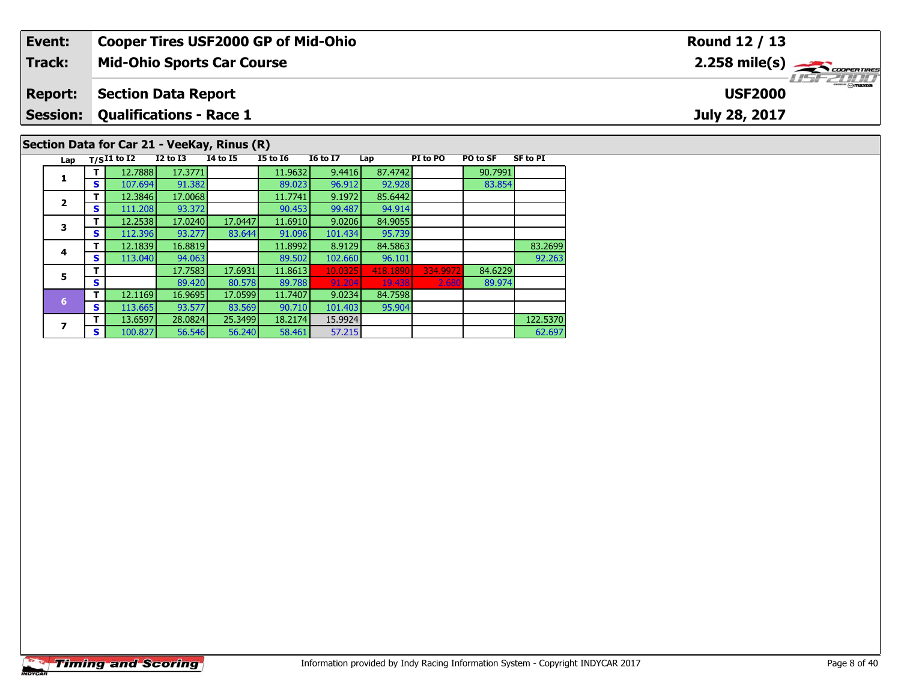| Event: | Cooper Tires USF2000 GP of Mid-Ohio | Round 12 / 13 |
|---|---|---|
| Track: | Mid-Ohio Sports Car Course | 2.258 mile(s) |
| Report: | Section Data Report | USF2000 |
| Session: | Qualifications - Race 1 | July 28, 2017 |

## Section Data for Car 21 - VeeKay, Rinus (R)

| Lap | T/S | I1 to I2 | I2 to I3 | I4 to I5 | I5 to I6 | I6 to I7 | Lap | PI to PO | PO to SF | SF to PI |
|---|---|---|---|---|---|---|---|---|---|---|
| 1 | T | 12.7888 | 17.3771 | | 11.9632 | 9.4416 | 87.4742 | | 90.7991 | |
| | S | 107.694 | 91.382 | | 89.023 | 96.912 | 92.928 | | 83.854 | |
| 2 | T | 12.3846 | 17.0068 | | 11.7741 | 9.1972 | 85.6442 | | | |
| | S | 111.208 | 93.372 | | 90.453 | 99.487 | 94.914 | | | |
| 3 | T | 12.2538 | 17.0240 | 17.0447 | 11.6910 | 9.0206 | 84.9055 | | | |
| | S | 112.396 | 93.277 | 83.644 | 91.096 | 101.434 | 95.739 | | | |
| 4 | T | 12.1839 | 16.8819 | | 11.8992 | 8.9129 | 84.5863 | | | 83.2699 |
| | S | 113.040 | 94.063 | | 89.502 | 102.660 | 96.101 | | | 92.263 |
| 5 | T | | 17.7583 | 17.6931 | 11.8613 | 10.0325 | 418.1890 | 334.9972 | 84.6229 | |
| | S | | 89.420 | 80.578 | 89.788 | 91.204 | 19.438 | 2.680 | 89.974 | |
| 6 | T | 12.1169 | 16.9695 | 17.0599 | 11.7407 | 9.0234 | 84.7598 | | | |
| | S | 113.665 | 93.577 | 83.569 | 90.710 | 101.403 | 95.904 | | | |
| 7 | T | 13.6597 | 28.0824 | 25.3499 | 18.2174 | 15.9924 | | | | 122.5370 |
| | S | 100.827 | 56.546 | 56.240 | 58.461 | 57.215 | | | | 62.697 |

Information provided by Indy Racing Information System - Copyright INDYCAR 2017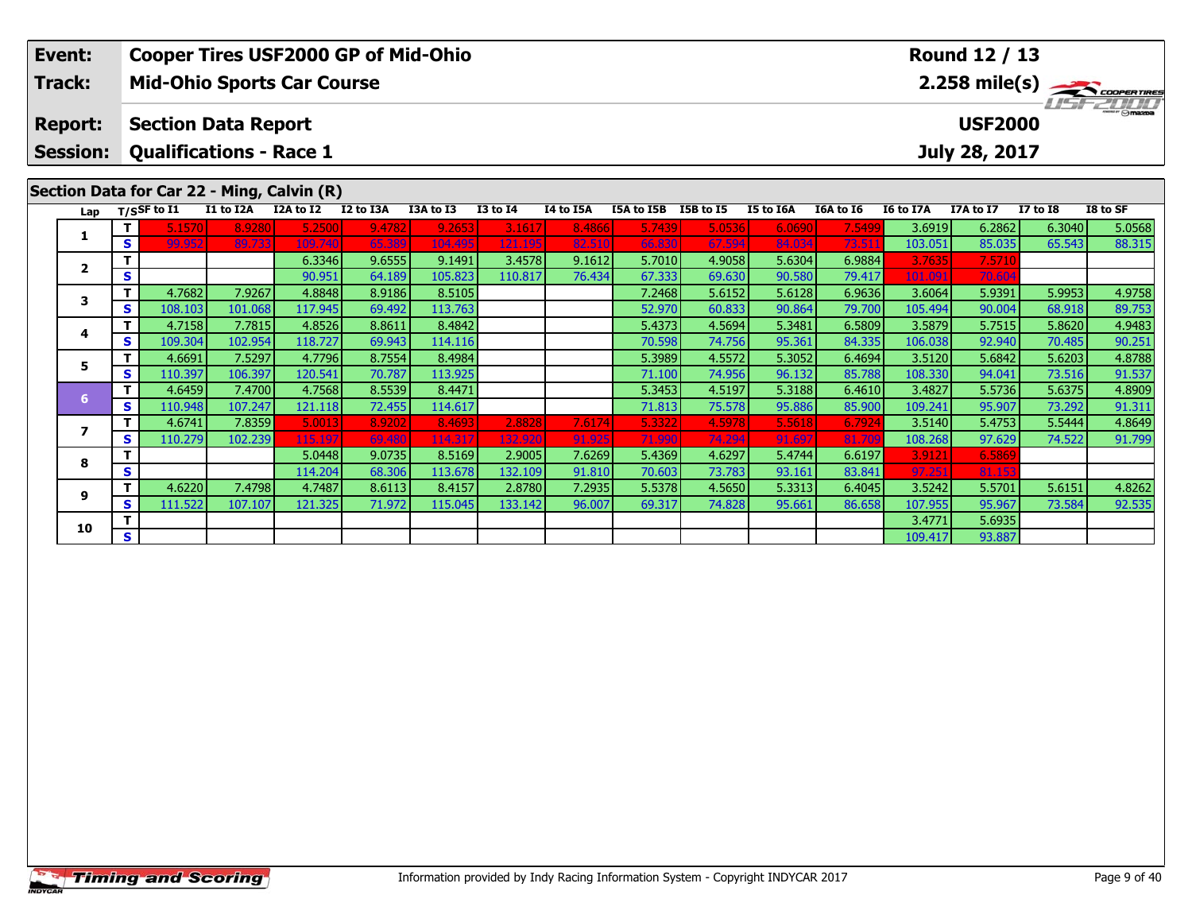| Event: | Cooper Tires USF2000 GP of Mid-Ohio | Round 12 / 13 |
|---|---|---|
| Track: | Mid-Ohio Sports Car Course | 2.258 mile(s) |
| Report: | Section Data Report | USF2000 |
| Session: | Qualifications - Race 1 | July 28, 2017 |

## Section Data for Car 22 - Ming, Calvin (R)

| Lap | T/S | SF to I1 | I1 to I2A | I2A to I2 | I2 to I3A | I3A to I3 | I3 to I4 | I4 to I5A | I5A to I5B | I5B to I5 | I5 to I6A | I6A to I6 | I6 to I7A | I7A to I7 | I7 to I8 | I8 to SF |
|---|---|---|---|---|---|---|---|---|---|---|---|---|---|---|---|---|
| 1 | T | 5.1570 | 8.9280 | 5.2500 | 9.4782 | 9.2653 | 3.1617 | 8.4866 | 5.7439 | 5.0536 | 6.0690 | 7.5499 | 3.6919 | 6.2862 | 6.3040 | 5.0568 |
| | S | 99.952 | 89.733 | 109.740 | 65.389 | 104.495 | 121.195 | 82.510 | 66.830 | 67.594 | 84.034 | 73.511 | 103.051 | 85.035 | 65.543 | 88.315 |
| 2 | T | | | 6.3346 | 9.6555 | 9.1491 | 3.4578 | 9.1612 | 5.7010 | 4.9058 | 5.6304 | 6.9884 | 3.7635 | 7.5710 | | |
| | S | | | 90.951 | 64.189 | 105.823 | 110.817 | 76.434 | 67.333 | 69.630 | 90.580 | 79.417 | 101.091 | 70.604 | | |
| 3 | T | 4.7682 | 7.9267 | 4.8848 | 8.9186 | 8.5105 | | | 7.2468 | 5.6152 | 5.6128 | 6.9636 | 3.6064 | 5.9391 | 5.9953 | 4.9758 |
| | S | 108.103 | 101.068 | 117.945 | 69.492 | 113.763 | | | 52.970 | 60.833 | 90.864 | 79.700 | 105.494 | 90.004 | 68.918 | 89.753 |
| 4 | T | 4.7158 | 7.7815 | 4.8526 | 8.8611 | 8.4842 | | | 5.4373 | 4.5694 | 5.3481 | 6.5809 | 3.5879 | 5.7515 | 5.8620 | 4.9483 |
| | S | 109.304 | 102.954 | 118.727 | 69.943 | 114.116 | | | 70.598 | 74.756 | 95.361 | 84.335 | 106.038 | 92.940 | 70.485 | 90.251 |
| 5 | T | 4.6691 | 7.5297 | 4.7796 | 8.7554 | 8.4984 | | | 5.3989 | 4.5572 | 5.3052 | 6.4694 | 3.5120 | 5.6842 | 5.6203 | 4.8788 |
| | S | 110.397 | 106.397 | 120.541 | 70.787 | 113.925 | | | 71.100 | 74.956 | 96.132 | 85.788 | 108.330 | 94.041 | 73.516 | 91.537 |
| 6 | T | 4.6459 | 7.4700 | 4.7568 | 8.5539 | 8.4471 | | | 5.3453 | 4.5197 | 5.3188 | 6.4610 | 3.4827 | 5.5736 | 5.6375 | 4.8909 |
| | S | 110.948 | 107.247 | 121.118 | 72.455 | 114.617 | | | 71.813 | 75.578 | 95.886 | 85.900 | 109.241 | 95.907 | 73.292 | 91.311 |
| 7 | T | 4.6741 | 7.8359 | 5.0013 | 8.9202 | 8.4693 | 2.8828 | 7.6174 | 5.3322 | 4.5978 | 5.5618 | 6.7924 | 3.5140 | 5.4753 | 5.5444 | 4.8649 |
| | S | 110.279 | 102.239 | 115.197 | 69.480 | 114.317 | 132.920 | 91.925 | 71.990 | 74.294 | 91.697 | 81.709 | 108.268 | 97.629 | 74.522 | 91.799 |
| 8 | T | | | 5.0448 | 9.0735 | 8.5169 | 2.9005 | 7.6269 | 5.4369 | 4.6297 | 5.4744 | 6.6197 | 3.9121 | 6.5869 | | |
| | S | | | 114.204 | 68.306 | 113.678 | 132.109 | 91.810 | 70.603 | 73.783 | 93.161 | 83.841 | 97.251 | 81.153 | | |
| 9 | T | 4.6220 | 7.4798 | 4.7487 | 8.6113 | 8.4157 | 2.8780 | 7.2935 | 5.5378 | 4.5650 | 5.3313 | 6.4045 | 3.5242 | 5.5701 | 5.6151 | 4.8262 |
| | S | 111.522 | 107.107 | 121.325 | 71.972 | 115.045 | 133.142 | 96.007 | 69.317 | 74.828 | 95.661 | 86.658 | 107.955 | 95.967 | 73.584 | 92.535 |
| 10 | T | | | | | | | | | | | | 3.4771 | 5.6935 | | |
| | S | | | | | | | | | | | | 109.417 | 93.887 | | |

Information provided by Indy Racing Information System - Copyright INDYCAR 2017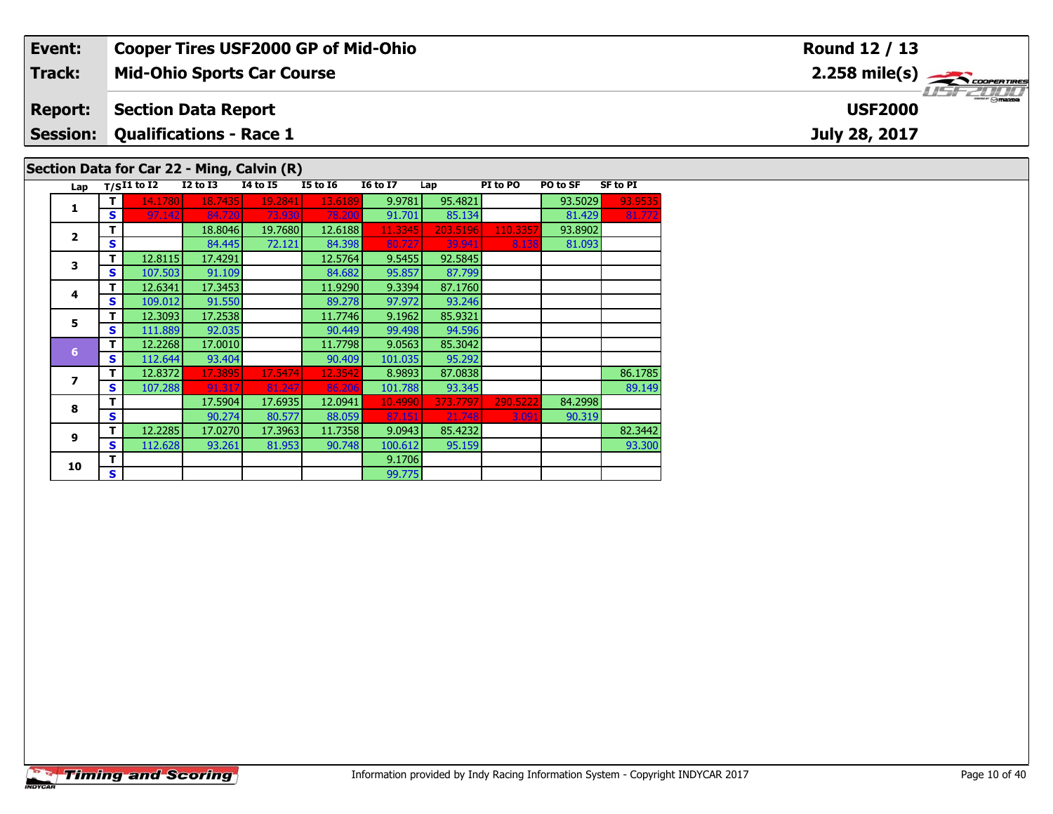| Event: | Cooper Tires USF2000 GP of Mid-Ohio | Round 12 / 13 |
|---|---|---|
| Track: | Mid-Ohio Sports Car Course | 2.258 mile(s) |
| Report: | Section Data Report | USF2000 |
| Session: | Qualifications - Race 1 | July 28, 2017 |

## Section Data for Car 22 - Ming, Calvin (R)

| Lap | T/S | I1 to I2 | I2 to I3 | I4 to I5 | I5 to I6 | I6 to I7 | Lap | PI to PO | PO to SF | SF to PI |
|---|---|---|---|---|---|---|---|---|---|---|
| 1 | T | 14.1780 | 18.7435 | 19.2841 | 13.6189 | 9.9781 | 95.4821 | | 93.5029 | 93.9535 |
| | S | 97.142 | 84.720 | 73.930 | 78.200 | 91.701 | 85.134 | | 81.429 | 81.772 |
| 2 | T | | 18.8046 | 19.7680 | 12.6188 | 11.3345 | 203.5196 | 110.3357 | 93.8902 | |
| | S | | 84.445 | 72.121 | 84.398 | 80.727 | 39.941 | 8.138 | 81.093 | |
| 3 | T | 12.8115 | 17.4291 | | 12.5764 | 9.5455 | 92.5845 | | | |
| | S | 107.503 | 91.109 | | 84.682 | 95.857 | 87.799 | | | |
| 4 | T | 12.6341 | 17.3453 | | 11.9290 | 9.3394 | 87.1760 | | | |
| | S | 109.012 | 91.550 | | 89.278 | 97.972 | 93.246 | | | |
| 5 | T | 12.3093 | 17.2538 | | 11.7746 | 9.1962 | 85.9321 | | | |
| | S | 111.889 | 92.035 | | 90.449 | 99.498 | 94.596 | | | |
| 6 | T | 12.2268 | 17.0010 | | 11.7798 | 9.0563 | 85.3042 | | | |
| | S | 112.644 | 93.404 | | 90.409 | 101.035 | 95.292 | | | |
| 7 | T | 12.8372 | 17.3895 | 17.5474 | 12.3542 | 8.9893 | 87.0838 | | | 86.1785 |
| | S | 107.288 | 91.317 | 81.247 | 86.206 | 101.788 | 93.345 | | | 89.149 |
| 8 | T | | 17.5904 | 17.6935 | 12.0941 | 10.4990 | 373.7797 | 290.5222 | 84.2998 | |
| | S | | 90.274 | 80.577 | 88.059 | 87.151 | 21.748 | 3.091 | 90.319 | |
| 9 | T | 12.2285 | 17.0270 | 17.3963 | 11.7358 | 9.0943 | 85.4232 | | | 82.3442 |
| | S | 112.628 | 93.261 | 81.953 | 90.748 | 100.612 | 95.159 | | | 93.300 |
| 10 | T | | | | | 9.1706 | | | | |
| | S | | | | | 99.775 | | | | |

Information provided by Indy Racing Information System - Copyright INDYCAR 2017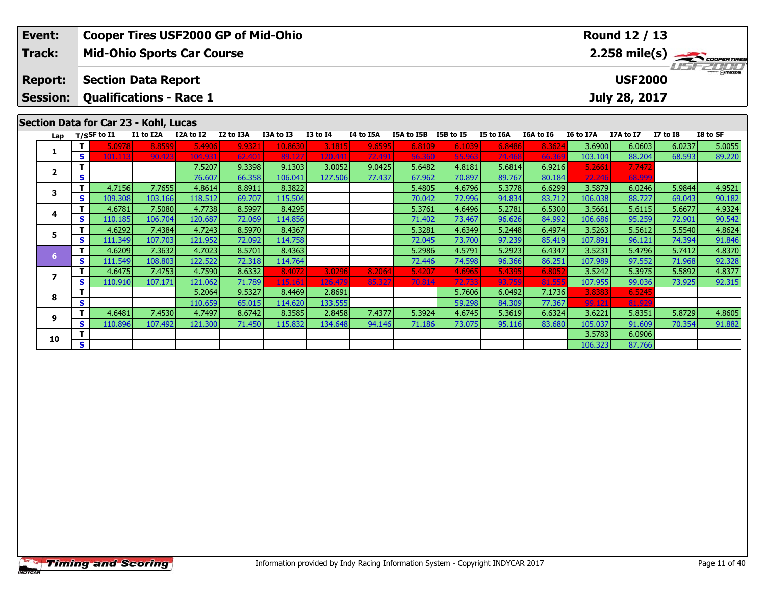| Event: | Cooper Tires USF2000 GP of Mid-Ohio | Round 12 / 13 |
|---|---|---|
| Track: | Mid-Ohio Sports Car Course | 2.258 mile(s) |
| Report: | Section Data Report | USF2000 |
| Session: | Qualifications - Race 1 | July 28, 2017 |

## Section Data for Car 23 - Kohl, Lucas

| Lap | T/S | SF to I1 | I1 to I2A | I2A to I2 | I2 to I3A | I3A to I3 | I3 to I4 | I4 to I5A | I5A to I5B | I5B to I5 | I5 to I6A | I6A to I6 | I6 to I7A | I7A to I7 | I7 to I8 | I8 to SF |
|---|---|---|---|---|---|---|---|---|---|---|---|---|---|---|---|---|
| 1 | T | 5.0978 | 8.8599 | 5.4906 | 9.9321 | 10.8630 | 3.1815 | 9.6595 | 6.8109 | 6.1039 | 6.8486 | 8.3624 | 3.6900 | 6.0603 | 6.0237 | 5.0055 |
| | S | 101.113 | 90.423 | 104.931 | 62.401 | 89.127 | 120.441 | 72.491 | 56.360 | 55.963 | 74.468 | 66.369 | 103.104 | 88.204 | 68.593 | 89.220 |
| 2 | T | | | 7.5207 | 9.3398 | 9.1303 | 3.0052 | 9.0425 | 5.6482 | 4.8181 | 5.6814 | 6.9216 | 5.2661 | 7.7472 | | |
| | S | | | 76.607 | 66.358 | 106.041 | 127.506 | 77.437 | 67.962 | 70.897 | 89.767 | 80.184 | 72.246 | 68.999 | | |
| 3 | T | 4.7156 | 7.7655 | 4.8614 | 8.8911 | 8.3822 | | | 5.4805 | 4.6796 | 5.3778 | 6.6299 | 3.5879 | 6.0246 | 5.9844 | 4.9521 |
| | S | 109.308 | 103.166 | 118.512 | 69.707 | 115.504 | | | 70.042 | 72.996 | 94.834 | 83.712 | 106.038 | 88.727 | 69.043 | 90.182 |
| 4 | T | 4.6781 | 7.5080 | 4.7738 | 8.5997 | 8.4295 | | | 5.3761 | 4.6496 | 5.2781 | 6.5300 | 3.5661 | 5.6115 | 5.6677 | 4.9324 |
| | S | 110.185 | 106.704 | 120.687 | 72.069 | 114.856 | | | 71.402 | 73.467 | 96.626 | 84.992 | 106.686 | 95.259 | 72.901 | 90.542 |
| 5 | T | 4.6292 | 7.4384 | 4.7243 | 8.5970 | 8.4367 | | | 5.3281 | 4.6349 | 5.2448 | 6.4974 | 3.5263 | 5.5612 | 5.5540 | 4.8624 |
| | S | 111.349 | 107.703 | 121.952 | 72.092 | 114.758 | | | 72.045 | 73.700 | 97.239 | 85.419 | 107.891 | 96.121 | 74.394 | 91.846 |
| 6 | T | 4.6209 | 7.3632 | 4.7023 | 8.5701 | 8.4363 | | | 5.2986 | 4.5791 | 5.2923 | 6.4347 | 3.5231 | 5.4796 | 5.7412 | 4.8370 |
| | S | 111.549 | 108.803 | 122.522 | 72.318 | 114.764 | | | 72.446 | 74.598 | 96.366 | 86.251 | 107.989 | 97.552 | 71.968 | 92.328 |
| 7 | T | 4.6475 | 7.4753 | 4.7590 | 8.6332 | 8.4072 | 3.0296 | 8.2064 | 5.4207 | 4.6965 | 5.4395 | 6.8052 | 3.5242 | 5.3975 | 5.5892 | 4.8377 |
| | S | 110.910 | 107.171 | 121.062 | 71.789 | 115.161 | 126.479 | 85.327 | 70.814 | 72.733 | 93.759 | 81.555 | 107.955 | 99.036 | 73.925 | 92.315 |
| 8 | T | | | 5.2064 | 9.5327 | 8.4469 | 2.8691 | | | 5.7606 | 6.0492 | 7.1736 | 3.8383 | 6.5245 | | |
| | S | | | 110.659 | 65.015 | 114.620 | 133.555 | | | 59.298 | 84.309 | 77.367 | 99.121 | 81.929 | | |
| 9 | T | 4.6481 | 7.4530 | 4.7497 | 8.6742 | 8.3585 | 2.8458 | 7.4377 | 5.3924 | 4.6745 | 5.3619 | 6.6324 | 3.6221 | 5.8351 | 5.8729 | 4.8605 |
| | S | 110.896 | 107.492 | 121.300 | 71.450 | 115.832 | 134.648 | 94.146 | 71.186 | 73.075 | 95.116 | 83.680 | 105.037 | 91.609 | 70.354 | 91.882 |
| 10 | T | | | | | | | | | | | | 3.5783 | 6.0906 | | |
| | S | | | | | | | | | | | | 106.323 | 87.766 | | |

Information provided by Indy Racing Information System - Copyright INDYCAR 2017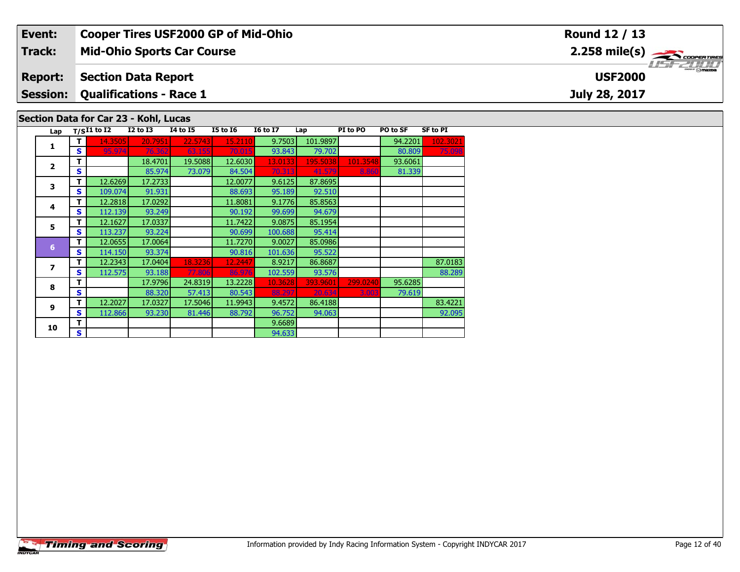| Event: | Cooper Tires USF2000 GP of Mid-Ohio | Round 12 / 13 |
|---|---|---|
| Track: | Mid-Ohio Sports Car Course | 2.258 mile(s) |
| Report: | Section Data Report | USF2000 |
| Session: | Qualifications - Race 1 | July 28, 2017 |

## Section Data for Car 23 - Kohl, Lucas

| Lap | T/S | I1 to I2 | I2 to I3 | I4 to I5 | I5 to I6 | I6 to I7 | Lap | PI to PO | PO to SF | SF to PI |
|---|---|---|---|---|---|---|---|---|---|---|
| 1 | T | 14.3505 | 20.7951 | 22.5743 | 15.2110 | 9.7503 | 101.9897 | | 94.2201 | 102.3021 |
| | S | 95.974 | 76.362 | 63.155 | 70.015 | 93.843 | 79.702 | | 80.809 | 75.098 |
| 2 | T | | 18.4701 | 19.5088 | 12.6030 | 13.0133 | 195.5038 | 101.3548 | 93.6061 | |
| | S | | 85.974 | 73.079 | 84.504 | 70.313 | 41.579 | 8.860 | 81.339 | |
| 3 | T | 12.6269 | 17.2733 | | 12.0077 | 9.6125 | 87.8695 | | | |
| | S | 109.074 | 91.931 | | 88.693 | 95.189 | 92.510 | | | |
| 4 | T | 12.2818 | 17.0292 | | 11.8081 | 9.1776 | 85.8563 | | | |
| | S | 112.139 | 93.249 | | 90.192 | 99.699 | 94.679 | | | |
| 5 | T | 12.1627 | 17.0337 | | 11.7422 | 9.0875 | 85.1954 | | | |
| | S | 113.237 | 93.224 | | 90.699 | 100.688 | 95.414 | | | |
| 6 | T | 12.0655 | 17.0064 | | 11.7270 | 9.0027 | 85.0986 | | | |
| | S | 114.150 | 93.374 | | 90.816 | 101.636 | 95.522 | | | |
| 7 | T | 12.2343 | 17.0404 | 18.3236 | 12.2447 | 8.9217 | 86.8687 | | | 87.0183 |
| | S | 112.575 | 93.188 | 77.806 | 86.976 | 102.559 | 93.576 | | | 88.289 |
| 8 | T | | 17.9796 | 24.8319 | 13.2228 | 10.3628 | 393.9601 | 299.0240 | 95.6285 | |
| | S | | 88.320 | 57.413 | 80.543 | 88.297 | 20.634 | 3.003 | 79.619 | |
| 9 | T | 12.2027 | 17.0327 | 17.5046 | 11.9943 | 9.4572 | 86.4188 | | | 83.4221 |
| | S | 112.866 | 93.230 | 81.446 | 88.792 | 96.752 | 94.063 | | | 92.095 |
| 10 | T | | | | | 9.6689 | | | | |
| | S | | | | | 94.633 | | | | |

Information provided by Indy Racing Information System - Copyright INDYCAR 2017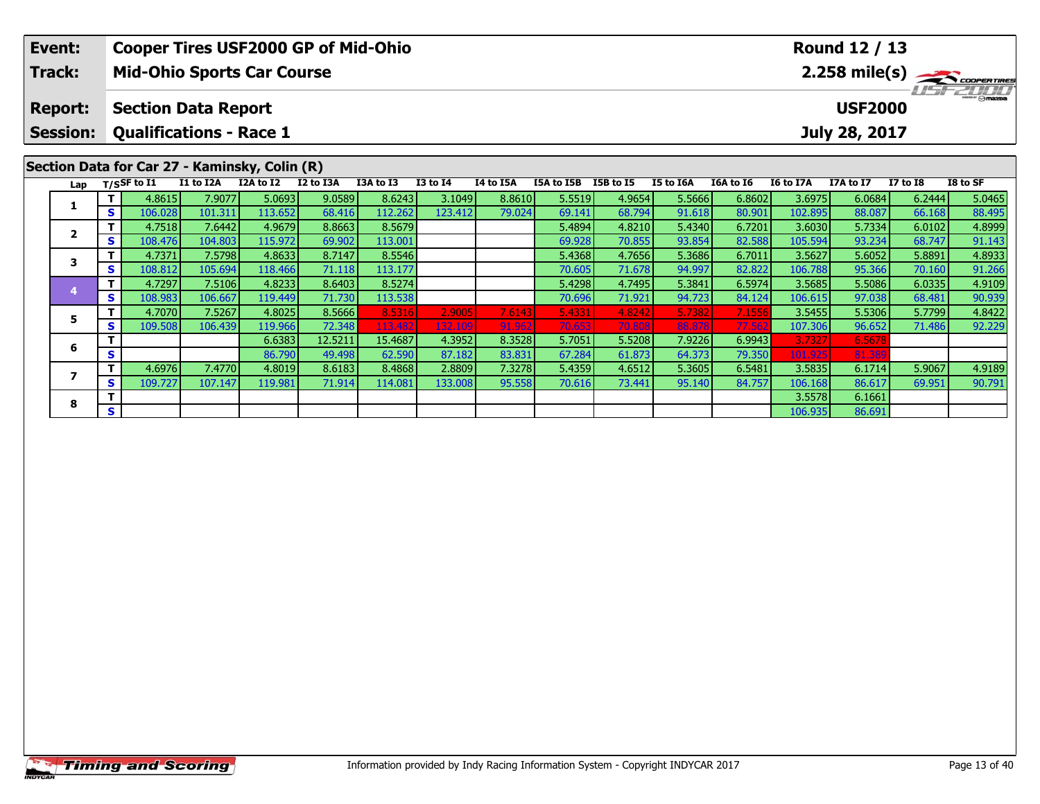| Event: | Cooper Tires USF2000 GP of Mid-Ohio | Round 12 / 13 |
|---|---|---|
| Track: | Mid-Ohio Sports Car Course | 2.258 mile(s) |
| Report: | Section Data Report | USF2000 |
| Session: | Qualifications - Race 1 | July 28, 2017 |

## Section Data for Car 27 - Kaminsky, Colin (R)

| Lap | T/S | SF to I1 | I1 to I2A | I2A to I2 | I2 to I3A | I3A to I3 | I3 to I4 | I4 to I5A | I5A to I5B | I5B to I5 | I5 to I6A | I6A to I6 | I6 to I7A | I7A to I7 | I7 to I8 | I8 to SF |
|---|---|---|---|---|---|---|---|---|---|---|---|---|---|---|---|---|
| 1 | T | 4.8615 | 7.9077 | 5.0693 | 9.0589 | 8.6243 | 3.1049 | 8.8610 | 5.5519 | 4.9654 | 5.5666 | 6.8602 | 3.6975 | 6.0684 | 6.2444 | 5.0465 |
| | S | 106.028 | 101.311 | 113.652 | 68.416 | 112.262 | 123.412 | 79.024 | 69.141 | 68.794 | 91.618 | 80.901 | 102.895 | 88.087 | 66.168 | 88.495 |
| 2 | T | 4.7518 | 7.6442 | 4.9679 | 8.8663 | 8.5679 | | | 5.4894 | 4.8210 | 5.4340 | 6.7201 | 3.6030 | 5.7334 | 6.0102 | 4.8999 |
| | S | 108.476 | 104.803 | 115.972 | 69.902 | 113.001 | | | 69.928 | 70.855 | 93.854 | 82.588 | 105.594 | 93.234 | 68.747 | 91.143 |
| 3 | T | 4.7371 | 7.5798 | 4.8633 | 8.7147 | 8.5546 | | | 5.4368 | 4.7656 | 5.3686 | 6.7011 | 3.5627 | 5.6052 | 5.8891 | 4.8933 |
| | S | 108.812 | 105.694 | 118.466 | 71.118 | 113.177 | | | 70.605 | 71.678 | 94.997 | 82.822 | 106.788 | 95.366 | 70.160 | 91.266 |
| 4 | T | 4.7297 | 7.5106 | 4.8233 | 8.6403 | 8.5274 | | | 5.4298 | 4.7495 | 5.3841 | 6.5974 | 3.5685 | 5.5086 | 6.0335 | 4.9109 |
| | S | 108.983 | 106.667 | 119.449 | 71.730 | 113.538 | | | 70.696 | 71.921 | 94.723 | 84.124 | 106.615 | 97.038 | 68.481 | 90.939 |
| 5 | T | 4.7070 | 7.5267 | 4.8025 | 8.5666 | 8.5316 | 2.9005 | 7.6143 | 5.4331 | 4.8242 | 5.7382 | 7.1556 | 3.5455 | 5.5306 | 5.7799 | 4.8422 |
| | S | 109.508 | 106.439 | 119.966 | 72.348 | 113.482 | 132.109 | 91.962 | 70.653 | 70.808 | 88.878 | 77.562 | 107.306 | 96.652 | 71.486 | 92.229 |
| 6 | T | | | 6.6383 | 12.5211 | 15.4687 | 4.3952 | 8.3528 | 5.7051 | 5.5208 | 7.9226 | 6.9943 | 3.7327 | 6.5678 | | |
| | S | | | 86.790 | 49.498 | 62.590 | 87.182 | 83.831 | 67.284 | 61.873 | 64.373 | 79.350 | 101.925 | 81.389 | | |
| 7 | T | 4.6976 | 7.4770 | 4.8019 | 8.6183 | 8.4868 | 2.8809 | 7.3278 | 5.4359 | 4.6512 | 5.3605 | 6.5481 | 3.5835 | 6.1714 | 5.9067 | 4.9189 |
| | S | 109.727 | 107.147 | 119.981 | 71.914 | 114.081 | 133.008 | 95.558 | 70.616 | 73.441 | 95.140 | 84.757 | 106.168 | 86.617 | 69.951 | 90.791 |
| 8 | T | | | | | | | | | | | | 3.5578 | 6.1661 | | |
| | S | | | | | | | | | | | | 106.935 | 86.691 | | |

Information provided by Indy Racing Information System - Copyright INDYCAR 2017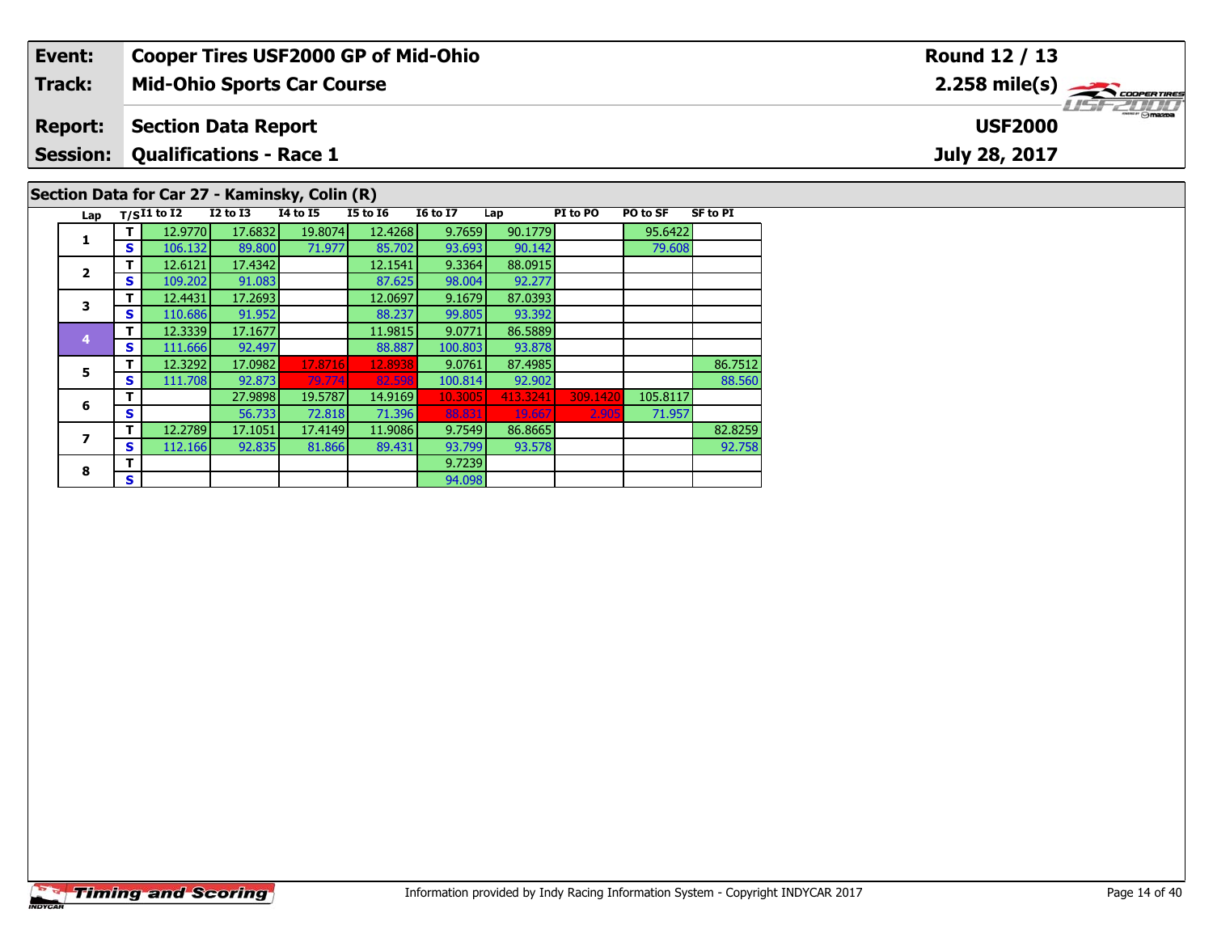| Event: | Cooper Tires USF2000 GP of Mid-Ohio | Round 12 / 13 |
|---|---|---|
| Track: | Mid-Ohio Sports Car Course | 2.258 mile(s) |
| Report: | Section Data Report | USF2000 |
| Session: | Qualifications - Race 1 | July 28, 2017 |

## Section Data for Car 27 - Kaminsky, Colin (R)

| Lap | T/S | I1 to I2 | I2 to I3 | I4 to I5 | I5 to I6 | I6 to I7 | Lap | PI to PO | PO to SF | SF to PI |
|---|---|---|---|---|---|---|---|---|---|---|
| 1 | T | 12.9770 | 17.6832 | 19.8074 | 12.4268 | 9.7659 | 90.1779 | | 95.6422 | |
| | S | 106.132 | 89.800 | 71.977 | 85.702 | 93.693 | 90.142 | | 79.608 | |
| 2 | T | 12.6121 | 17.4342 | | 12.1541 | 9.3364 | 88.0915 | | | |
| | S | 109.202 | 91.083 | | 87.625 | 98.004 | 92.277 | | | |
| 3 | T | 12.4431 | 17.2693 | | 12.0697 | 9.1679 | 87.0393 | | | |
| | S | 110.686 | 91.952 | | 88.237 | 99.805 | 93.392 | | | |
| 4 | T | 12.3339 | 17.1677 | | 11.9815 | 9.0771 | 86.5889 | | | |
| | S | 111.666 | 92.497 | | 88.887 | 100.803 | 93.878 | | | |
| 5 | T | 12.3292 | 17.0982 | 17.8716 | 12.8938 | 9.0761 | 87.4985 | | | 86.7512 |
| | S | 111.708 | 92.873 | 79.774 | 82.598 | 100.814 | 92.902 | | | 88.560 |
| 6 | T | | 27.9898 | 19.5787 | 14.9169 | 10.3005 | 413.3241 | 309.1420 | 105.8117 | |
| | S | | 56.733 | 72.818 | 71.396 | 88.831 | 19.667 | 2.905 | 71.957 | |
| 7 | T | 12.2789 | 17.1051 | 17.4149 | 11.9086 | 9.7549 | 86.8665 | | | 82.8259 |
| | S | 112.166 | 92.835 | 81.866 | 89.431 | 93.799 | 93.578 | | | 92.758 |
| 8 | T | | | | | 9.7239 | | | | |
| | S | | | | | 94.098 | | | | |

Information provided by Indy Racing Information System - Copyright INDYCAR 2017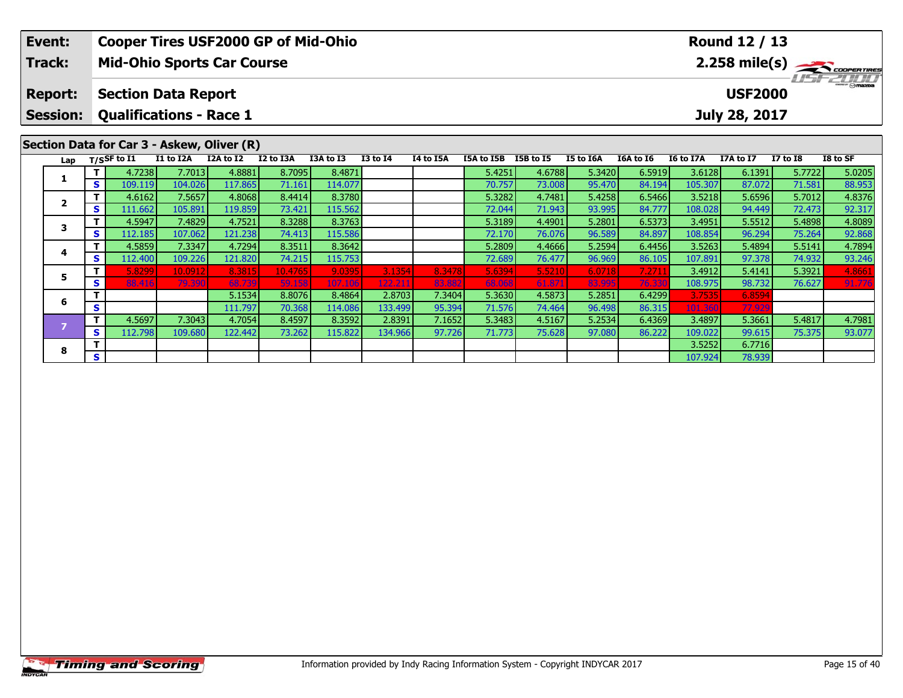| Event: | Cooper Tires USF2000 GP of Mid-Ohio | Round 12 / 13 |
|---|---|---|
| Track: | Mid-Ohio Sports Car Course | 2.258 mile(s) |
| Report: | Section Data Report | USF2000 |
| Session: | Qualifications - Race 1 | July 28, 2017 |

## Section Data for Car 3 - Askew, Oliver (R)

| Lap | T/S | SF to I1 | I1 to I2A | I2A to I2 | I2 to I3A | I3A to I3 | I3 to I4 | I4 to I5A | I5A to I5B | I5B to I5 | I5 to I6A | I6A to I6 | I6 to I7A | I7A to I7 | I7 to I8 | I8 to SF |
|---|---|---|---|---|---|---|---|---|---|---|---|---|---|---|---|---|
| 1 | T | 4.7238 | 7.7013 | 4.8881 | 8.7095 | 8.4871 | | | 5.4251 | 4.6788 | 5.3420 | 6.5919 | 3.6128 | 6.1391 | 5.7722 | 5.0205 |
| | S | 109.119 | 104.026 | 117.865 | 71.161 | 114.077 | | | 70.757 | 73.008 | 95.470 | 84.194 | 105.307 | 87.072 | 71.581 | 88.953 |
| 2 | T | 4.6162 | 7.5657 | 4.8068 | 8.4414 | 8.3780 | | | 5.3282 | 4.7481 | 5.4258 | 6.5466 | 3.5218 | 5.6596 | 5.7012 | 4.8376 |
| | S | 111.662 | 105.891 | 119.859 | 73.421 | 115.562 | | | 72.044 | 71.943 | 93.995 | 84.777 | 108.028 | 94.449 | 72.473 | 92.317 |
| 3 | T | 4.5947 | 7.4829 | 4.7521 | 8.3288 | 8.3763 | | | 5.3189 | 4.4901 | 5.2801 | 6.5373 | 3.4951 | 5.5512 | 5.4898 | 4.8089 |
| | S | 112.185 | 107.062 | 121.238 | 74.413 | 115.586 | | | 72.170 | 76.076 | 96.589 | 84.897 | 108.854 | 96.294 | 75.264 | 92.868 |
| 4 | T | 4.5859 | 7.3347 | 4.7294 | 8.3511 | 8.3642 | | | 5.2809 | 4.4666 | 5.2594 | 6.4456 | 3.5263 | 5.4894 | 5.5141 | 4.7894 |
| | S | 112.400 | 109.226 | 121.820 | 74.215 | 115.753 | | | 72.689 | 76.477 | 96.969 | 86.105 | 107.891 | 97.378 | 74.932 | 93.246 |
| 5 | T | 5.8299 | 10.0912 | 8.3815 | 10.4765 | 9.0395 | 3.1354 | 8.3478 | 5.6394 | 5.5210 | 6.0718 | 7.2711 | 3.4912 | 5.4141 | 5.3921 | 4.8661 |
| | S | 88.416 | 79.390 | 68.739 | 59.158 | 107.106 | 122.211 | 83.882 | 68.068 | 61.871 | 83.995 | 76.330 | 108.975 | 98.732 | 76.627 | 91.776 |
| 6 | T | | | 5.1534 | 8.8076 | 8.4864 | 2.8703 | 7.3404 | 5.3630 | 4.5873 | 5.2851 | 6.4299 | 3.7535 | 6.8594 | | |
| | S | | | 111.797 | 70.368 | 114.086 | 133.499 | 95.394 | 71.576 | 74.464 | 96.498 | 86.315 | 101.360 | 77.929 | | |
| 7 | T | 4.5697 | 7.3043 | 4.7054 | 8.4597 | 8.3592 | 2.8391 | 7.1652 | 5.3483 | 4.5167 | 5.2534 | 6.4369 | 3.4897 | 5.3661 | 5.4817 | 4.7981 |
| | S | 112.798 | 109.680 | 122.442 | 73.262 | 115.822 | 134.966 | 97.726 | 71.773 | 75.628 | 97.080 | 86.222 | 109.022 | 99.615 | 75.375 | 93.077 |
| 8 | T | | | | | | | | | | | | 3.5252 | 6.7716 | | |
| | S | | | | | | | | | | | | 107.924 | 78.939 | | |

Information provided by Indy Racing Information System - Copyright INDYCAR 2017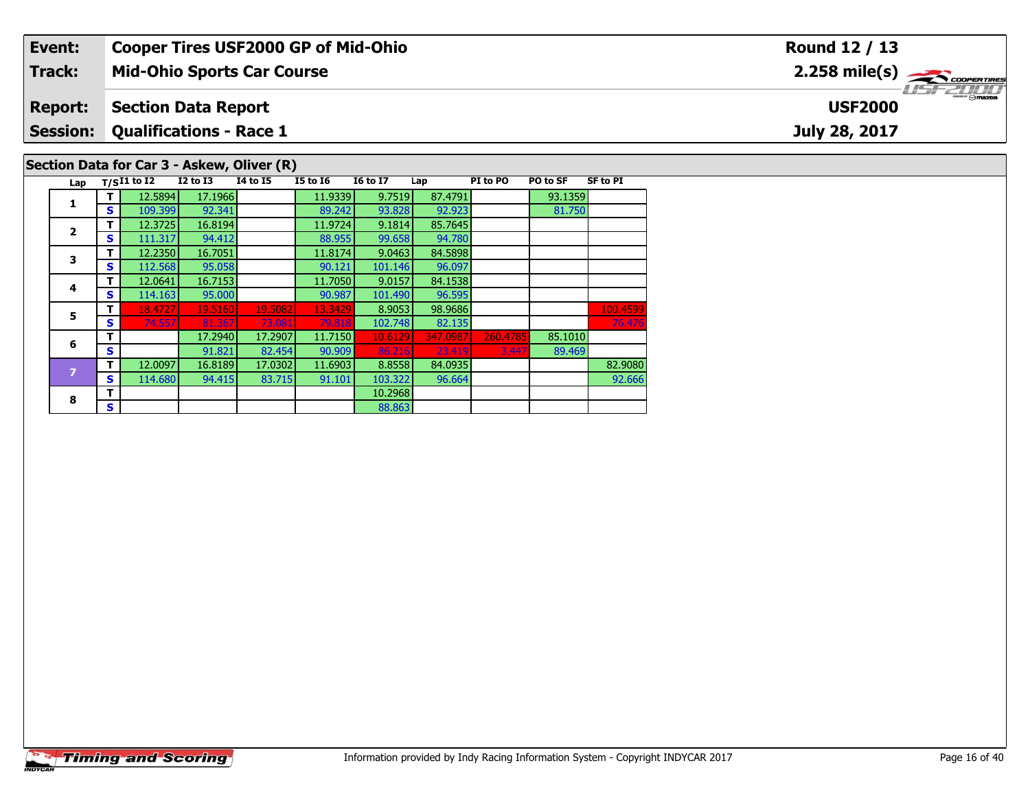| **Event:** | **Cooper Tires USF2000 GP of Mid-Ohio** | **Round 12 / 13** |
|---|---|---|
| **Track:** | **Mid-Ohio Sports Car Course** | **2.258 mile(s)** |
| **Report:** | **Section Data Report** | **USF2000** |
| **Session:** | **Qualifications - Race 1** | **July 28, 2017** |

## Section Data for Car 3 - Askew, Oliver (R)

| Lap | T/S | I1 to I2 | I2 to I3 | I4 to I5 | I5 to I6 | I6 to I7 | Lap | PI to PO | PO to SF | SF to PI |
|---|---|---|---|---|---|---|---|---|---|---|
| 1 | T | 12.5894 | 17.1966 | | 11.9339 | 9.7519 | 87.4791 | | 93.1359 | |
| | S | 109.399 | 92.341 | | 89.242 | 93.828 | 92.923 | | 81.750 | |
| 2 | T | 12.3725 | 16.8194 | | 11.9724 | 9.1814 | 85.7645 | | | |
| | S | 111.317 | 94.412 | | 88.955 | 99.658 | 94.780 | | | |
| 3 | T | 12.2350 | 16.7051 | | 11.8174 | 9.0463 | 84.5898 | | | |
| | S | 112.568 | 95.058 | | 90.121 | 101.146 | 96.097 | | | |
| 4 | T | 12.0641 | 16.7153 | | 11.7050 | 9.0157 | 84.1538 | | | |
| | S | 114.163 | 95.000 | | 90.987 | 101.490 | 96.595 | | | |
| 5 | T | 18.4727 | 19.5160 | 19.5082 | 13.3429 | 8.9053 | 98.9686 | | | 100.4599 |
| | S | 74.557 | 81.367 | 73.081 | 79.818 | 102.748 | 82.135 | | | 76.476 |
| 6 | T | | 17.2940 | 17.2907 | 11.7150 | 10.6129 | 347.0987 | 260.4785 | 85.1010 | |
| | S | | 91.821 | 82.454 | 90.909 | 86.216 | 23.419 | 3.447 | 89.469 | |
| 7 | T | 12.0097 | 16.8189 | 17.0302 | 11.6903 | 8.8558 | 84.0935 | | | 82.9080 |
| | S | 114.680 | 94.415 | 83.715 | 91.101 | 103.322 | 96.664 | | | 92.666 |
| 8 | T | | | | | 10.2968 | | | | |
| | S | | | | | 88.863 | | | | |

Information provided by Indy Racing Information System - Copyright INDYCAR 2017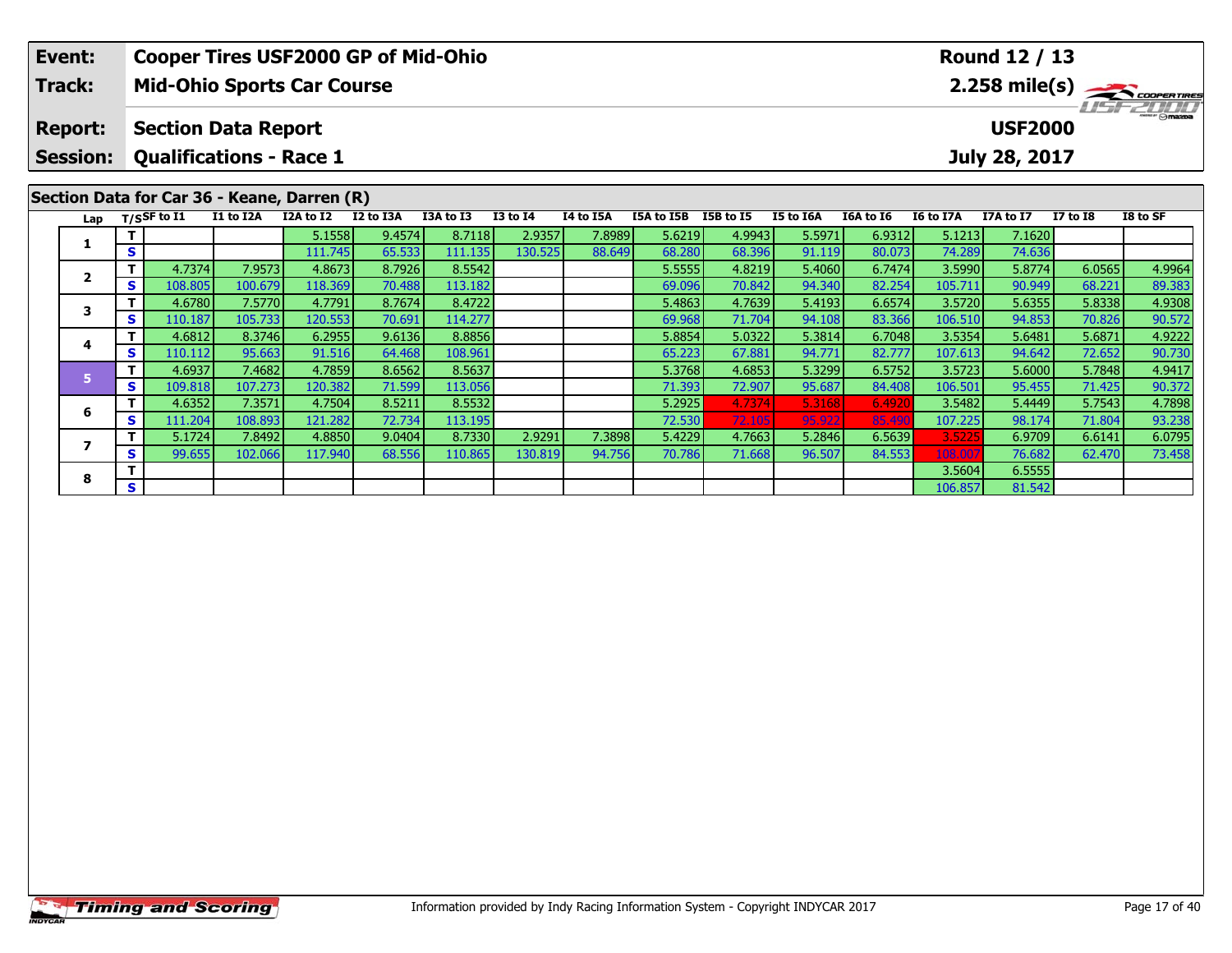| Event: | Cooper Tires USF2000 GP of Mid-Ohio | Round 12 / 13 |
|---|---|---|
| Track: | Mid-Ohio Sports Car Course | 2.258 mile(s) |
| Report: | Section Data Report | USF2000 |
| Session: | Qualifications - Race 1 | July 28, 2017 |

## Section Data for Car 36 - Keane, Darren (R)

| Lap | T/S | SF to I1 | I1 to I2A | I2A to I2 | I2 to I3A | I3A to I3 | I3 to I4 | I4 to I5A | I5A to I5B | I5B to I5 | I5 to I6A | I6A to I6 | I6 to I7A | I7A to I7 | I7 to I8 | I8 to SF |
|---|---|---|---|---|---|---|---|---|---|---|---|---|---|---|---|---|
| 1 | T | | | 5.1558 | 9.4574 | 8.7118 | 2.9357 | 7.8989 | 5.6219 | 4.9943 | 5.5971 | 6.9312 | 5.1213 | 7.1620 | | |
| | S | | | 111.745 | 65.533 | 111.135 | 130.525 | 88.649 | 68.280 | 68.396 | 91.119 | 80.073 | 74.289 | 74.636 | | |
| 2 | T | 4.7374 | 7.9573 | 4.8673 | 8.7926 | 8.5542 | | | 5.5555 | 4.8219 | 5.4060 | 6.7474 | 3.5990 | 5.8774 | 6.0565 | 4.9964 |
| | S | 108.805 | 100.679 | 118.369 | 70.488 | 113.182 | | | 69.096 | 70.842 | 94.340 | 82.254 | 105.711 | 90.949 | 68.221 | 89.383 |
| 3 | T | 4.6780 | 7.5770 | 4.7791 | 8.7674 | 8.4722 | | | 5.4863 | 4.7639 | 5.4193 | 6.6574 | 3.5720 | 5.6355 | 5.8338 | 4.9308 |
| | S | 110.187 | 105.733 | 120.553 | 70.691 | 114.277 | | | 69.968 | 71.704 | 94.108 | 83.366 | 106.510 | 94.853 | 70.826 | 90.572 |
| 4 | T | 4.6812 | 8.3746 | 6.2955 | 9.6136 | 8.8856 | | | 5.8854 | 5.0322 | 5.3814 | 6.7048 | 3.5354 | 5.6481 | 5.6871 | 4.9222 |
| | S | 110.112 | 95.663 | 91.516 | 64.468 | 108.961 | | | 65.223 | 67.881 | 94.771 | 82.777 | 107.613 | 94.642 | 72.652 | 90.730 |
| 5 | T | 4.6937 | 7.4682 | 4.7859 | 8.6562 | 8.5637 | | | 5.3768 | 4.6853 | 5.3299 | 6.5752 | 3.5723 | 5.6000 | 5.7848 | 4.9417 |
| | S | 109.818 | 107.273 | 120.382 | 71.599 | 113.056 | | | 71.393 | 72.907 | 95.687 | 84.408 | 106.501 | 95.455 | 71.425 | 90.372 |
| 6 | T | 4.6352 | 7.3571 | 4.7504 | 8.5211 | 8.5532 | | | 5.2925 | 4.7374 | 5.3168 | 6.4920 | 3.5482 | 5.4449 | 5.7543 | 4.7898 |
| | S | 111.204 | 108.893 | 121.282 | 72.734 | 113.195 | | | 72.530 | 72.105 | 95.922 | 85.490 | 107.225 | 98.174 | 71.804 | 93.238 |
| 7 | T | 5.1724 | 7.8492 | 4.8850 | 9.0404 | 8.7330 | 2.9291 | 7.3898 | 5.4229 | 4.7663 | 5.2846 | 6.5639 | 3.5225 | 6.9709 | 6.6141 | 6.0795 |
| | S | 99.655 | 102.066 | 117.940 | 68.556 | 110.865 | 130.819 | 94.756 | 70.786 | 71.668 | 96.507 | 84.553 | 108.007 | 76.682 | 62.470 | 73.458 |
| 8 | T | | | | | | | | | | | | 3.5604 | 6.5555 | | |
| | S | | | | | | | | | | | | 106.857 | 81.542 | | |

Information provided by Indy Racing Information System - Copyright INDYCAR 2017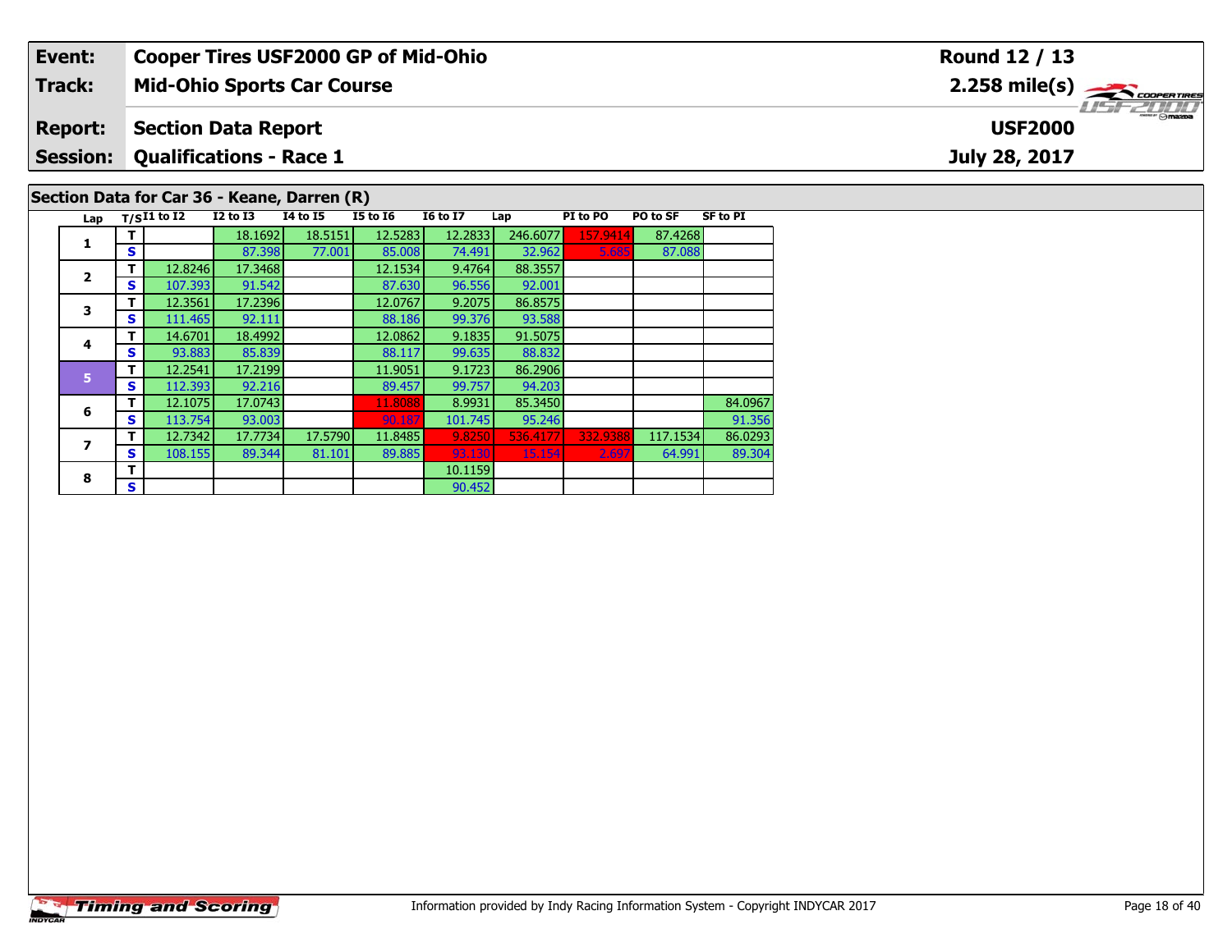| Event: | Cooper Tires USF2000 GP of Mid-Ohio | Round 12 / 13 |
|---|---|---|
| Track: | Mid-Ohio Sports Car Course | 2.258 mile(s) |
| Report: | Section Data Report | USF2000 |
| Session: | Qualifications - Race 1 | July 28, 2017 |

## Section Data for Car 36 - Keane, Darren (R)

| Lap | T/S | I1 to I2 | I2 to I3 | I4 to I5 | I5 to I6 | I6 to I7 | Lap | PI to PO | PO to SF | SF to PI |
|---|---|---|---|---|---|---|---|---|---|---|
| 1 | T | | 18.1692 | 18.5151 | 12.5283 | 12.2833 | 246.6077 | 157.9414 | 87.4268 | |
| | S | | 87.398 | 77.001 | 85.008 | 74.491 | 32.962 | 5.685 | 87.088 | |
| 2 | T | 12.8246 | 17.3468 | | 12.1534 | 9.4764 | 88.3557 | | | |
| | S | 107.393 | 91.542 | | 87.630 | 96.556 | 92.001 | | | |
| 3 | T | 12.3561 | 17.2396 | | 12.0767 | 9.2075 | 86.8575 | | | |
| | S | 111.465 | 92.111 | | 88.186 | 99.376 | 93.588 | | | |
| 4 | T | 14.6701 | 18.4992 | | 12.0862 | 9.1835 | 91.5075 | | | |
| | S | 93.883 | 85.839 | | 88.117 | 99.635 | 88.832 | | | |
| 5 | T | 12.2541 | 17.2199 | | 11.9051 | 9.1723 | 86.2906 | | | |
| | S | 112.393 | 92.216 | | 89.457 | 99.757 | 94.203 | | | |
| 6 | T | 12.1075 | 17.0743 | | 11.8088 | 8.9931 | 85.3450 | | | 84.0967 |
| | S | 113.754 | 93.003 | | 90.187 | 101.745 | 95.246 | | | 91.356 |
| 7 | T | 12.7342 | 17.7734 | 17.5790 | 11.8485 | 9.8250 | 536.4177 | 332.9388 | 117.1534 | 86.0293 |
| | S | 108.155 | 89.344 | 81.101 | 89.885 | 93.130 | 15.154 | 2.697 | 64.991 | 89.304 |
| 8 | T | | | | | 10.1159 | | | | |
| | S | | | | | 90.452 | | | | |

Information provided by Indy Racing Information System - Copyright INDYCAR 2017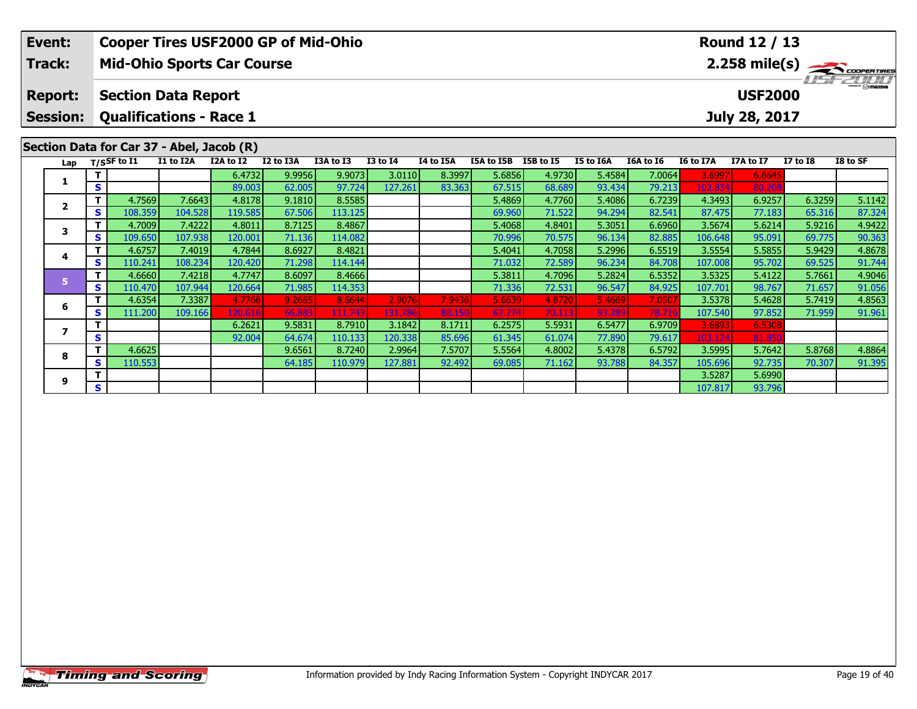| Event: | Cooper Tires USF2000 GP of Mid-Ohio | Round 12 / 13 |
|---|---|---|
| Track: | Mid-Ohio Sports Car Course | 2.258 mile(s) |
| Report: | Section Data Report | USF2000 |
| Session: | Qualifications - Race 1 | July 28, 2017 |

## Section Data for Car 37 - Abel, Jacob (R)

| Lap | T/S | SF to I1 | I1 to I2A | I2A to I2 | I2 to I3A | I3A to I3 | I3 to I4 | I4 to I5A | I5A to I5B | I5B to I5 | I5 to I6A | I6A to I6 | I6 to I7A | I7A to I7 | I7 to I8 | I8 to SF |
|---|---|---|---|---|---|---|---|---|---|---|---|---|---|---|---|---|
| 1 | T | | | 6.4732 | 9.9956 | 9.9073 | 3.0110 | 8.3997 | 5.6856 | 4.9730 | 5.4584 | 7.0064 | 3.6997 | 6.6645 | | |
| | S | | | 89.003 | 62.005 | 97.724 | 127.261 | 83.363 | 67.515 | 68.689 | 93.434 | 79.213 | 102.834 | 80.208 | | |
| 2 | T | 4.7569 | 7.6643 | 4.8178 | 9.1810 | 8.5585 | | | 5.4869 | 4.7760 | 5.4086 | 6.7239 | 4.3493 | 6.9257 | 6.3259 | 5.1142 |
| | S | 108.359 | 104.528 | 119.585 | 67.506 | 113.125 | | | 69.960 | 71.522 | 94.294 | 82.541 | 87.475 | 77.183 | 65.316 | 87.324 |
| 3 | T | 4.7009 | 7.4222 | 4.8011 | 8.7125 | 8.4867 | | | 5.4068 | 4.8401 | 5.3051 | 6.6960 | 3.5674 | 5.6214 | 5.9216 | 4.9422 |
| | S | 109.650 | 107.938 | 120.001 | 71.136 | 114.082 | | | 70.996 | 70.575 | 96.134 | 82.885 | 106.648 | 95.091 | 69.775 | 90.363 |
| 4 | T | 4.6757 | 7.4019 | 4.7844 | 8.6927 | 8.4821 | | | 5.4041 | 4.7058 | 5.2996 | 6.5519 | 3.5554 | 5.5855 | 5.9429 | 4.8678 |
| | S | 110.241 | 108.234 | 120.420 | 71.298 | 114.144 | | | 71.032 | 72.589 | 96.234 | 84.708 | 107.008 | 95.702 | 69.525 | 91.744 |
| 5 | T | 4.6660 | 7.4218 | 4.7747 | 8.6097 | 8.4666 | | | 5.3811 | 4.7096 | 5.2824 | 6.5352 | 3.5325 | 5.4122 | 5.7661 | 4.9046 |
| | S | 110.470 | 107.944 | 120.664 | 71.985 | 114.353 | | | 71.336 | 72.531 | 96.547 | 84.925 | 107.701 | 98.767 | 71.657 | 91.056 |
| 6 | T | 4.6354 | 7.3387 | 4.7766 | 9.2665 | 8.6644 | 2.9076 | 7.9436 | 5.6639 | 4.8720 | 5.4669 | 7.0507 | 3.5378 | 5.4628 | 5.7419 | 4.8563 |
| | S | 111.200 | 109.166 | 120.616 | 66.883 | 111.743 | 131.786 | 88.150 | 67.774 | 70.113 | 93.289 | 78.716 | 107.540 | 97.852 | 71.959 | 91.961 |
| 7 | T | | | 6.2621 | 9.5831 | 8.7910 | 3.1842 | 8.1711 | 6.2575 | 5.5931 | 6.5477 | 6.9709 | 3.6893 | 6.5308 | | |
| | S | | | 92.004 | 64.674 | 110.133 | 120.338 | 85.696 | 61.345 | 61.074 | 77.890 | 79.617 | 103.124 | 81.850 | | |
| 8 | T | 4.6625 | | | 9.6561 | 8.7240 | 2.9964 | 7.5707 | 5.5564 | 4.8002 | 5.4378 | 6.5792 | 3.5995 | 5.7642 | 5.8768 | 4.8864 |
| | S | 110.553 | | | 64.185 | 110.979 | 127.881 | 92.492 | 69.085 | 71.162 | 93.788 | 84.357 | 105.696 | 92.735 | 70.307 | 91.395 |
| 9 | T | | | | | | | | | | | | 3.5287 | 5.6990 | | |
| | S | | | | | | | | | | | | 107.817 | 93.796 | | |

Information provided by Indy Racing Information System - Copyright INDYCAR 2017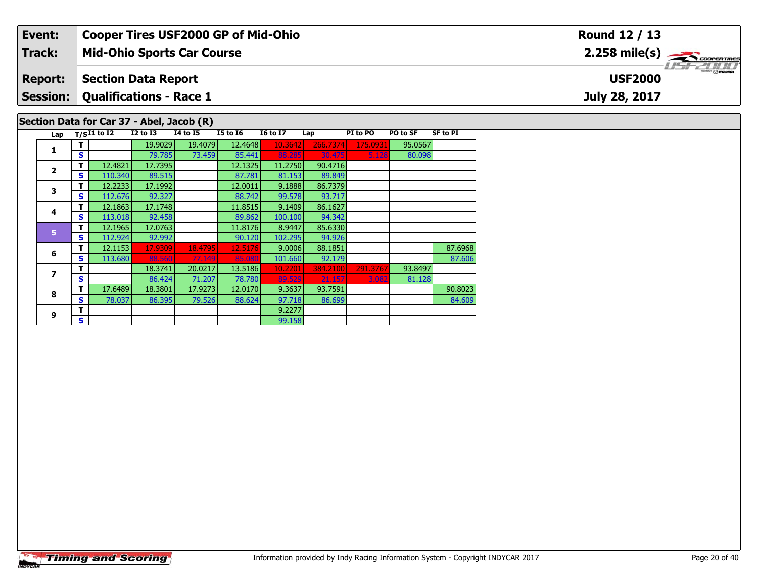| Event: | Cooper Tires USF2000 GP of Mid-Ohio | Round 12 / 13 |
|---|---|---|
| Track: | Mid-Ohio Sports Car Course | 2.258 mile(s) |
| Report: | Section Data Report | USF2000 |
| Session: | Qualifications - Race 1 | July 28, 2017 |

## Section Data for Car 37 - Abel, Jacob (R)

| Lap | T/S | I1 to I2 | I2 to I3 | I4 to I5 | I5 to I6 | I6 to I7 | Lap | PI to PO | PO to SF | SF to PI |
|---|---|---|---|---|---|---|---|---|---|---|
| 1 | T | | 19.9029 | 19.4079 | 12.4648 | 10.3642 | 266.7374 | 175.0931 | 95.0567 | |
| | S | | 79.785 | 73.459 | 85.441 | 88.285 | 30.475 | 5.128 | 80.098 | |
| 2 | T | 12.4821 | 17.7395 | | 12.1325 | 11.2750 | 90.4716 | | | |
| | S | 110.340 | 89.515 | | 87.781 | 81.153 | 89.849 | | | |
| 3 | T | 12.2233 | 17.1992 | | 12.0011 | 9.1888 | 86.7379 | | | |
| | S | 112.676 | 92.327 | | 88.742 | 99.578 | 93.717 | | | |
| 4 | T | 12.1863 | 17.1748 | | 11.8515 | 9.1409 | 86.1627 | | | |
| | S | 113.018 | 92.458 | | 89.862 | 100.100 | 94.342 | | | |
| 5 | T | 12.1965 | 17.0763 | | 11.8176 | 8.9447 | 85.6330 | | | |
| | S | 112.924 | 92.992 | | 90.120 | 102.295 | 94.926 | | | |
| 6 | T | 12.1153 | 17.9309 | 18.4795 | 12.5176 | 9.0006 | 88.1851 | | | 87.6968 |
| | S | 113.680 | 88.560 | 77.149 | 85.080 | 101.660 | 92.179 | | | 87.606 |
| 7 | T | | 18.3741 | 20.0217 | 13.5186 | 10.2201 | 384.2100 | 291.3767 | 93.8497 | |
| | S | | 86.424 | 71.207 | 78.780 | 89.529 | 21.157 | 3.082 | 81.128 | |
| 8 | T | 17.6489 | 18.3801 | 17.9273 | 12.0170 | 9.3637 | 93.7591 | | | 90.8023 |
| | S | 78.037 | 86.395 | 79.526 | 88.624 | 97.718 | 86.699 | | | 84.609 |
| 9 | T | | | | | 9.2277 | | | | |
| | S | | | | | 99.158 | | | | |

Information provided by Indy Racing Information System - Copyright INDYCAR 2017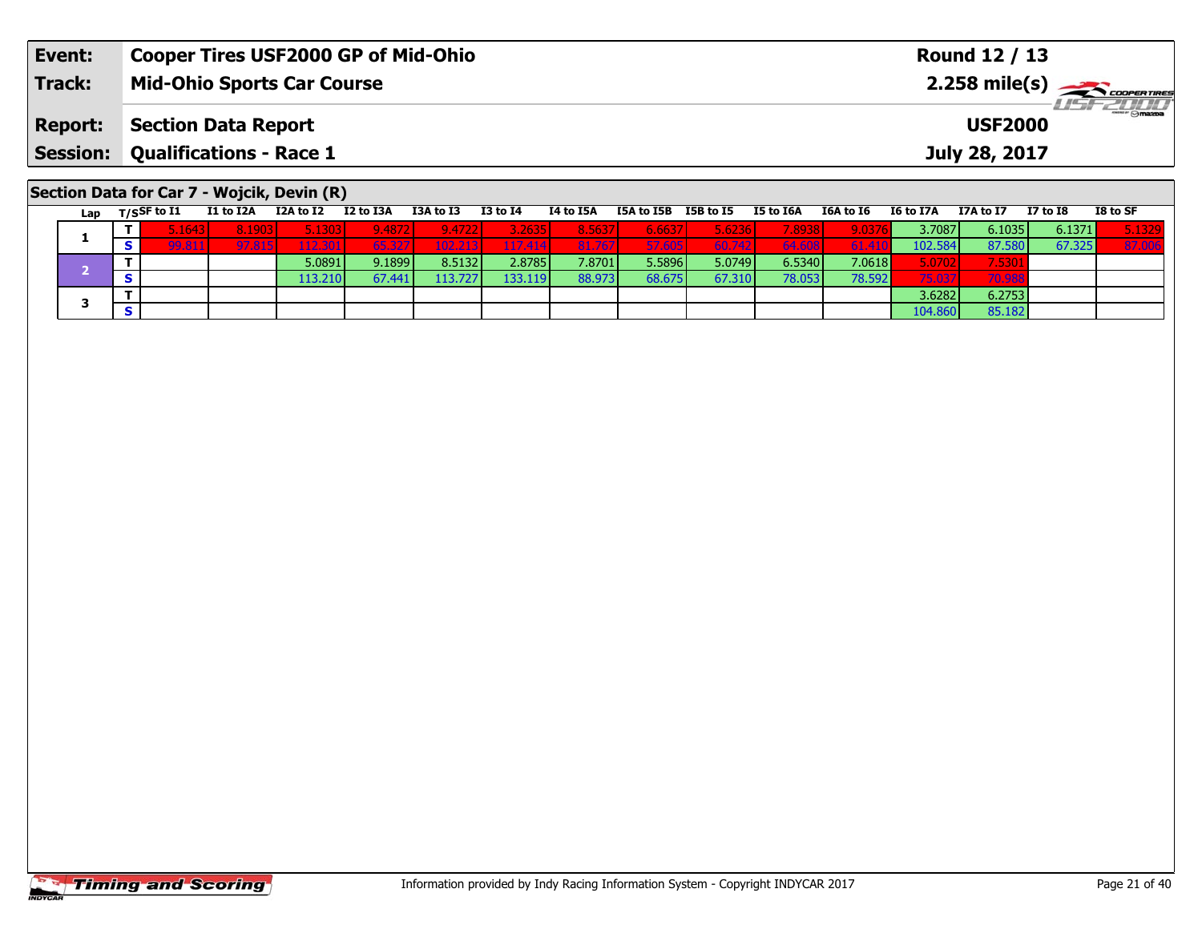| **Event:** | **Cooper Tires USF2000 GP of Mid-Ohio** | **Round 12 / 13** |
|---|---|---|
| **Track:** | **Mid-Ohio Sports Car Course** | **2.258 mile(s)** |
| **Report:** | **Section Data Report** | **USF2000** |
| **Session:** | **Qualifications - Race 1** | **July 28, 2017** |

## Section Data for Car 7 - Wojcik, Devin (R)

| Lap | T/S | SF to I1 | I1 to I2A | I2A to I2 | I2 to I3A | I3A to I3 | I3 to I4 | I4 to I5A | I5A to I5B | I5B to I5 | I5 to I6A | I6A to I6 | I6 to I7A | I7A to I7 | I7 to I8 | I8 to SF |
|---|---|---|---|---|---|---|---|---|---|---|---|---|---|---|---|---|
| 1 | T | 5.1643 | 8.1903 | 5.1303 | 9.4872 | 9.4722 | 3.2635 | 8.5637 | 6.6637 | 5.6236 | 7.8938 | 9.0376 | 3.7087 | 6.1035 | 6.1371 | 5.1329 |
| | S | 99.811 | 97.815 | 112.301 | 65.327 | 102.213 | 117.414 | 81.767 | 57.605 | 60.742 | 64.608 | 61.410 | 102.584 | 87.580 | 67.325 | 87.006 |
| 2 | T | | | 5.0891 | 9.1899 | 8.5132 | 2.8785 | 7.8701 | 5.5896 | 5.0749 | 6.5340 | 7.0618 | 5.0702 | 7.5301 | | |
| | S | | | 113.210 | 67.441 | 113.727 | 133.119 | 88.973 | 68.675 | 67.310 | 78.053 | 78.592 | 75.037 | 70.988 | | |
| 3 | T | | | | | | | | | | | | 3.6282 | 6.2753 | | |
| | S | | | | | | | | | | | | 104.860 | 85.182 | | |

Information provided by Indy Racing Information System - Copyright INDYCAR 2017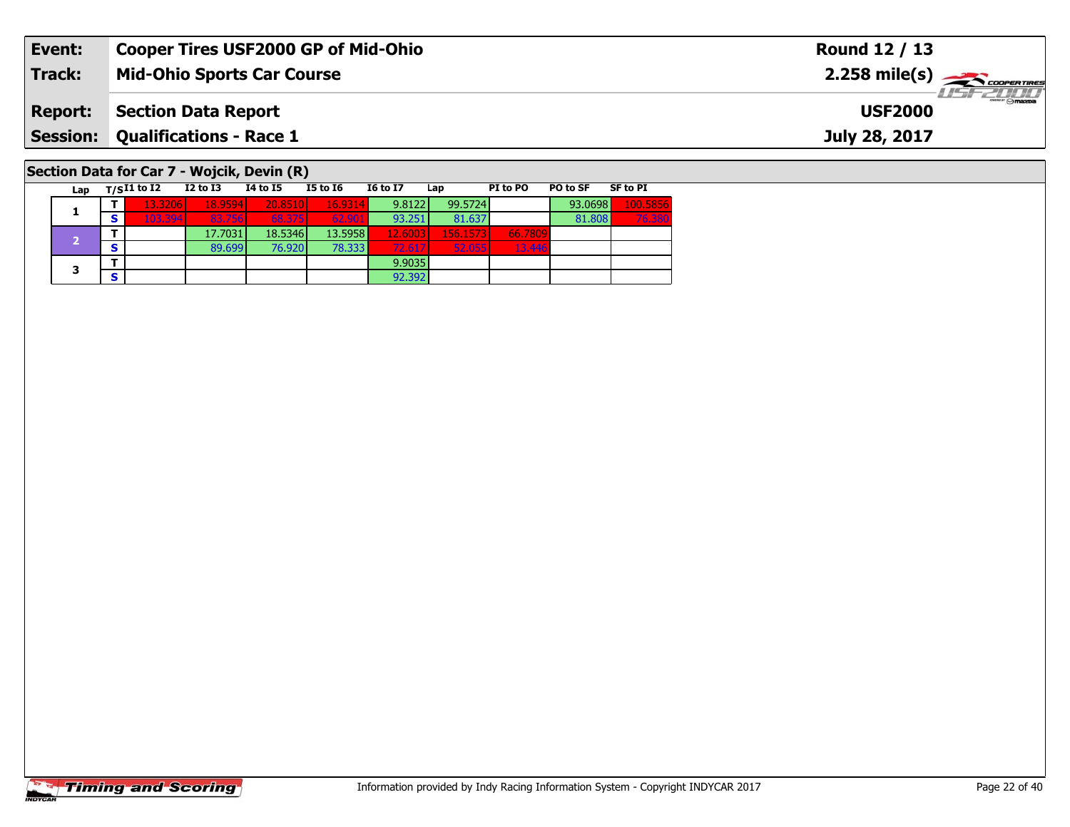| Event: | Cooper Tires USF2000 GP of Mid-Ohio | Round 12 / 13 |
|---|---|---|
| Track: | Mid-Ohio Sports Car Course | 2.258 mile(s) |
| Report: | Section Data Report | USF2000 |
| Session: | Qualifications - Race 1 | July 28, 2017 |

## Section Data for Car 7 - Wojcik, Devin (R)

| Lap | T/S | I1 to I2 | I2 to I3 | I4 to I5 | I5 to I6 | I6 to I7 | Lap | PI to PO | PO to SF | SF to PI |
|---|---|---|---|---|---|---|---|---|---|---|
| 1 | T | 13.3206 | 18.9594 | 20.8510 | 16.9314 | 9.8122 | 99.5724 | | 93.0698 | 100.5856 |
| | S | 103.394 | 83.756 | 68.375 | 62.901 | 93.251 | 81.637 | | 81.808 | 76.380 |
| 2 | T | | 17.7031 | 18.5346 | 13.5958 | 12.6003 | 156.1573 | 66.7809 | | |
| | S | | 89.699 | 76.920 | 78.333 | 72.617 | 52.055 | 13.446 | | |
| 3 | T | | | | | 9.9035 | | | | |
| | S | | | | | 92.392 | | | | |

Information provided by Indy Racing Information System - Copyright INDYCAR 2017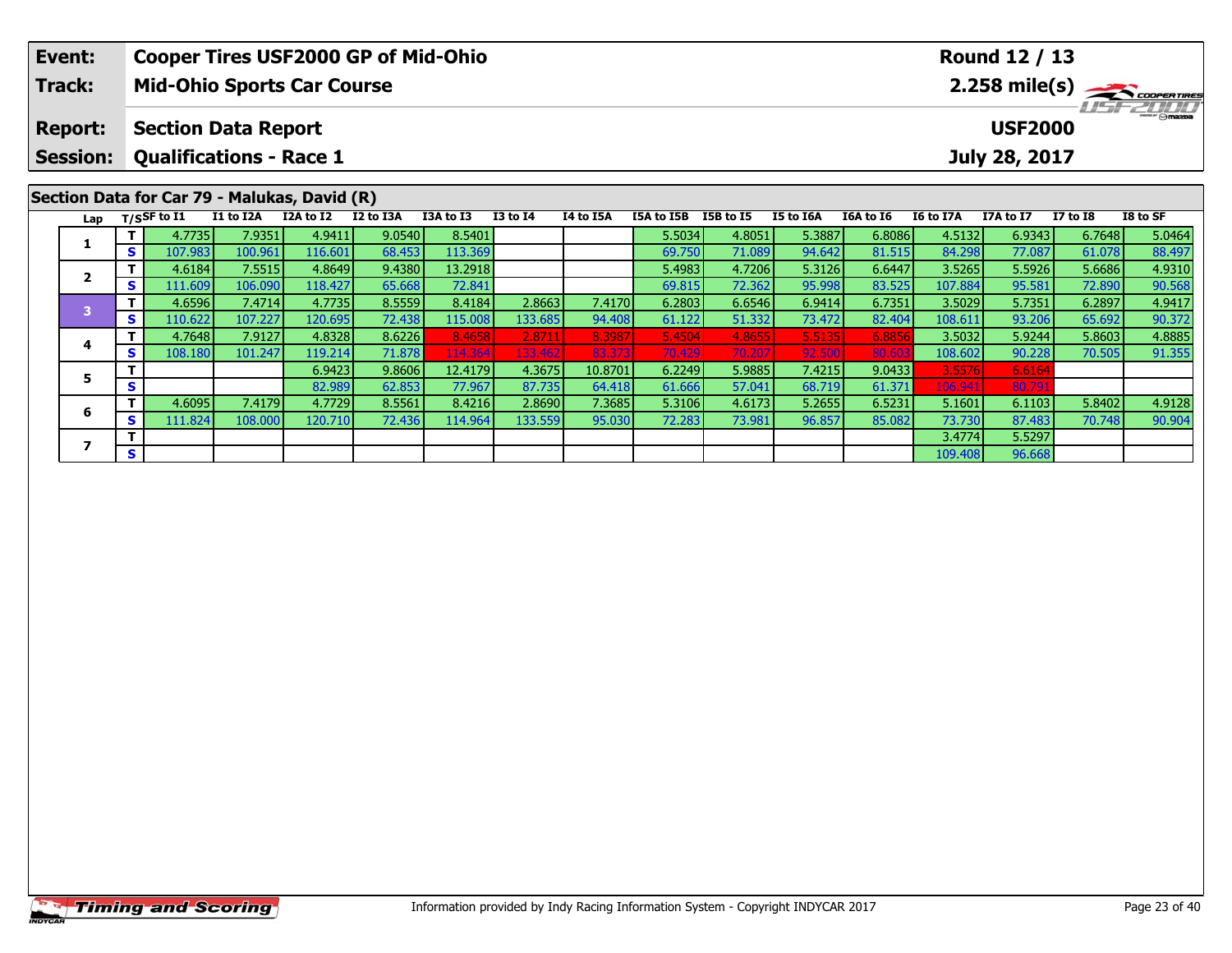| Event: | Cooper Tires USF2000 GP of Mid-Ohio | Round 12 / 13 |
|---|---|---|
| Track: | Mid-Ohio Sports Car Course | 2.258 mile(s) |
| Report: | Section Data Report | USF2000 |
| Session: | Qualifications - Race 1 | July 28, 2017 |

## Section Data for Car 79 - Malukas, David (R)

| Lap | T/S | SF to I1 | I1 to I2A | I2A to I2 | I2 to I3A | I3A to I3 | I3 to I4 | I4 to I5A | I5A to I5B | I5B to I5 | I5 to I6A | I6A to I6 | I6 to I7A | I7A to I7 | I7 to I8 | I8 to SF |
|---|---|---|---|---|---|---|---|---|---|---|---|---|---|---|---|---|
| 1 | T | 4.7735 | 7.9351 | 4.9411 | 9.0540 | 8.5401 | | | 5.5034 | 4.8051 | 5.3887 | 6.8086 | 4.5132 | 6.9343 | 6.7648 | 5.0464 |
| | S | 107.983 | 100.961 | 116.601 | 68.453 | 113.369 | | | 69.750 | 71.089 | 94.642 | 81.515 | 84.298 | 77.087 | 61.078 | 88.497 |
| 2 | T | 4.6184 | 7.5515 | 4.8649 | 9.4380 | 13.2918 | | | 5.4983 | 4.7206 | 5.3126 | 6.6447 | 3.5265 | 5.5926 | 5.6686 | 4.9310 |
| | S | 111.609 | 106.090 | 118.427 | 65.668 | 72.841 | | | 69.815 | 72.362 | 95.998 | 83.525 | 107.884 | 95.581 | 72.890 | 90.568 |
| 3 | T | 4.6596 | 7.4714 | 4.7735 | 8.5559 | 8.4184 | 2.8663 | 7.4170 | 6.2803 | 6.6546 | 6.9414 | 6.7351 | 3.5029 | 5.7351 | 6.2897 | 4.9417 |
| | S | 110.622 | 107.227 | 120.695 | 72.438 | 115.008 | 133.685 | 94.408 | 61.122 | 51.332 | 73.472 | 82.404 | 108.611 | 93.206 | 65.692 | 90.372 |
| 4 | T | 4.7648 | 7.9127 | 4.8328 | 8.6226 | 8.4658 | 2.8711 | 8.3987 | 5.4504 | 4.8655 | 5.5135 | 6.8856 | 3.5032 | 5.9244 | 5.8603 | 4.8885 |
| | S | 108.180 | 101.247 | 119.214 | 71.878 | 114.364 | 133.462 | 83.373 | 70.429 | 70.207 | 92.500 | 80.603 | 108.602 | 90.228 | 70.505 | 91.355 |
| 5 | T | | | 6.9423 | 9.8606 | 12.4179 | 4.3675 | 10.8701 | 6.2249 | 5.9885 | 7.4215 | 9.0433 | 3.5576 | 6.6164 | | |
| | S | | | 82.989 | 62.853 | 77.967 | 87.735 | 64.418 | 61.666 | 57.041 | 68.719 | 61.371 | 106.941 | 80.791 | | |
| 6 | T | 4.6095 | 7.4179 | 4.7729 | 8.5561 | 8.4216 | 2.8690 | 7.3685 | 5.3106 | 4.6173 | 5.2655 | 6.5231 | 5.1601 | 6.1103 | 5.8402 | 4.9128 |
| | S | 111.824 | 108.000 | 120.710 | 72.436 | 114.964 | 133.559 | 95.030 | 72.283 | 73.981 | 96.857 | 85.082 | 73.730 | 87.483 | 70.748 | 90.904 |
| 7 | T | | | | | | | | | | | | 3.4774 | 5.5297 | | |
| | S | | | | | | | | | | | | 109.408 | 96.668 | | |

Information provided by Indy Racing Information System - Copyright INDYCAR 2017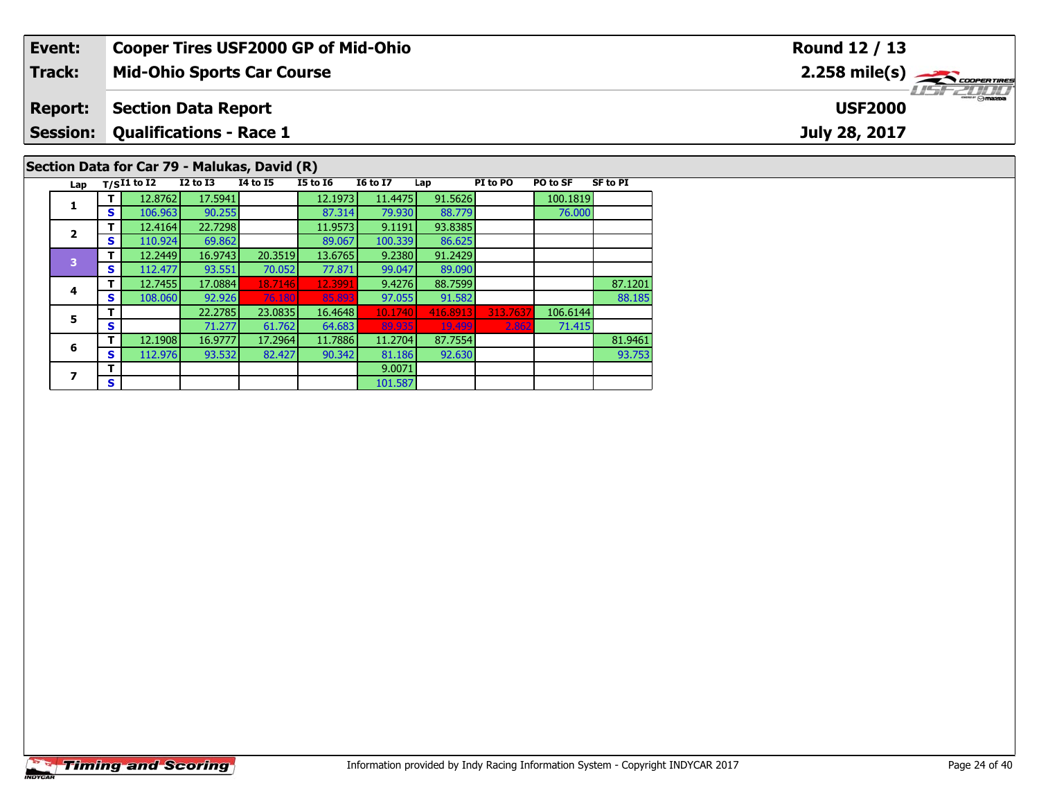| Event: | Cooper Tires USF2000 GP of Mid-Ohio | Round 12 / 13 |
|---|---|---|
| Track: | Mid-Ohio Sports Car Course | 2.258 mile(s) |
| Report: | Section Data Report | USF2000 |
| Session: | Qualifications - Race 1 | July 28, 2017 |

## Section Data for Car 79 - Malukas, David (R)

| Lap | T/S | I1 to I2 | I2 to I3 | I4 to I5 | I5 to I6 | I6 to I7 | Lap | PI to PO | PO to SF | SF to PI |
|---|---|---|---|---|---|---|---|---|---|---|
| 1 | T | 12.8762 | 17.5941 | | 12.1973 | 11.4475 | 91.5626 | | 100.1819 | |
| | S | 106.963 | 90.255 | | 87.314 | 79.930 | 88.779 | | 76.000 | |
| 2 | T | 12.4164 | 22.7298 | | 11.9573 | 9.1191 | 93.8385 | | | |
| | S | 110.924 | 69.862 | | 89.067 | 100.339 | 86.625 | | | |
| 3 | T | 12.2449 | 16.9743 | 20.3519 | 13.6765 | 9.2380 | 91.2429 | | | |
| | S | 112.477 | 93.551 | 70.052 | 77.871 | 99.047 | 89.090 | | | |
| 4 | T | 12.7455 | 17.0884 | 18.7146 | 12.3991 | 9.4276 | 88.7599 | | | 87.1201 |
| | S | 108.060 | 92.926 | 76.180 | 85.893 | 97.055 | 91.582 | | | 88.185 |
| 5 | T | | 22.2785 | 23.0835 | 16.4648 | 10.1740 | 416.8913 | 313.7637 | 106.6144 | |
| | S | | 71.277 | 61.762 | 64.683 | 89.935 | 19.499 | 2.862 | 71.415 | |
| 6 | T | 12.1908 | 16.9777 | 17.2964 | 11.7886 | 11.2704 | 87.7554 | | | 81.9461 |
| | S | 112.976 | 93.532 | 82.427 | 90.342 | 81.186 | 92.630 | | | 93.753 |
| 7 | T | | | | | 9.0071 | | | | |
| | S | | | | | 101.587 | | | | |

Information provided by Indy Racing Information System - Copyright INDYCAR 2017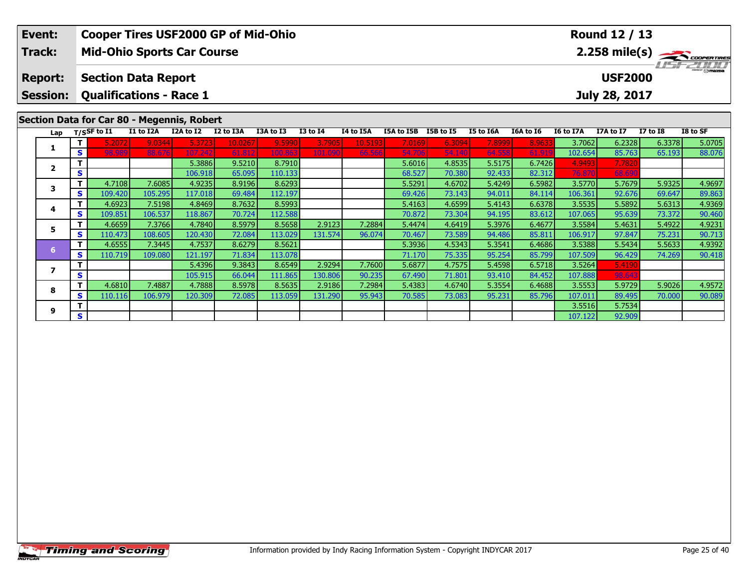| Event: | Cooper Tires USF2000 GP of Mid-Ohio | Round 12 / 13 |
|---|---|---|
| Track: | Mid-Ohio Sports Car Course | 2.258 mile(s) |
| Report: | Section Data Report | USF2000 |
| Session: | Qualifications - Race 1 | July 28, 2017 |

## Section Data for Car 80 - Megennis, Robert

| Lap | T/S | SF to I1 | I1 to I2A | I2A to I2 | I2 to I3A | I3A to I3 | I3 to I4 | I4 to I5A | I5A to I5B | I5B to I5 | I5 to I6A | I6A to I6 | I6 to I7A | I7A to I7 | I7 to I8 | I8 to SF |
|---|---|---|---|---|---|---|---|---|---|---|---|---|---|---|---|---|
| 1 | T | 5.2072 | 9.0344 | 5.3723 | 10.0267 | 9.5990 | 3.7905 | 10.5193 | 7.0169 | 6.3094 | 7.8999 | 8.9633 | 3.7062 | 6.2328 | 6.3378 | 5.0705 |
| | S | 98.989 | 88.676 | 107.242 | 61.812 | 100.863 | 101.090 | 66.566 | 54.706 | 54.140 | 64.558 | 61.919 | 102.654 | 85.763 | 65.193 | 88.076 |
| 2 | T | | | 5.3886 | 9.5210 | 8.7910 | | | 5.6016 | 4.8535 | 5.5175 | 6.7426 | 4.9493 | 7.7820 | | |
| | S | | | 106.918 | 65.095 | 110.133 | | | 68.527 | 70.380 | 92.433 | 82.312 | 76.870 | 68.690 | | |
| 3 | T | 4.7108 | 7.6085 | 4.9235 | 8.9196 | 8.6293 | | | 5.5291 | 4.6702 | 5.4249 | 6.5982 | 3.5770 | 5.7679 | 5.9325 | 4.9697 |
| | S | 109.420 | 105.295 | 117.018 | 69.484 | 112.197 | | | 69.426 | 73.143 | 94.011 | 84.114 | 106.361 | 92.676 | 69.647 | 89.863 |
| 4 | T | 4.6923 | 7.5198 | 4.8469 | 8.7632 | 8.5993 | | | 5.4163 | 4.6599 | 5.4143 | 6.6378 | 3.5535 | 5.5892 | 5.6313 | 4.9369 |
| | S | 109.851 | 106.537 | 118.867 | 70.724 | 112.588 | | | 70.872 | 73.304 | 94.195 | 83.612 | 107.065 | 95.639 | 73.372 | 90.460 |
| 5 | T | 4.6659 | 7.3766 | 4.7840 | 8.5979 | 8.5658 | 2.9123 | 7.2884 | 5.4474 | 4.6419 | 5.3976 | 6.4677 | 3.5584 | 5.4631 | 5.4922 | 4.9231 |
| | S | 110.473 | 108.605 | 120.430 | 72.084 | 113.029 | 131.574 | 96.074 | 70.467 | 73.589 | 94.486 | 85.811 | 106.917 | 97.847 | 75.231 | 90.713 |
| 6 | T | 4.6555 | 7.3445 | 4.7537 | 8.6279 | 8.5621 | | | 5.3936 | 4.5343 | 5.3541 | 6.4686 | 3.5388 | 5.5434 | 5.5633 | 4.9392 |
| | S | 110.719 | 109.080 | 121.197 | 71.834 | 113.078 | | | 71.170 | 75.335 | 95.254 | 85.799 | 107.509 | 96.429 | 74.269 | 90.418 |
| 7 | T | | | 5.4396 | 9.3843 | 8.6549 | 2.9294 | 7.7600 | 5.6877 | 4.7575 | 5.4598 | 6.5718 | 3.5264 | 5.4190 | | |
| | S | | | 105.915 | 66.044 | 111.865 | 130.806 | 90.235 | 67.490 | 71.801 | 93.410 | 84.452 | 107.888 | 98.643 | | |
| 8 | T | 4.6810 | 7.4887 | 4.7888 | 8.5978 | 8.5635 | 2.9186 | 7.2984 | 5.4383 | 4.6740 | 5.3554 | 6.4688 | 3.5553 | 5.9729 | 5.9026 | 4.9572 |
| | S | 110.116 | 106.979 | 120.309 | 72.085 | 113.059 | 131.290 | 95.943 | 70.585 | 73.083 | 95.231 | 85.796 | 107.011 | 89.495 | 70.000 | 90.089 |
| 9 | T | | | | | | | | | | | | 3.5516 | 5.7534 | | |
| | S | | | | | | | | | | | | 107.122 | 92.909 | | |

Information provided by Indy Racing Information System - Copyright INDYCAR 2017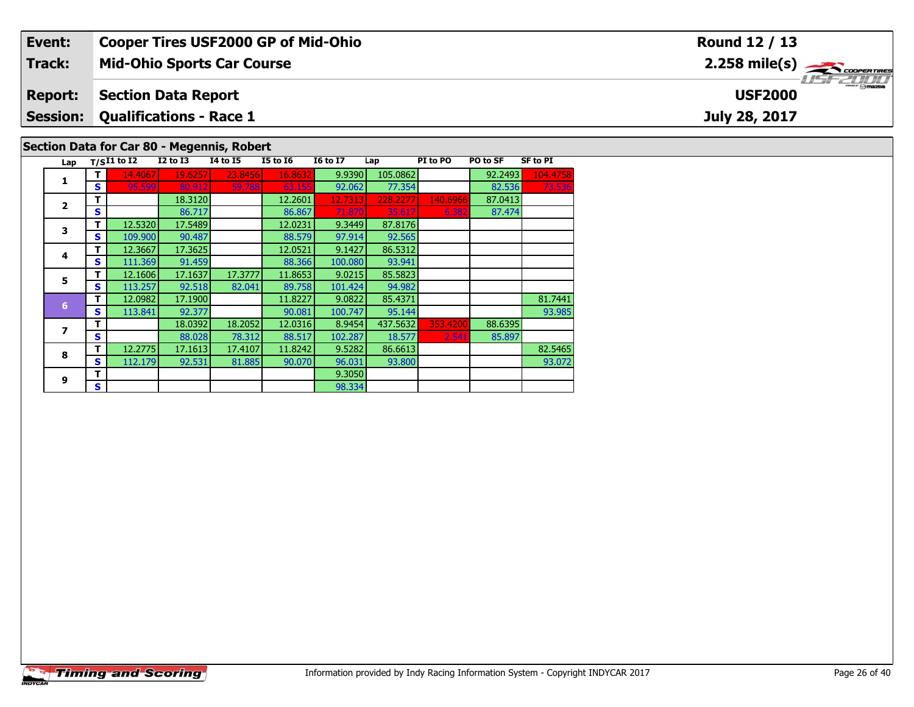| Event: | Cooper Tires USF2000 GP of Mid-Ohio | Round 12 / 13 |
|---|---|---|
| Track: | Mid-Ohio Sports Car Course | 2.258 mile(s) |
| Report: | Section Data Report | USF2000 |
| Session: | Qualifications - Race 1 | July 28, 2017 |

## Section Data for Car 80 - Megennis, Robert

| Lap | T/S | I1 to I2 | I2 to I3 | I4 to I5 | I5 to I6 | I6 to I7 | Lap | PI to PO | PO to SF | SF to PI |
|---|---|---|---|---|---|---|---|---|---|---|
| 1 | T | 14.4067 | 19.6257 | 23.8456 | 16.8632 | 9.9390 | 105.0862 | | 92.2493 | 104.4758 |
| | S | 95.599 | 80.912 | 59.788 | 63.155 | 92.062 | 77.354 | | 82.536 | 73.536 |
| 2 | T | | 18.3120 | | 12.2601 | 12.7313 | 228.2277 | 140.6966 | 87.0413 | |
| | S | | 86.717 | | 86.867 | 71.870 | 35.617 | 6.382 | 87.474 | |
| 3 | T | 12.5320 | 17.5489 | | 12.0231 | 9.3449 | 87.8176 | | | |
| | S | 109.900 | 90.487 | | 88.579 | 97.914 | 92.565 | | | |
| 4 | T | 12.3667 | 17.3625 | | 12.0521 | 9.1427 | 86.5312 | | | |
| | S | 111.369 | 91.459 | | 88.366 | 100.080 | 93.941 | | | |
| 5 | T | 12.1606 | 17.1637 | 17.3777 | 11.8653 | 9.0215 | 85.5823 | | | |
| | S | 113.257 | 92.518 | 82.041 | 89.758 | 101.424 | 94.982 | | | |
| 6 | T | 12.0982 | 17.1900 | | 11.8227 | 9.0822 | 85.4371 | | | 81.7441 |
| | S | 113.841 | 92.377 | | 90.081 | 100.747 | 95.144 | | | 93.985 |
| 7 | T | | 18.0392 | 18.2052 | 12.0316 | 8.9454 | 437.5632 | 353.4200 | 88.6395 | |
| | S | | 88.028 | 78.312 | 88.517 | 102.287 | 18.577 | 2.541 | 85.897 | |
| 8 | T | 12.2775 | 17.1613 | 17.4107 | 11.8242 | 9.5282 | 86.6613 | | | 82.5465 |
| | S | 112.179 | 92.531 | 81.885 | 90.070 | 96.031 | 93.800 | | | 93.072 |
| 9 | T | | | | | 9.3050 | | | | |
| | S | | | | | 98.334 | | | | |

Information provided by Indy Racing Information System - Copyright INDYCAR 2017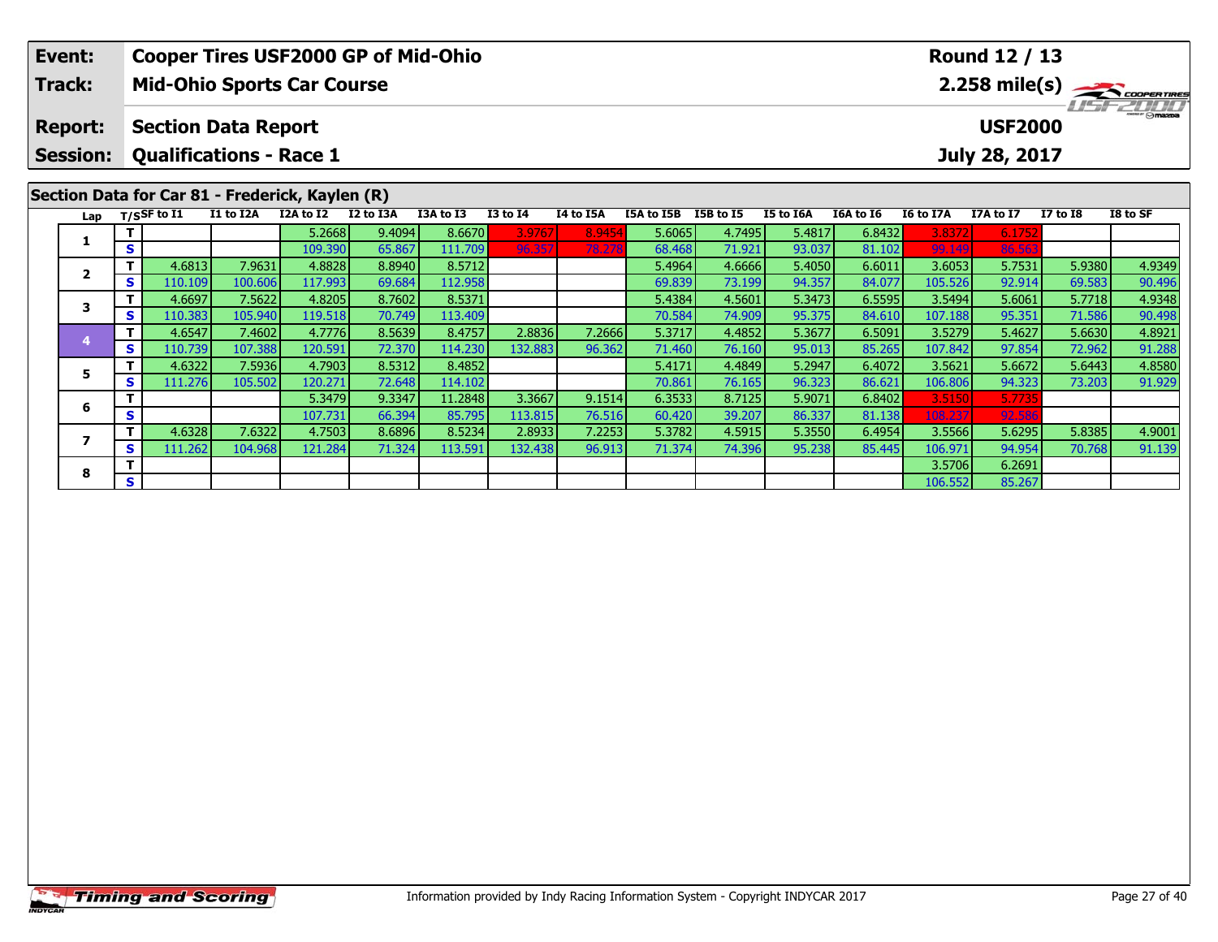| Event: | Cooper Tires USF2000 GP of Mid-Ohio | Round 12 / 13 |
|---|---|---|
| Track: | Mid-Ohio Sports Car Course | 2.258 mile(s) |
| Report: | Section Data Report | USF2000 |
| Session: | Qualifications - Race 1 | July 28, 2017 |

## Section Data for Car 81 - Frederick, Kaylen (R)

| Lap | T/S | SF to I1 | I1 to I2A | I2A to I2 | I2 to I3A | I3A to I3 | I3 to I4 | I4 to I5A | I5A to I5B | I5B to I5 | I5 to I6A | I6A to I6 | I6 to I7A | I7A to I7 | I7 to I8 | I8 to SF |
|---|---|---|---|---|---|---|---|---|---|---|---|---|---|---|---|---|
| 1 | T | | | 5.2668 | 9.4094 | 8.6670 | 3.9767 | 8.9454 | 5.6065 | 4.7495 | 5.4817 | 6.8432 | 3.8372 | 6.1752 | | |
| | S | | | 109.390 | 65.867 | 111.709 | 96.357 | 78.278 | 68.468 | 71.921 | 93.037 | 81.102 | 99.149 | 86.563 | | |
| 2 | T | 4.6813 | 7.9631 | 4.8828 | 8.8940 | 8.5712 | | | 5.4964 | 4.6666 | 5.4050 | 6.6011 | 3.6053 | 5.7531 | 5.9380 | 4.9349 |
| | S | 110.109 | 100.606 | 117.993 | 69.684 | 112.958 | | | 69.839 | 73.199 | 94.357 | 84.077 | 105.526 | 92.914 | 69.583 | 90.496 |
| 3 | T | 4.6697 | 7.5622 | 4.8205 | 8.7602 | 8.5371 | | | 5.4384 | 4.5601 | 5.3473 | 6.5595 | 3.5494 | 5.6061 | 5.7718 | 4.9348 |
| | S | 110.383 | 105.940 | 119.518 | 70.749 | 113.409 | | | 70.584 | 74.909 | 95.375 | 84.610 | 107.188 | 95.351 | 71.586 | 90.498 |
| 4 | T | 4.6547 | 7.4602 | 4.7776 | 8.5639 | 8.4757 | 2.8836 | 7.2666 | 5.3717 | 4.4852 | 5.3677 | 6.5091 | 3.5279 | 5.4627 | 5.6630 | 4.8921 |
| | S | 110.739 | 107.388 | 120.591 | 72.370 | 114.230 | 132.883 | 96.362 | 71.460 | 76.160 | 95.013 | 85.265 | 107.842 | 97.854 | 72.962 | 91.288 |
| 5 | T | 4.6322 | 7.5936 | 4.7903 | 8.5312 | 8.4852 | | | 5.4171 | 4.4849 | 5.2947 | 6.4072 | 3.5621 | 5.6672 | 5.6443 | 4.8580 |
| | S | 111.276 | 105.502 | 120.271 | 72.648 | 114.102 | | | 70.861 | 76.165 | 96.323 | 86.621 | 106.806 | 94.323 | 73.203 | 91.929 |
| 6 | T | | | 5.3479 | 9.3347 | 11.2848 | 3.3667 | 9.1514 | 6.3533 | 8.7125 | 5.9071 | 6.8402 | 3.5150 | 5.7735 | | |
| | S | | | 107.731 | 66.394 | 85.795 | 113.815 | 76.516 | 60.420 | 39.207 | 86.337 | 81.138 | 108.237 | 92.586 | | |
| 7 | T | 4.6328 | 7.6322 | 4.7503 | 8.6896 | 8.5234 | 2.8933 | 7.2253 | 5.3782 | 4.5915 | 5.3550 | 6.4954 | 3.5566 | 5.6295 | 5.8385 | 4.9001 |
| | S | 111.262 | 104.968 | 121.284 | 71.324 | 113.591 | 132.438 | 96.913 | 71.374 | 74.396 | 95.238 | 85.445 | 106.971 | 94.954 | 70.768 | 91.139 |
| 8 | T | | | | | | | | | | | | 3.5706 | 6.2691 | | |
| | S | | | | | | | | | | | | 106.552 | 85.267 | | |

Information provided by Indy Racing Information System - Copyright INDYCAR 2017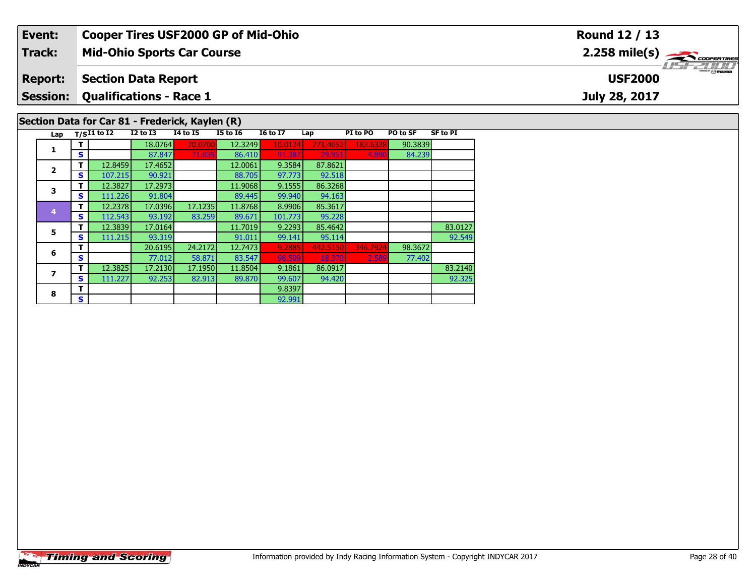| Event: | Cooper Tires USF2000 GP of Mid-Ohio | Round 12 / 13 |
|---|---|---|
| Track: | Mid-Ohio Sports Car Course | 2.258 mile(s) |
| Report: | Section Data Report | USF2000 |
| Session: | Qualifications - Race 1 | July 28, 2017 |

## Section Data for Car 81 - Frederick, Kaylen (R)

| Lap | T/S | I1 to I2 | I2 to I3 | I4 to I5 | I5 to I6 | I6 to I7 | Lap | PI to PO | PO to SF | SF to PI |
|---|---|---|---|---|---|---|---|---|---|---|
| 1 | T | | 18.0764 | 20.0700 | 12.3249 | 10.0124 | 271.4052 | 183.6328 | 90.3839 | |
| | S | | 87.847 | 71.035 | 86.410 | 91.387 | 29.951 | 4.890 | 84.239 | |
| 2 | T | 12.8459 | 17.4652 | | 12.0061 | 9.3584 | 87.8621 | | | |
| | S | 107.215 | 90.921 | | 88.705 | 97.773 | 92.518 | | | |
| 3 | T | 12.3827 | 17.2973 | | 11.9068 | 9.1555 | 86.3268 | | | |
| | S | 111.226 | 91.804 | | 89.445 | 99.940 | 94.163 | | | |
| 4 | T | 12.2378 | 17.0396 | 17.1235 | 11.8768 | 8.9906 | 85.3617 | | | |
| | S | 112.543 | 93.192 | 83.259 | 89.671 | 101.773 | 95.228 | | | |
| 5 | T | 12.3839 | 17.0164 | | 11.7019 | 9.2293 | 85.4642 | | | 83.0127 |
| | S | 111.215 | 93.319 | | 91.011 | 99.141 | 95.114 | | | 92.549 |
| 6 | T | | 20.6195 | 24.2172 | 12.7473 | 9.2885 | 442.5150 | 346.7924 | 98.3672 | |
| | S | | 77.012 | 58.871 | 83.547 | 98.509 | 18.370 | 2.589 | 77.402 | |
| 7 | T | 12.3825 | 17.2130 | 17.1950 | 11.8504 | 9.1861 | 86.0917 | | | 83.2140 |
| | S | 111.227 | 92.253 | 82.913 | 89.870 | 99.607 | 94.420 | | | 92.325 |
| 8 | T | | | | | 9.8397 | | | | |
| | S | | | | | 92.991 | | | | |

Information provided by Indy Racing Information System - Copyright INDYCAR 2017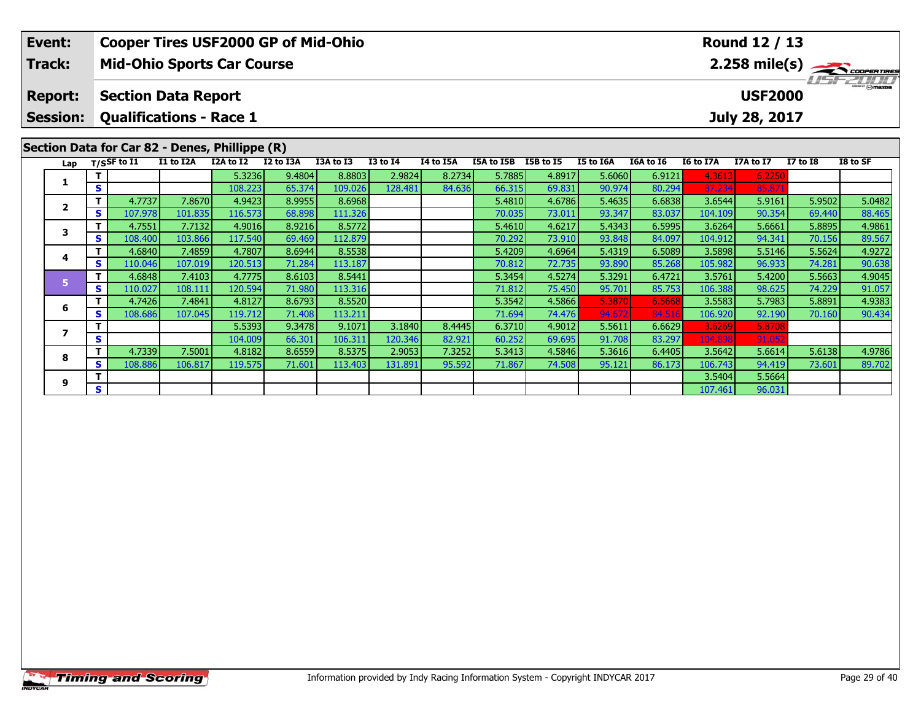| Event: | Cooper Tires USF2000 GP of Mid-Ohio | Round 12 / 13 |
|---|---|---|
| Track: | Mid-Ohio Sports Car Course | 2.258 mile(s) |
| Report: | Section Data Report | USF2000 |
| Session: | Qualifications - Race 1 | July 28, 2017 |

## Section Data for Car 82 - Denes, Phillippe (R)

| Lap | T/S | SF to I1 | I1 to I2A | I2A to I2 | I2 to I3A | I3A to I3 | I3 to I4 | I4 to I5A | I5A to I5B | I5B to I5 | I5 to I6A | I6A to I6 | I6 to I7A | I7A to I7 | I7 to I8 | I8 to SF |
|---|---|---|---|---|---|---|---|---|---|---|---|---|---|---|---|---|
| 1 | T | | | 5.3236 | 9.4804 | 8.8803 | 2.9824 | 8.2734 | 5.7885 | 4.8917 | 5.6060 | 6.9121 | 4.3613 | 6.2250 | | |
| | S | | | 108.223 | 65.374 | 109.026 | 128.481 | 84.636 | 66.315 | 69.831 | 90.974 | 80.294 | 87.234 | 85.871 | | |
| 2 | T | 4.7737 | 7.8670 | 4.9423 | 8.9955 | 8.6968 | | | 5.4810 | 4.6786 | 5.4635 | 6.6838 | 3.6544 | 5.9161 | 5.9502 | 5.0482 |
| | S | 107.978 | 101.835 | 116.573 | 68.898 | 111.326 | | | 70.035 | 73.011 | 93.347 | 83.037 | 104.109 | 90.354 | 69.440 | 88.465 |
| 3 | T | 4.7551 | 7.7132 | 4.9016 | 8.9216 | 8.5772 | | | 5.4610 | 4.6217 | 5.4343 | 6.5995 | 3.6264 | 5.6661 | 5.8895 | 4.9861 |
| | S | 108.400 | 103.866 | 117.540 | 69.469 | 112.879 | | | 70.292 | 73.910 | 93.848 | 84.097 | 104.912 | 94.341 | 70.156 | 89.567 |
| 4 | T | 4.6840 | 7.4859 | 4.7807 | 8.6944 | 8.5538 | | | 5.4209 | 4.6964 | 5.4319 | 6.5089 | 3.5898 | 5.5146 | 5.5624 | 4.9272 |
| | S | 110.046 | 107.019 | 120.513 | 71.284 | 113.187 | | | 70.812 | 72.735 | 93.890 | 85.268 | 105.982 | 96.933 | 74.281 | 90.638 |
| 5 | T | 4.6848 | 7.4103 | 4.7775 | 8.6103 | 8.5441 | | | 5.3454 | 4.5274 | 5.3291 | 6.4721 | 3.5761 | 5.4200 | 5.5663 | 4.9045 |
| | S | 110.027 | 108.111 | 120.594 | 71.980 | 113.316 | | | 71.812 | 75.450 | 95.701 | 85.753 | 106.388 | 98.625 | 74.229 | 91.057 |
| 6 | T | 4.7426 | 7.4841 | 4.8127 | 8.6793 | 8.5520 | | | 5.3542 | 4.5866 | 5.3870 | 6.5668 | 3.5583 | 5.7983 | 5.8891 | 4.9383 |
| | S | 108.686 | 107.045 | 119.712 | 71.408 | 113.211 | | | 71.694 | 74.476 | 94.672 | 84.516 | 106.920 | 92.190 | 70.160 | 90.434 |
| 7 | T | | | 5.5393 | 9.3478 | 9.1071 | 3.1840 | 8.4445 | 6.3710 | 4.9012 | 5.5611 | 6.6629 | 3.6269 | 5.8708 | | |
| | S | | | 104.009 | 66.301 | 106.311 | 120.346 | 82.921 | 60.252 | 69.695 | 91.708 | 83.297 | 104.898 | 91.052 | | |
| 8 | T | 4.7339 | 7.5001 | 4.8182 | 8.6559 | 8.5375 | 2.9053 | 7.3252 | 5.3413 | 4.5846 | 5.3616 | 6.4405 | 3.5642 | 5.6614 | 5.6138 | 4.9786 |
| | S | 108.886 | 106.817 | 119.575 | 71.601 | 113.403 | 131.891 | 95.592 | 71.867 | 74.508 | 95.121 | 86.173 | 106.743 | 94.419 | 73.601 | 89.702 |
| 9 | T | | | | | | | | | | | | 3.5404 | 5.5664 | | |
| | S | | | | | | | | | | | | 107.461 | 96.031 | | |

Information provided by Indy Racing Information System - Copyright INDYCAR 2017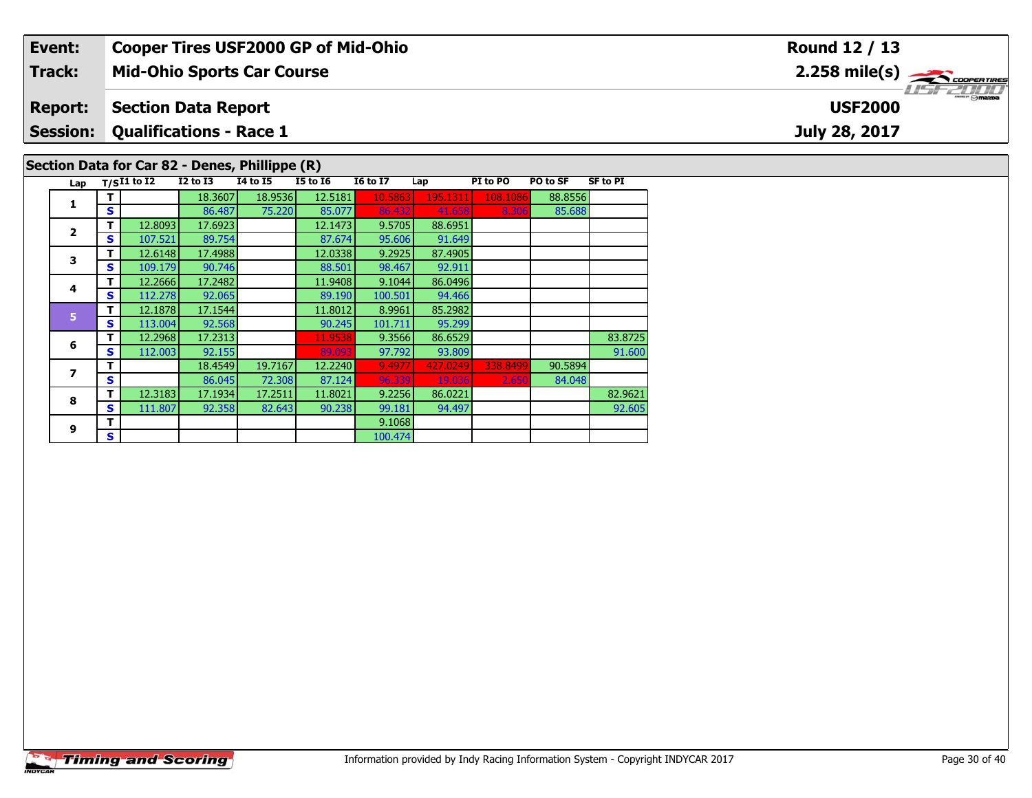| Event: | Cooper Tires USF2000 GP of Mid-Ohio | Round 12 / 13 |
|---|---|---|
| Track: | Mid-Ohio Sports Car Course | 2.258 mile(s) |
| Report: | Section Data Report | USF2000 |
| Session: | Qualifications - Race 1 | July 28, 2017 |

## Section Data for Car 82 - Denes, Phillippe (R)

| Lap | T/S | I1 to I2 | I2 to I3 | I4 to I5 | I5 to I6 | I6 to I7 | Lap | PI to PO | PO to SF | SF to PI |
|---|---|---|---|---|---|---|---|---|---|---|
| 1 | T | | 18.3607 | 18.9536 | 12.5181 | 10.5863 | 195.1311 | 108.1086 | 88.8556 | |
| | S | | 86.487 | 75.220 | 85.077 | 86.432 | 41.658 | 8.306 | 85.688 | |
| 2 | T | 12.8093 | 17.6923 | | 12.1473 | 9.5705 | 88.6951 | | | |
| | S | 107.521 | 89.754 | | 87.674 | 95.606 | 91.649 | | | |
| 3 | T | 12.6148 | 17.4988 | | 12.0338 | 9.2925 | 87.4905 | | | |
| | S | 109.179 | 90.746 | | 88.501 | 98.467 | 92.911 | | | |
| 4 | T | 12.2666 | 17.2482 | | 11.9408 | 9.1044 | 86.0496 | | | |
| | S | 112.278 | 92.065 | | 89.190 | 100.501 | 94.466 | | | |
| 5 | T | 12.1878 | 17.1544 | | 11.8012 | 8.9961 | 85.2982 | | | |
| | S | 113.004 | 92.568 | | 90.245 | 101.711 | 95.299 | | | |
| 6 | T | 12.2968 | 17.2313 | | 11.9538 | 9.3566 | 86.6529 | | | 83.8725 |
| | S | 112.003 | 92.155 | | 89.093 | 97.792 | 93.809 | | | 91.600 |
| 7 | T | | 18.4549 | 19.7167 | 12.2240 | 9.4977 | 427.0249 | 338.8499 | 90.5894 | |
| | S | | 86.045 | 72.308 | 87.124 | 96.339 | 19.036 | 2.650 | 84.048 | |
| 8 | T | 12.3183 | 17.1934 | 17.2511 | 11.8021 | 9.2256 | 86.0221 | | | 82.9621 |
| | S | 111.807 | 92.358 | 82.643 | 90.238 | 99.181 | 94.497 | | | 92.605 |
| 9 | T | | | | | 9.1068 | | | | |
| | S | | | | | 100.474 | | | | |

Information provided by Indy Racing Information System - Copyright INDYCAR 2017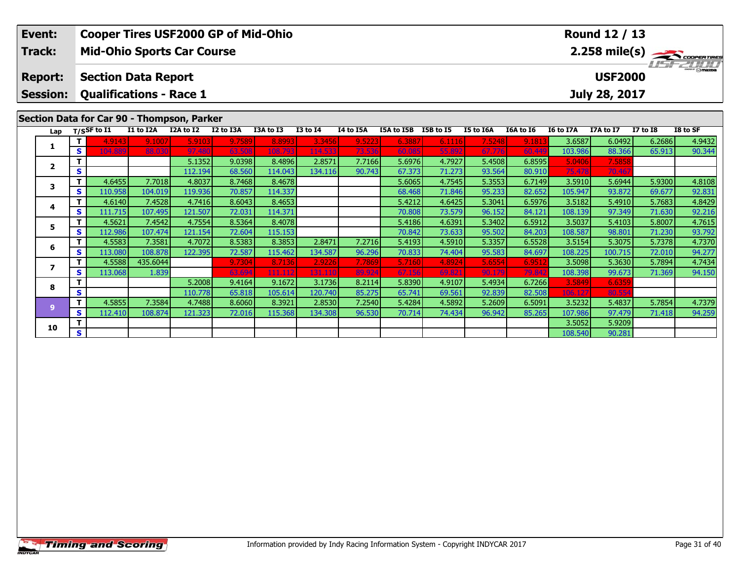| Event: | Cooper Tires USF2000 GP of Mid-Ohio | Round 12 / 13 |
|---|---|---|
| Track: | Mid-Ohio Sports Car Course | 2.258 mile(s) |
| Report: | Section Data Report | USF2000 |
| Session: | Qualifications - Race 1 | July 28, 2017 |

## Section Data for Car 90 - Thompson, Parker

| Lap | T/S | SF to I1 | I1 to I2A | I2A to I2 | I2 to I3A | I3A to I3 | I3 to I4 | I4 to I5A | I5A to I5B | I5B to I5 | I5 to I6A | I6A to I6 | I6 to I7A | I7A to I7 | I7 to I8 | I8 to SF |
|---|---|---|---|---|---|---|---|---|---|---|---|---|---|---|---|---|
| 1 | T | 4.9143 | 9.1007 | 5.9103 | 9.7589 | 8.8993 | 3.3456 | 9.5223 | 6.3887 | 6.1116 | 7.5248 | 9.1813 | 3.6587 | 6.0492 | 6.2686 | 4.9432 |
| | S | 104.889 | 88.030 | 97.480 | 63.508 | 108.793 | 114.533 | 73.536 | 60.085 | 55.892 | 67.776 | 60.449 | 103.986 | 88.366 | 65.913 | 90.344 |
| 2 | T | | | 5.1352 | 9.0398 | 8.4896 | 2.8571 | 7.7166 | 5.6976 | 4.7927 | 5.4508 | 6.8595 | 5.0406 | 7.5858 | | |
| | S | | | 112.194 | 68.560 | 114.043 | 134.116 | 90.743 | 67.373 | 71.273 | 93.564 | 80.910 | 75.478 | 70.467 | | |
| 3 | T | 4.6455 | 7.7018 | 4.8037 | 8.7468 | 8.4678 | | | 5.6065 | 4.7545 | 5.3553 | 6.7149 | 3.5910 | 5.6944 | 5.9300 | 4.8108 |
| | S | 110.958 | 104.019 | 119.936 | 70.857 | 114.337 | | | 68.468 | 71.846 | 95.233 | 82.652 | 105.947 | 93.872 | 69.677 | 92.831 |
| 4 | T | 4.6140 | 7.4528 | 4.7416 | 8.6043 | 8.4653 | | | 5.4212 | 4.6425 | 5.3041 | 6.5976 | 3.5182 | 5.4910 | 5.7683 | 4.8429 |
| | S | 111.715 | 107.495 | 121.507 | 72.031 | 114.371 | | | 70.808 | 73.579 | 96.152 | 84.121 | 108.139 | 97.349 | 71.630 | 92.216 |
| 5 | T | 4.5621 | 7.4542 | 4.7554 | 8.5364 | 8.4078 | | | 5.4186 | 4.6391 | 5.3402 | 6.5912 | 3.5037 | 5.4103 | 5.8007 | 4.7615 |
| | S | 112.986 | 107.474 | 121.154 | 72.604 | 115.153 | | | 70.842 | 73.633 | 95.502 | 84.203 | 108.587 | 98.801 | 71.230 | 93.792 |
| 6 | T | 4.5583 | 7.3581 | 4.7072 | 8.5383 | 8.3853 | 2.8471 | 7.2716 | 5.4193 | 4.5910 | 5.3357 | 6.5528 | 3.5154 | 5.3075 | 5.7378 | 4.7370 |
| | S | 113.080 | 108.878 | 122.395 | 72.587 | 115.462 | 134.587 | 96.296 | 70.833 | 74.404 | 95.583 | 84.697 | 108.225 | 100.715 | 72.010 | 94.277 |
| 7 | T | 4.5588 | 435.6044 | | 9.7304 | 8.7136 | 2.9226 | 7.7869 | 5.7160 | 4.8924 | 5.6554 | 6.9512 | 3.5098 | 5.3630 | 5.7894 | 4.7434 |
| | S | 113.068 | 1.839 | | 63.694 | 111.112 | 131.110 | 89.924 | 67.156 | 69.821 | 90.179 | 79.842 | 108.398 | 99.673 | 71.369 | 94.150 |
| 8 | T | | | 5.2008 | 9.4164 | 9.1672 | 3.1736 | 8.2114 | 5.8390 | 4.9107 | 5.4934 | 6.7266 | 3.5849 | 6.6359 | | |
| | S | | | 110.778 | 65.818 | 105.614 | 120.740 | 85.275 | 65.741 | 69.561 | 92.839 | 82.508 | 106.127 | 80.554 | | |
| 9 | T | 4.5855 | 7.3584 | 4.7488 | 8.6060 | 8.3921 | 2.8530 | 7.2540 | 5.4284 | 4.5892 | 5.2609 | 6.5091 | 3.5232 | 5.4837 | 5.7854 | 4.7379 |
| | S | 112.410 | 108.874 | 121.323 | 72.016 | 115.368 | 134.308 | 96.530 | 70.714 | 74.434 | 96.942 | 85.265 | 107.986 | 97.479 | 71.418 | 94.259 |
| 10 | T | | | | | | | | | | | | 3.5052 | 5.9209 | | |
| | S | | | | | | | | | | | | 108.540 | 90.281 | | |

Information provided by Indy Racing Information System - Copyright INDYCAR 2017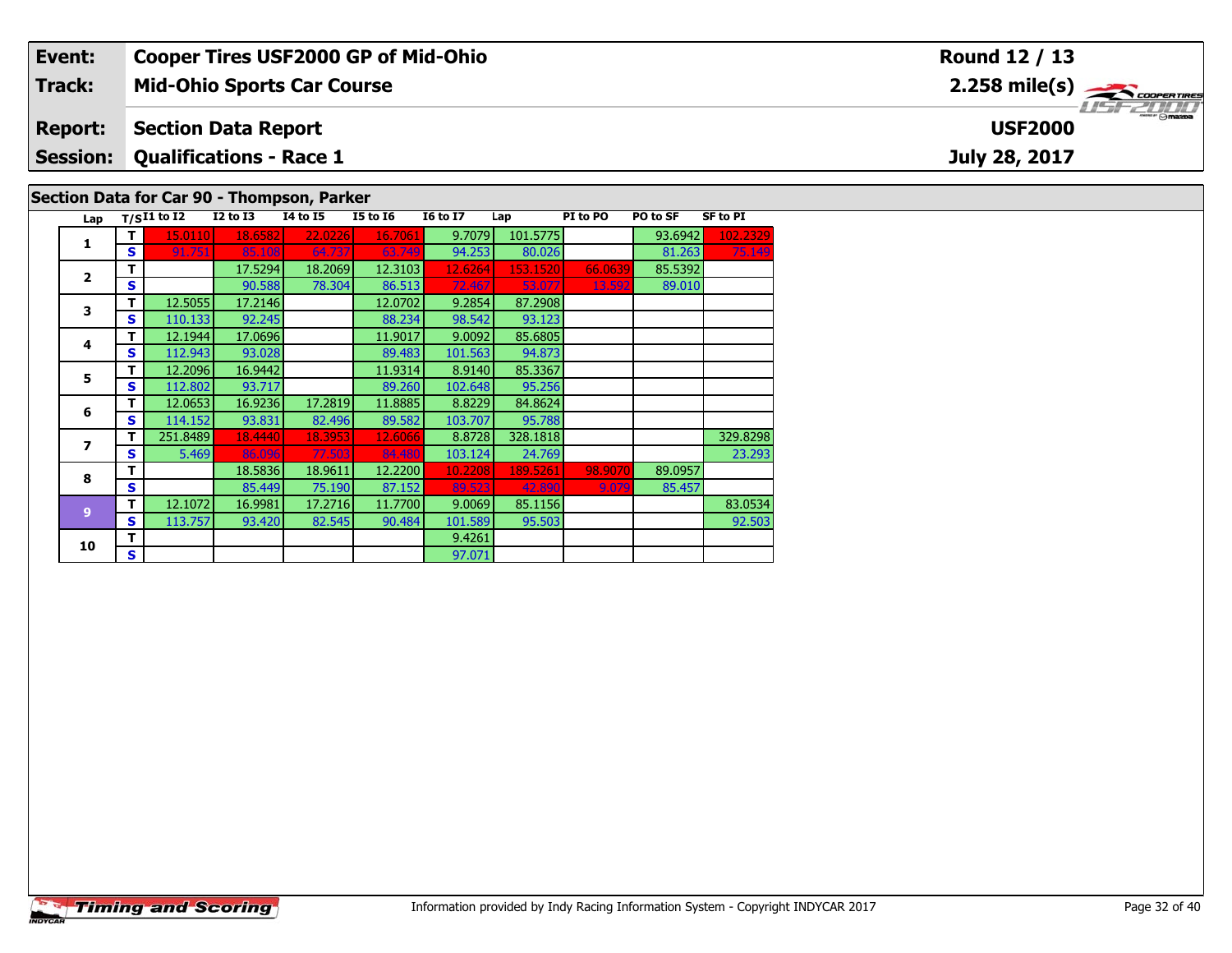| **Event:** | **Cooper Tires USF2000 GP of Mid-Ohio** | **Round 12 / 13** |
|---|---|---|
| **Track:** | **Mid-Ohio Sports Car Course** | **2.258 mile(s)** |
| **Report:** | **Section Data Report** | **USF2000** |
| **Session:** | **Qualifications - Race 1** | **July 28, 2017** |

## Section Data for Car 90 - Thompson, Parker

| Lap | T/S | I1 to I2 | I2 to I3 | I4 to I5 | I5 to I6 | I6 to I7 | Lap | PI to PO | PO to SF | SF to PI |
|---|---|---|---|---|---|---|---|---|---|---|
| 1 | T | 15.0110 | 18.6582 | 22.0226 | 16.7061 | 9.7079 | 101.5775 | | 93.6942 | 102.2329 |
| | S | 91.751 | 85.108 | 64.737 | 63.749 | 94.253 | 80.026 | | 81.263 | 75.149 |
| 2 | T | | 17.5294 | 18.2069 | 12.3103 | 12.6264 | 153.1520 | 66.0639 | 85.5392 | |
| | S | | 90.588 | 78.304 | 86.513 | 72.467 | 53.077 | 13.592 | 89.010 | |
| 3 | T | 12.5055 | 17.2146 | | 12.0702 | 9.2854 | 87.2908 | | | |
| | S | 110.133 | 92.245 | | 88.234 | 98.542 | 93.123 | | | |
| 4 | T | 12.1944 | 17.0696 | | 11.9017 | 9.0092 | 85.6805 | | | |
| | S | 112.943 | 93.028 | | 89.483 | 101.563 | 94.873 | | | |
| 5 | T | 12.2096 | 16.9442 | | 11.9314 | 8.9140 | 85.3367 | | | |
| | S | 112.802 | 93.717 | | 89.260 | 102.648 | 95.256 | | | |
| 6 | T | 12.0653 | 16.9236 | 17.2819 | 11.8885 | 8.8229 | 84.8624 | | | |
| | S | 114.152 | 93.831 | 82.496 | 89.582 | 103.707 | 95.788 | | | |
| 7 | T | 251.8489 | 18.4440 | 18.3953 | 12.6066 | 8.8728 | 328.1818 | | | 329.8298 |
| | S | 5.469 | 86.096 | 77.503 | 84.480 | 103.124 | 24.769 | | | 23.293 |
| 8 | T | | 18.5836 | 18.9611 | 12.2200 | 10.2208 | 189.5261 | 98.9070 | 89.0957 | |
| | S | | 85.449 | 75.190 | 87.152 | 89.523 | 42.890 | 9.079 | 85.457 | |
| 9 | T | 12.1072 | 16.9981 | 17.2716 | 11.7700 | 9.0069 | 85.1156 | | | 83.0534 |
| | S | 113.757 | 93.420 | 82.545 | 90.484 | 101.589 | 95.503 | | | 92.503 |
| 10 | T | | | | | 9.4261 | | | | |
| | S | | | | | 97.071 | | | | |

Information provided by Indy Racing Information System - Copyright INDYCAR 2017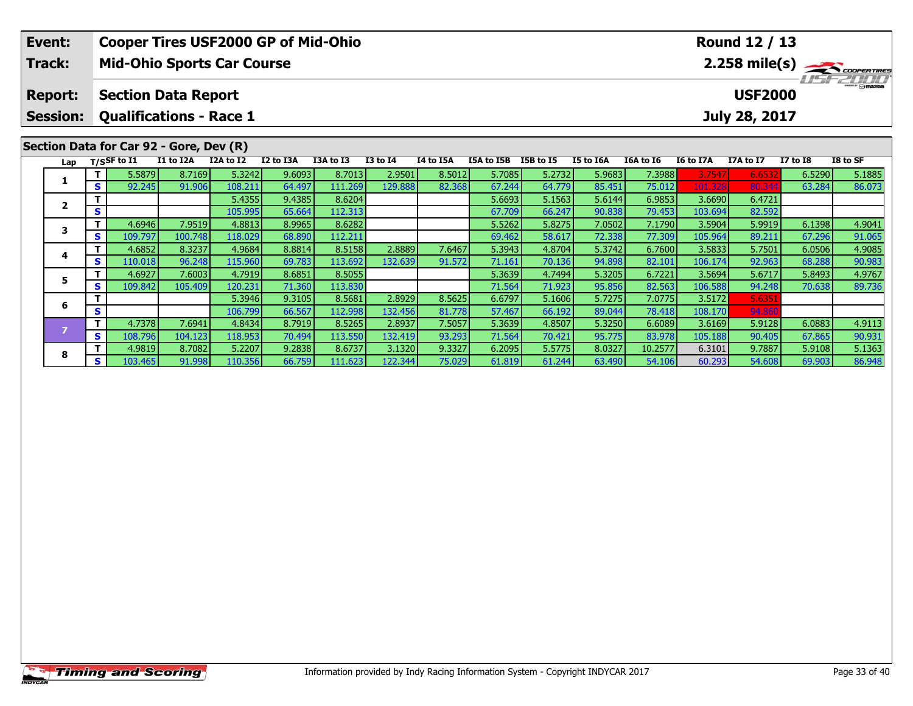| Event: | Cooper Tires USF2000 GP of Mid-Ohio | Round 12 / 13 |
|---|---|---|
| Track: | Mid-Ohio Sports Car Course | 2.258 mile(s) |
| Report: | Section Data Report | USF2000 |
| Session: | Qualifications - Race 1 | July 28, 2017 |

## Section Data for Car 92 - Gore, Dev (R)

| Lap | T/S | SF to I1 | I1 to I2A | I2A to I2 | I2 to I3A | I3A to I3 | I3 to I4 | I4 to I5A | I5A to I5B | I5B to I5 | I5 to I6A | I6A to I6 | I6 to I7A | I7A to I7 | I7 to I8 | I8 to SF |
|---|---|---|---|---|---|---|---|---|---|---|---|---|---|---|---|---|
| 1 | T | 5.5879 | 8.7169 | 5.3242 | 9.6093 | 8.7013 | 2.9501 | 8.5012 | 5.7085 | 5.2732 | 5.9683 | 7.3988 | 3.7547 | 6.6532 | 6.5290 | 5.1885 |
| | S | 92.245 | 91.906 | 108.211 | 64.497 | 111.269 | 129.888 | 82.368 | 67.244 | 64.779 | 85.451 | 75.012 | 101.328 | 80.344 | 63.284 | 86.073 |
| 2 | T | | | 5.4355 | 9.4385 | 8.6204 | | | 5.6693 | 5.1563 | 5.6144 | 6.9853 | 3.6690 | 6.4721 | | |
| | S | | | 105.995 | 65.664 | 112.313 | | | 67.709 | 66.247 | 90.838 | 79.453 | 103.694 | 82.592 | | |
| 3 | T | 4.6946 | 7.9519 | 4.8813 | 8.9965 | 8.6282 | | | 5.5262 | 5.8275 | 7.0502 | 7.1790 | 3.5904 | 5.9919 | 6.1398 | 4.9041 |
| | S | 109.797 | 100.748 | 118.029 | 68.890 | 112.211 | | | 69.462 | 58.617 | 72.338 | 77.309 | 105.964 | 89.211 | 67.296 | 91.065 |
| 4 | T | 4.6852 | 8.3237 | 4.9684 | 8.8814 | 8.5158 | 2.8889 | 7.6467 | 5.3943 | 4.8704 | 5.3742 | 6.7600 | 3.5833 | 5.7501 | 6.0506 | 4.9085 |
| | S | 110.018 | 96.248 | 115.960 | 69.783 | 113.692 | 132.639 | 91.572 | 71.161 | 70.136 | 94.898 | 82.101 | 106.174 | 92.963 | 68.288 | 90.983 |
| 5 | T | 4.6927 | 7.6003 | 4.7919 | 8.6851 | 8.5055 | | | 5.3639 | 4.7494 | 5.3205 | 6.7221 | 3.5694 | 5.6717 | 5.8493 | 4.9767 |
| | S | 109.842 | 105.409 | 120.231 | 71.360 | 113.830 | | | 71.564 | 71.923 | 95.856 | 82.563 | 106.588 | 94.248 | 70.638 | 89.736 |
| 6 | T | | | 5.3946 | 9.3105 | 8.5681 | 2.8929 | 8.5625 | 6.6797 | 5.1606 | 5.7275 | 7.0775 | 3.5172 | 5.6351 | | |
| | S | | | 106.799 | 66.567 | 112.998 | 132.456 | 81.778 | 57.467 | 66.192 | 89.044 | 78.418 | 108.170 | 94.860 | | |
| 7 | T | 4.7378 | 7.6941 | 4.8434 | 8.7919 | 8.5265 | 2.8937 | 7.5057 | 5.3639 | 4.8507 | 5.3250 | 6.6089 | 3.6169 | 5.9128 | 6.0883 | 4.9113 |
| | S | 108.796 | 104.123 | 118.953 | 70.494 | 113.550 | 132.419 | 93.293 | 71.564 | 70.421 | 95.775 | 83.978 | 105.188 | 90.405 | 67.865 | 90.931 |
| 8 | T | 4.9819 | 8.7082 | 5.2207 | 9.2838 | 8.6737 | 3.1320 | 9.3327 | 6.2095 | 5.5775 | 8.0327 | 10.2577 | 6.3101 | 9.7887 | 5.9108 | 5.1363 |
| | S | 103.465 | 91.998 | 110.356 | 66.759 | 111.623 | 122.344 | 75.029 | 61.819 | 61.244 | 63.490 | 54.106 | 60.293 | 54.608 | 69.903 | 86.948 |

Information provided by Indy Racing Information System - Copyright INDYCAR 2017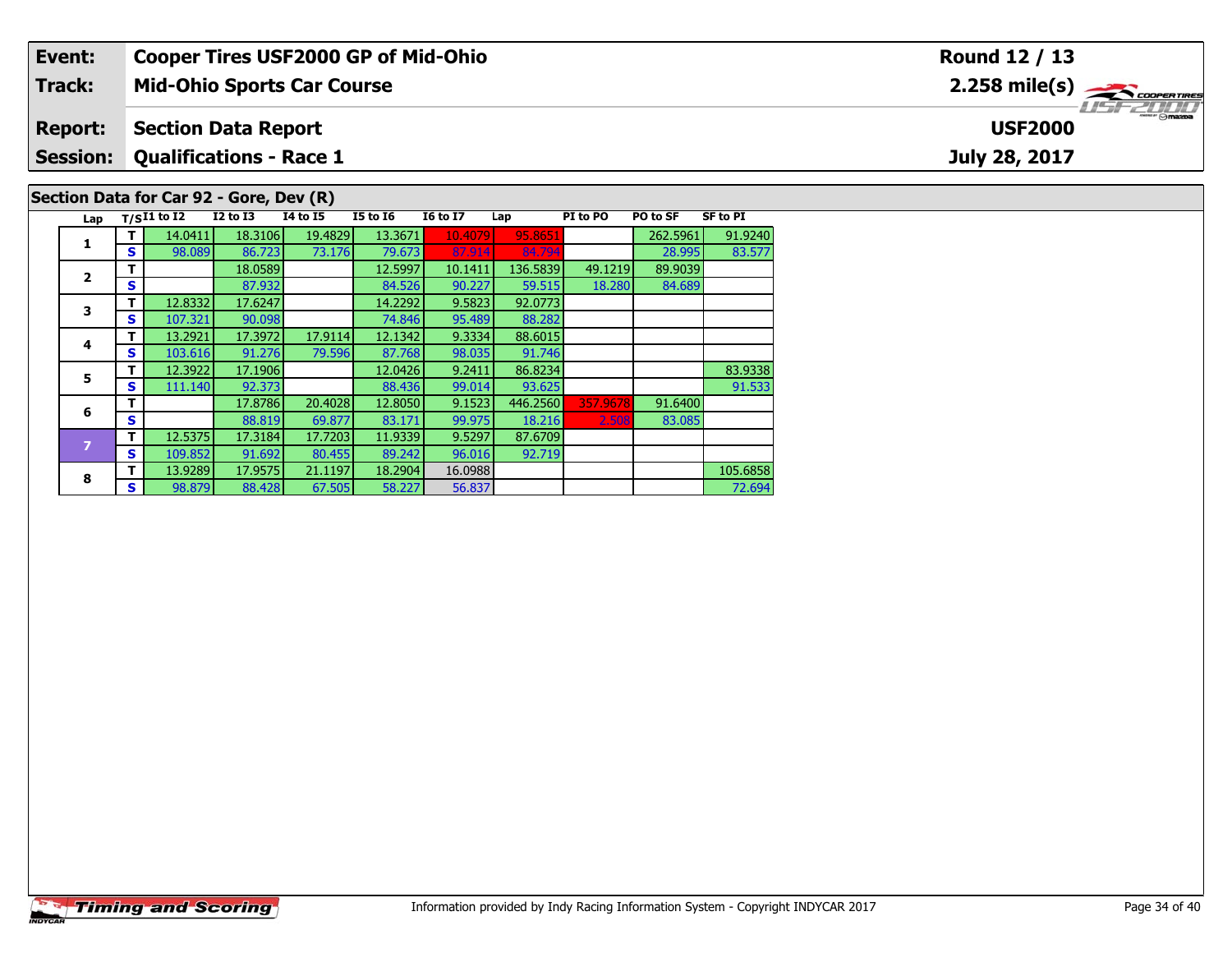| Event: | Cooper Tires USF2000 GP of Mid-Ohio | Round 12 / 13 |
|---|---|---|
| Track: | Mid-Ohio Sports Car Course | 2.258 mile(s) |
| Report: | Section Data Report | USF2000 |
| Session: | Qualifications - Race 1 | July 28, 2017 |

## Section Data for Car 92 - Gore, Dev (R)

| Lap | T/S | I1 to I2 | I2 to I3 | I4 to I5 | I5 to I6 | I6 to I7 | Lap | PI to PO | PO to SF | SF to PI |
|---|---|---|---|---|---|---|---|---|---|---|
| 1 | T | 14.0411 | 18.3106 | 19.4829 | 13.3671 | 10.4079 | 95.8651 | | 262.5961 | 91.9240 |
| | S | 98.089 | 86.723 | 73.176 | 79.673 | 87.914 | 84.794 | | 28.995 | 83.577 |
| 2 | T | | 18.0589 | | 12.5997 | 10.1411 | 136.5839 | 49.1219 | 89.9039 | |
| | S | | 87.932 | | 84.526 | 90.227 | 59.515 | 18.280 | 84.689 | |
| 3 | T | 12.8332 | 17.6247 | | 14.2292 | 9.5823 | 92.0773 | | | |
| | S | 107.321 | 90.098 | | 74.846 | 95.489 | 88.282 | | | |
| 4 | T | 13.2921 | 17.3972 | 17.9114 | 12.1342 | 9.3334 | 88.6015 | | | |
| | S | 103.616 | 91.276 | 79.596 | 87.768 | 98.035 | 91.746 | | | |
| 5 | T | 12.3922 | 17.1906 | | 12.0426 | 9.2411 | 86.8234 | | | 83.9338 |
| | S | 111.140 | 92.373 | | 88.436 | 99.014 | 93.625 | | | 91.533 |
| 6 | T | | 17.8786 | 20.4028 | 12.8050 | 9.1523 | 446.2560 | 357.9678 | 91.6400 | |
| | S | | 88.819 | 69.877 | 83.171 | 99.975 | 18.216 | 2.508 | 83.085 | |
| 7 | T | 12.5375 | 17.3184 | 17.7203 | 11.9339 | 9.5297 | 87.6709 | | | |
| | S | 109.852 | 91.692 | 80.455 | 89.242 | 96.016 | 92.719 | | | |
| 8 | T | 13.9289 | 17.9575 | 21.1197 | 18.2904 | 16.0988 | | | | 105.6858 |
| | S | 98.879 | 88.428 | 67.505 | 58.227 | 56.837 | | | | 72.694 |

Information provided by Indy Racing Information System - Copyright INDYCAR 2017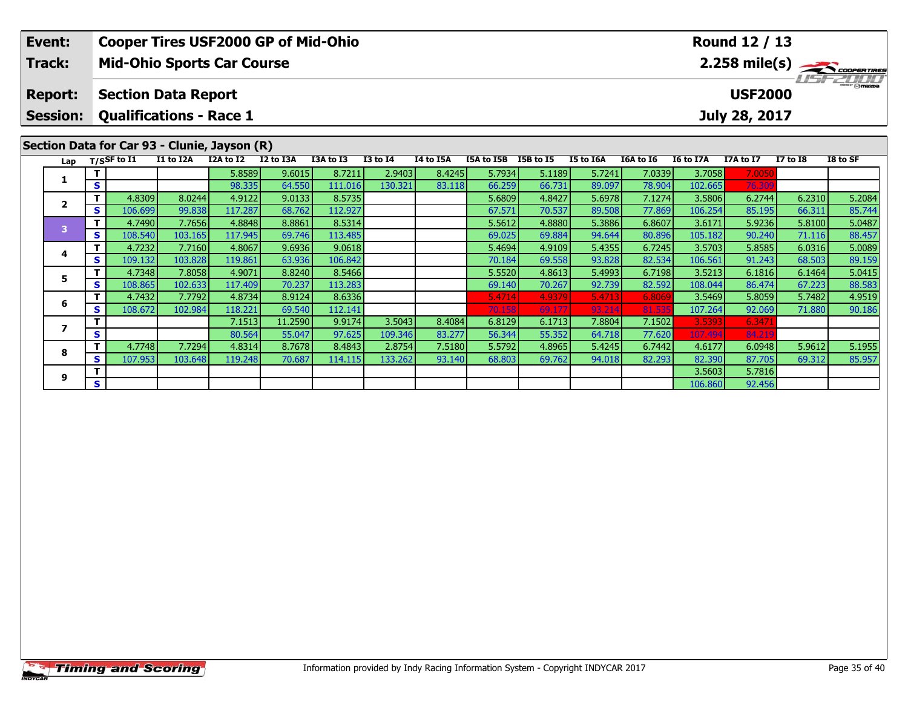| Event: | Cooper Tires USF2000 GP of Mid-Ohio | Round 12 / 13 |
|---|---|---|
| Track: | Mid-Ohio Sports Car Course | 2.258 mile(s) |
| Report: | Section Data Report | USF2000 |
| Session: | Qualifications - Race 1 | July 28, 2017 |

## Section Data for Car 93 - Clunie, Jayson (R)

| Lap | T/S | SF to I1 | I1 to I2A | I2A to I2 | I2 to I3A | I3A to I3 | I3 to I4 | I4 to I5A | I5A to I5B | I5B to I5 | I5 to I6A | I6A to I6 | I6 to I7A | I7A to I7 | I7 to I8 | I8 to SF |
|---|---|---|---|---|---|---|---|---|---|---|---|---|---|---|---|---|
| 1 | T | | | 5.8589 | 9.6015 | 8.7211 | 2.9403 | 8.4245 | 5.7934 | 5.1189 | 5.7241 | 7.0339 | 3.7058 | 7.0050 | | |
| | S | | | 98.335 | 64.550 | 111.016 | 130.321 | 83.118 | 66.259 | 66.731 | 89.097 | 78.904 | 102.665 | 76.309 | | |
| 2 | T | 4.8309 | 8.0244 | 4.9122 | 9.0133 | 8.5735 | | | 5.6809 | 4.8427 | 5.6978 | 7.1274 | 3.5806 | 6.2744 | 6.2310 | 5.2084 |
| | S | 106.699 | 99.838 | 117.287 | 68.762 | 112.927 | | | 67.571 | 70.537 | 89.508 | 77.869 | 106.254 | 85.195 | 66.311 | 85.744 |
| 3 | T | 4.7490 | 7.7656 | 4.8848 | 8.8861 | 8.5314 | | | 5.5612 | 4.8880 | 5.3886 | 6.8607 | 3.6171 | 5.9236 | 5.8100 | 5.0487 |
| | S | 108.540 | 103.165 | 117.945 | 69.746 | 113.485 | | | 69.025 | 69.884 | 94.644 | 80.896 | 105.182 | 90.240 | 71.116 | 88.457 |
| 4 | T | 4.7232 | 7.7160 | 4.8067 | 9.6936 | 9.0618 | | | 5.4694 | 4.9109 | 5.4355 | 6.7245 | 3.5703 | 5.8585 | 6.0316 | 5.0089 |
| | S | 109.132 | 103.828 | 119.861 | 63.936 | 106.842 | | | 70.184 | 69.558 | 93.828 | 82.534 | 106.561 | 91.243 | 68.503 | 89.159 |
| 5 | T | 4.7348 | 7.8058 | 4.9071 | 8.8240 | 8.5466 | | | 5.5520 | 4.8613 | 5.4993 | 6.7198 | 3.5213 | 6.1816 | 6.1464 | 5.0415 |
| | S | 108.865 | 102.633 | 117.409 | 70.237 | 113.283 | | | 69.140 | 70.267 | 92.739 | 82.592 | 108.044 | 86.474 | 67.223 | 88.583 |
| 6 | T | 4.7432 | 7.7792 | 4.8734 | 8.9124 | 8.6336 | | | 5.4714 | 4.9379 | 5.4713 | 6.8069 | 3.5469 | 5.8059 | 5.7482 | 4.9519 |
| | S | 108.672 | 102.984 | 118.221 | 69.540 | 112.141 | | | 70.158 | 69.177 | 93.214 | 81.535 | 107.264 | 92.069 | 71.880 | 90.186 |
| 7 | T | | | 7.1513 | 11.2590 | 9.9174 | 3.5043 | 8.4084 | 6.8129 | 6.1713 | 7.8804 | 7.1502 | 3.5393 | 6.3471 | | |
| | S | | | 80.564 | 55.047 | 97.625 | 109.346 | 83.277 | 56.344 | 55.352 | 64.718 | 77.620 | 107.494 | 84.219 | | |
| 8 | T | 4.7748 | 7.7294 | 4.8314 | 8.7678 | 8.4843 | 2.8754 | 7.5180 | 5.5792 | 4.8965 | 5.4245 | 6.7442 | 4.6177 | 6.0948 | 5.9612 | 5.1955 |
| | S | 107.953 | 103.648 | 119.248 | 70.687 | 114.115 | 133.262 | 93.140 | 68.803 | 69.762 | 94.018 | 82.293 | 82.390 | 87.705 | 69.312 | 85.957 |
| 9 | T | | | | | | | | | | | | 3.5603 | 5.7816 | | |
| | S | | | | | | | | | | | | 106.860 | 92.456 | | |

Information provided by Indy Racing Information System - Copyright INDYCAR 2017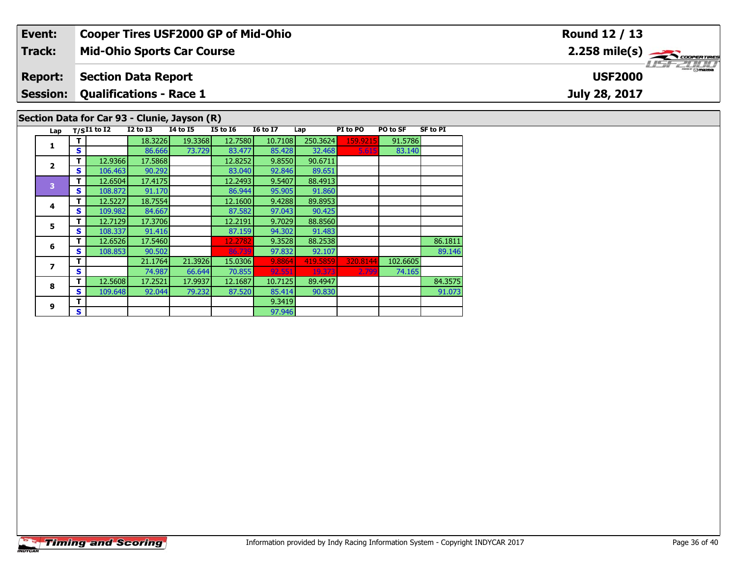| Event: | Cooper Tires USF2000 GP of Mid-Ohio | Round 12 / 13 |
|---|---|---|
| Track: | Mid-Ohio Sports Car Course | 2.258 mile(s) |
| Report: | Section Data Report | USF2000 |
| Session: | Qualifications - Race 1 | July 28, 2017 |

## Section Data for Car 93 - Clunie, Jayson (R)

| Lap | T/S | I1 to I2 | I2 to I3 | I4 to I5 | I5 to I6 | I6 to I7 | Lap | PI to PO | PO to SF | SF to PI |
|---|---|---|---|---|---|---|---|---|---|---|
| 1 | T | | 18.3226 | 19.3368 | 12.7580 | 10.7108 | 250.3624 | 159.9215 | 91.5786 | |
| | S | | 86.666 | 73.729 | 83.477 | 85.428 | 32.468 | 5.615 | 83.140 | |
| 2 | T | 12.9366 | 17.5868 | | 12.8252 | 9.8550 | 90.6711 | | | |
| | S | 106.463 | 90.292 | | 83.040 | 92.846 | 89.651 | | | |
| 3 | T | 12.6504 | 17.4175 | | 12.2493 | 9.5407 | 88.4913 | | | |
| | S | 108.872 | 91.170 | | 86.944 | 95.905 | 91.860 | | | |
| 4 | T | 12.5227 | 18.7554 | | 12.1600 | 9.4288 | 89.8953 | | | |
| | S | 109.982 | 84.667 | | 87.582 | 97.043 | 90.425 | | | |
| 5 | T | 12.7129 | 17.3706 | | 12.2191 | 9.7029 | 88.8560 | | | |
| | S | 108.337 | 91.416 | | 87.159 | 94.302 | 91.483 | | | |
| 6 | T | 12.6526 | 17.5460 | | 12.2782 | 9.3528 | 88.2538 | | | 86.1811 |
| | S | 108.853 | 90.502 | | 86.739 | 97.832 | 92.107 | | | 89.146 |
| 7 | T | | 21.1764 | 21.3926 | 15.0306 | 9.8864 | 419.5859 | 320.8144 | 102.6605 | |
| | S | | 74.987 | 66.644 | 70.855 | 92.551 | 19.373 | 2.799 | 74.165 | |
| 8 | T | 12.5608 | 17.2521 | 17.9937 | 12.1687 | 10.7125 | 89.4947 | | | 84.3575 |
| | S | 109.648 | 92.044 | 79.232 | 87.520 | 85.414 | 90.830 | | | 91.073 |
| 9 | T | | | | | 9.3419 | | | | |
| | S | | | | | 97.946 | | | | |

Timing and Scoring

Information provided by Indy Racing Information System - Copyright INDYCAR 2017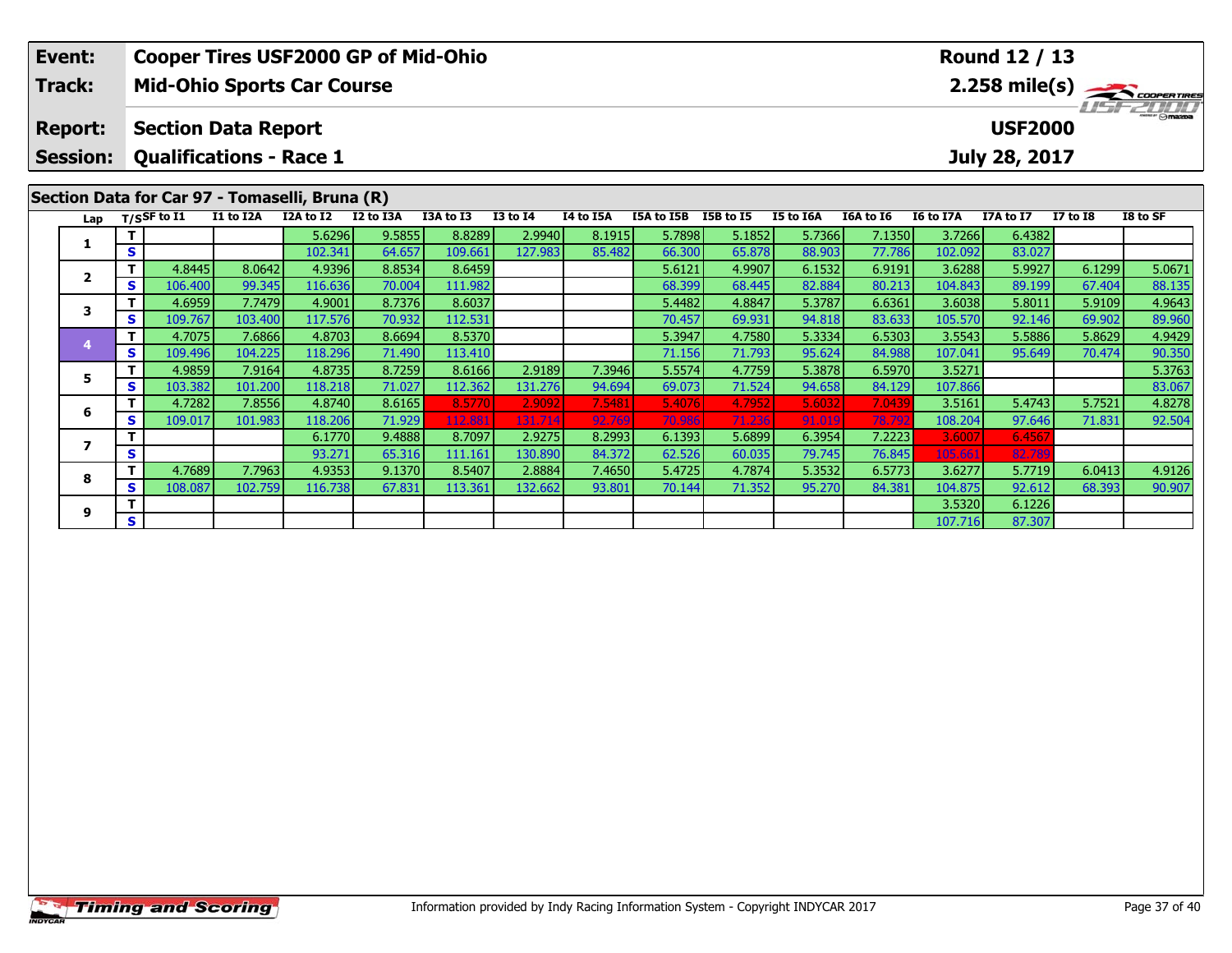| **Event:** | **Cooper Tires USF2000 GP of Mid-Ohio** | **Round 12 / 13** |
|---|---|---|
| **Track:** | **Mid-Ohio Sports Car Course** | **2.258 mile(s)** |
| **Report:** | **Section Data Report** | **USF2000** |
| **Session:** | **Qualifications - Race 1** | **July 28, 2017** |

## Section Data for Car 97 - Tomaselli, Bruna (R)

| Lap | T/S | SF to I1 | I1 to I2A | I2A to I2 | I2 to I3A | I3A to I3 | I3 to I4 | I4 to I5A | I5A to I5B | I5B to I5 | I5 to I6A | I6A to I6 | I6 to I7A | I7A to I7 | I7 to I8 | I8 to SF |
|---|---|---|---|---|---|---|---|---|---|---|---|---|---|---|---|---|
| 1 | T | | | 5.6296 | 9.5855 | 8.8289 | 2.9940 | 8.1915 | 5.7898 | 5.1852 | 5.7366 | 7.1350 | 3.7266 | 6.4382 | | |
| | S | | | 102.341 | 64.657 | 109.661 | 127.983 | 85.482 | 66.300 | 65.878 | 88.903 | 77.786 | 102.092 | 83.027 | | |
| 2 | T | 4.8445 | 8.0642 | 4.9396 | 8.8534 | 8.6459 | | | 5.6121 | 4.9907 | 6.1532 | 6.9191 | 3.6288 | 5.9927 | 6.1299 | 5.0671 |
| | S | 106.400 | 99.345 | 116.636 | 70.004 | 111.982 | | | 68.399 | 68.445 | 82.884 | 80.213 | 104.843 | 89.199 | 67.404 | 88.135 |
| 3 | T | 4.6959 | 7.7479 | 4.9001 | 8.7376 | 8.6037 | | | 5.4482 | 4.8847 | 5.3787 | 6.6361 | 3.6038 | 5.8011 | 5.9109 | 4.9643 |
| | S | 109.767 | 103.400 | 117.576 | 70.932 | 112.531 | | | 70.457 | 69.931 | 94.818 | 83.633 | 105.570 | 92.146 | 69.902 | 89.960 |
| 4 | T | 4.7075 | 7.6866 | 4.8703 | 8.6694 | 8.5370 | | | 5.3947 | 4.7580 | 5.3334 | 6.5303 | 3.5543 | 5.5886 | 5.8629 | 4.9429 |
| | S | 109.496 | 104.225 | 118.296 | 71.490 | 113.410 | | | 71.156 | 71.793 | 95.624 | 84.988 | 107.041 | 95.649 | 70.474 | 90.350 |
| 5 | T | 4.9859 | 7.9164 | 4.8735 | 8.7259 | 8.6166 | 2.9189 | 7.3946 | 5.5574 | 4.7759 | 5.3878 | 6.5970 | 3.5271 | | | 5.3763 |
| | S | 103.382 | 101.200 | 118.218 | 71.027 | 112.362 | 131.276 | 94.694 | 69.073 | 71.524 | 94.658 | 84.129 | 107.866 | | | 83.067 |
| 6 | T | 4.7282 | 7.8556 | 4.8740 | 8.6165 | 8.5770 | 2.9092 | 7.5481 | 5.4076 | 4.7952 | 5.6032 | 7.0439 | 3.5161 | 5.4743 | 5.7521 | 4.8278 |
| | S | 109.017 | 101.983 | 118.206 | 71.929 | 112.881 | 131.714 | 92.769 | 70.986 | 71.236 | 91.019 | 78.792 | 108.204 | 97.646 | 71.831 | 92.504 |
| 7 | T | | | 6.1770 | 9.4888 | 8.7097 | 2.9275 | 8.2993 | 6.1393 | 5.6899 | 6.3954 | 7.2223 | 3.6007 | 6.4567 | | |
| | S | | | 93.271 | 65.316 | 111.161 | 130.890 | 84.372 | 62.526 | 60.035 | 79.745 | 76.845 | 105.661 | 82.789 | | |
| 8 | T | 4.7689 | 7.7963 | 4.9353 | 9.1370 | 8.5407 | 2.8884 | 7.4650 | 5.4725 | 4.7874 | 5.3532 | 6.5773 | 3.6277 | 5.7719 | 6.0413 | 4.9126 |
| | S | 108.087 | 102.759 | 116.738 | 67.831 | 113.361 | 132.662 | 93.801 | 70.144 | 71.352 | 95.270 | 84.381 | 104.875 | 92.612 | 68.393 | 90.907 |
| 9 | T | | | | | | | | | | | | 3.5320 | 6.1226 | | |
| | S | | | | | | | | | | | | 107.716 | 87.307 | | |

Information provided by Indy Racing Information System - Copyright INDYCAR 2017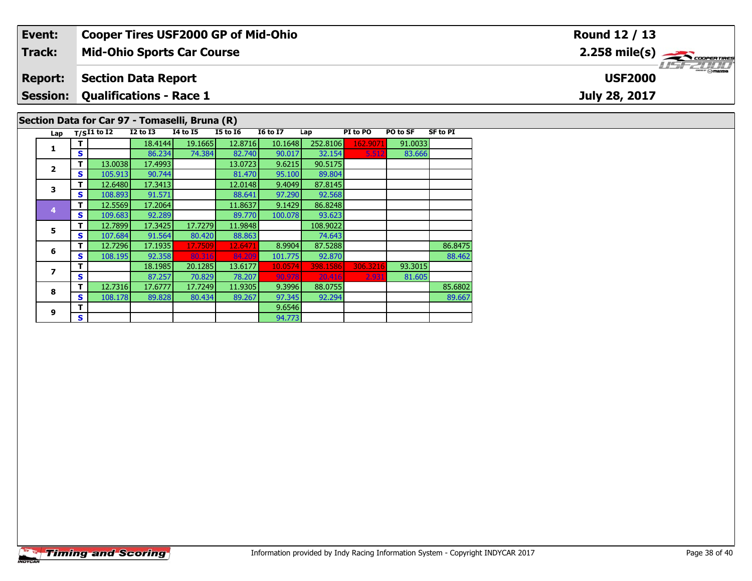| Event: | Cooper Tires USF2000 GP of Mid-Ohio | Round 12 / 13 |
|---|---|---|
| Track: | Mid-Ohio Sports Car Course | 2.258 mile(s) |
| Report: | Section Data Report | USF2000 |
| Session: | Qualifications - Race 1 | July 28, 2017 |

## Section Data for Car 97 - Tomaselli, Bruna (R)

| Lap | T/S | I1 to I2 | I2 to I3 | I4 to I5 | I5 to I6 | I6 to I7 | Lap | PI to PO | PO to SF | SF to PI |
|---|---|---|---|---|---|---|---|---|---|---|
| 1 | T | | 18.4144 | 19.1665 | 12.8716 | 10.1648 | 252.8106 | 162.9071 | 91.0033 | |
| | S | | 86.234 | 74.384 | 82.740 | 90.017 | 32.154 | 5.512 | 83.666 | |
| 2 | T | 13.0038 | 17.4993 | | 13.0723 | 9.6215 | 90.5175 | | | |
| | S | 105.913 | 90.744 | | 81.470 | 95.100 | 89.804 | | | |
| 3 | T | 12.6480 | 17.3413 | | 12.0148 | 9.4049 | 87.8145 | | | |
| | S | 108.893 | 91.571 | | 88.641 | 97.290 | 92.568 | | | |
| 4 | T | 12.5569 | 17.2064 | | 11.8637 | 9.1429 | 86.8248 | | | |
| | S | 109.683 | 92.289 | | 89.770 | 100.078 | 93.623 | | | |
| 5 | T | 12.7899 | 17.3425 | 17.7279 | 11.9848 | | 108.9022 | | | |
| | S | 107.684 | 91.564 | 80.420 | 88.863 | | 74.643 | | | |
| 6 | T | 12.7296 | 17.1935 | 17.7509 | 12.6471 | 8.9904 | 87.5288 | | | 86.8475 |
| | S | 108.195 | 92.358 | 80.316 | 84.209 | 101.775 | 92.870 | | | 88.462 |
| 7 | T | | 18.1985 | 20.1285 | 13.6177 | 10.0574 | 398.1586 | 306.3216 | 93.3015 | |
| | S | | 87.257 | 70.829 | 78.207 | 90.978 | 20.416 | 2.931 | 81.605 | |
| 8 | T | 12.7316 | 17.6777 | 17.7249 | 11.9305 | 9.3996 | 88.0755 | | | 85.6802 |
| | S | 108.178 | 89.828 | 80.434 | 89.267 | 97.345 | 92.294 | | | 89.667 |
| 9 | T | | | | | 9.6546 | | | | |
| | S | | | | | 94.773 | | | | |

Timing and Scoring

Information provided by Indy Racing Information System - Copyright INDYCAR 2017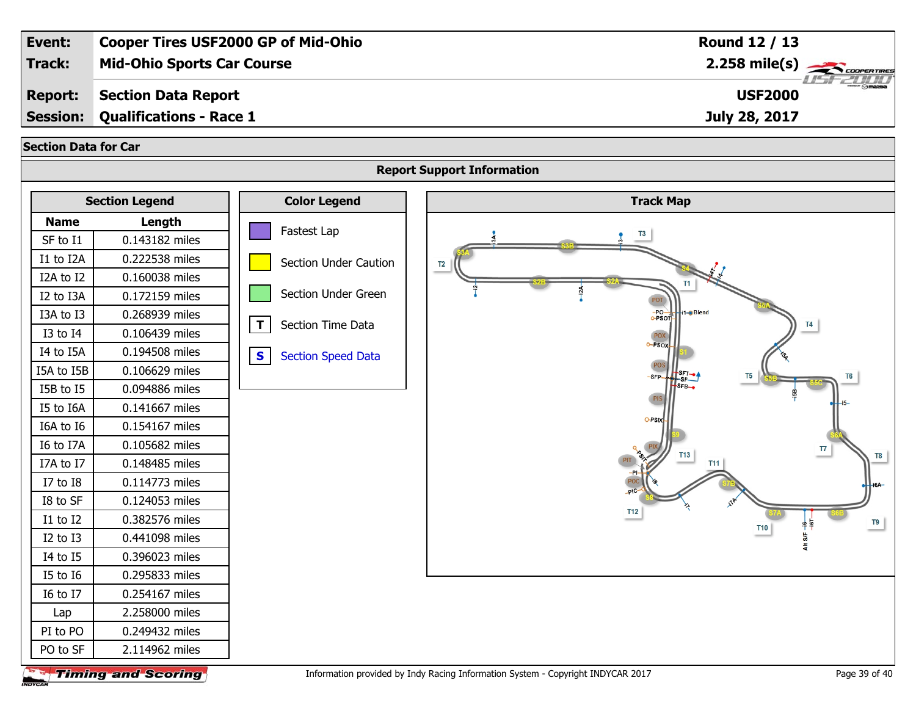| Event: | Cooper Tires USF2000 GP of Mid-Ohio | Round 12 / 13 |
|---|---|---|
| Track: | Mid-Ohio Sports Car Course | 2.258 mile(s) |
| Report: | Section Data Report | USF2000 |
| Session: | Qualifications - Race 1 | July 28, 2017 |

## Section Data for Car

### Report Support Information

**Section Legend**

| Name | Length |
|---|---|
| SF to I1 | 0.143182 miles |
| I1 to I2A | 0.222538 miles |
| I2A to I2 | 0.160038 miles |
| I2 to I3A | 0.172159 miles |
| I3A to I3 | 0.268939 miles |
| I3 to I4 | 0.106439 miles |
| I4 to I5A | 0.194508 miles |
| I5A to I5B | 0.106629 miles |
| I5B to I5 | 0.094886 miles |
| I5 to I6A | 0.141667 miles |
| I6A to I6 | 0.154167 miles |
| I6 to I7A | 0.105682 miles |
| I7A to I7 | 0.148485 miles |
| I7 to I8 | 0.114773 miles |
| I8 to SF | 0.124053 miles |
| I1 to I2 | 0.382576 miles |
| I2 to I3 | 0.441098 miles |
| I4 to I5 | 0.396023 miles |
| I5 to I6 | 0.295833 miles |
| I6 to I7 | 0.254167 miles |
| Lap | 2.258000 miles |
| PI to PO | 0.249432 miles |
| PO to SF | 2.114962 miles |

**Color Legend**

- Fastest Lap
- Section Under Caution
- Section Under Green
- T — Section Time Data
- S — Section Speed Data

**Track Map**

Information provided by Indy Racing Information System - Copyright INDYCAR 2017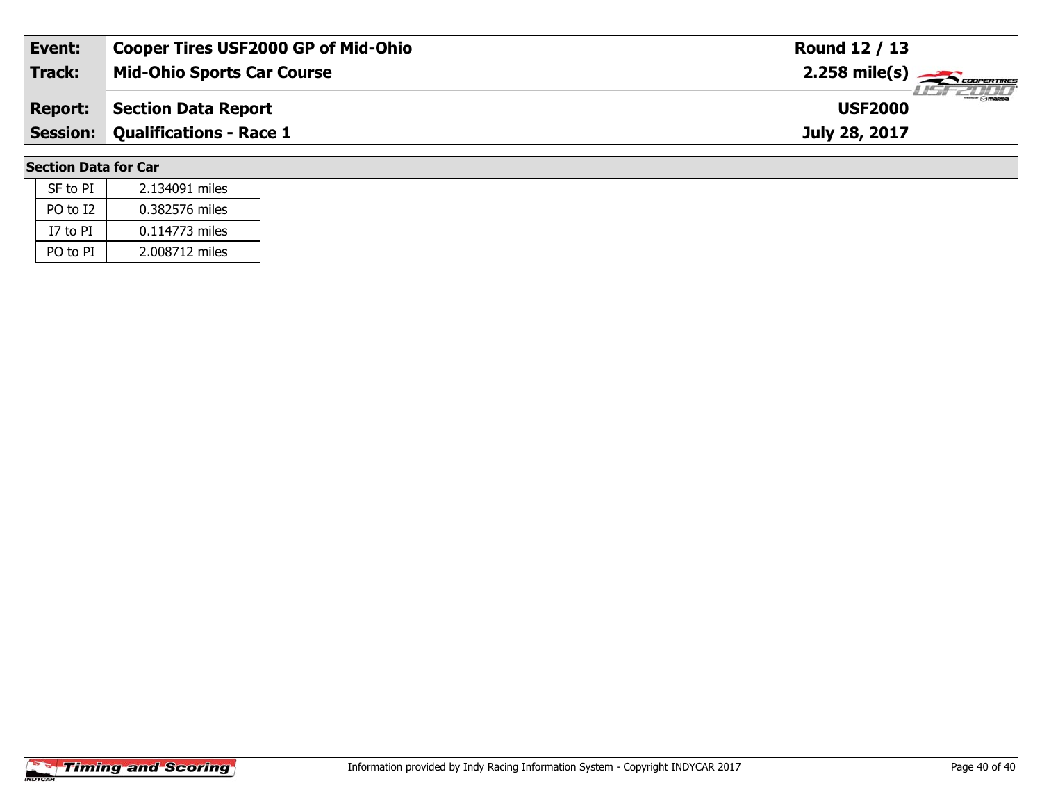| | | | |
|---|---|---|---|
| **Event:** | **Cooper Tires USF2000 GP of Mid-Ohio** | **Round 12 / 13** | |
| **Track:** | **Mid-Ohio Sports Car Course** | **2.258 mile(s)** | |
| **Report:** | **Section Data Report** | **USF2000** | |
| **Session:** | **Qualifications - Race 1** | **July 28, 2017** | |

**Section Data for Car**

| | |
|---|---|
| SF to PI | 2.134091 miles |
| PO to I2 | 0.382576 miles |
| I7 to PI | 0.114773 miles |
| PO to PI | 2.008712 miles |

Information provided by Indy Racing Information System - Copyright INDYCAR 2017